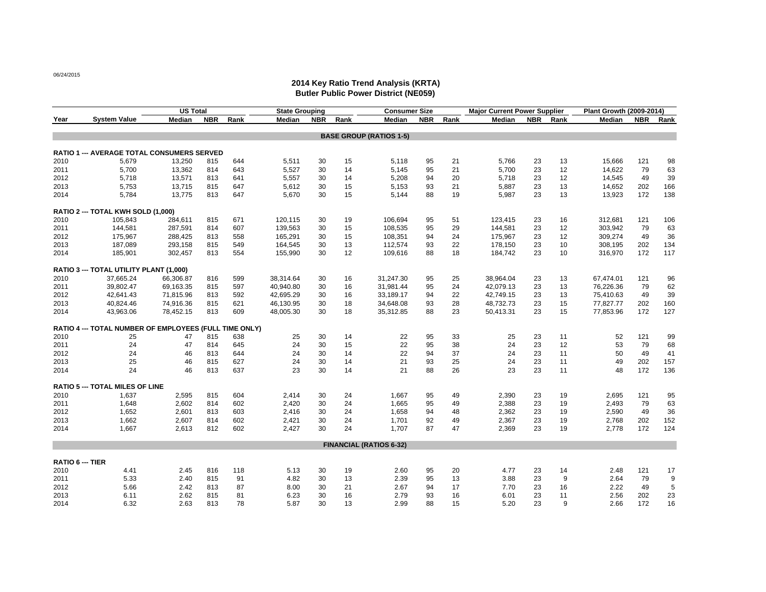06/24/2015

# 2014 Key Ratio Trend Analysis (KRTA)
## Butler Public Power District (NE059)

| Year | System Value | US Total Median | US Total NBR | US Total Rank | State Grouping Median | State Grouping NBR | State Grouping Rank | Consumer Size Median | Consumer Size NBR | Consumer Size Rank | Major Current Power Supplier Median | Major Current Power Supplier NBR | Major Current Power Supplier Rank | Plant Growth (2009-2014) Median | Plant Growth (2009-2014) NBR | Plant Growth (2009-2014) Rank |
|---|---|---|---|---|---|---|---|---|---|---|---|---|---|---|---|---|
| **BASE GROUP (RATIOS 1-5)** | | | | | | | | | | | | | | | | |
| **RATIO 1 --- AVERAGE TOTAL CONSUMERS SERVED** | | | | | | | | | | | | | | | | |
| 2010 | 5,679 | 13,250 | 815 | 644 | 5,511 | 30 | 15 | 5,118 | 95 | 21 | 5,766 | 23 | 13 | 15,666 | 121 | 98 |
| 2011 | 5,700 | 13,362 | 814 | 643 | 5,527 | 30 | 14 | 5,145 | 95 | 21 | 5,700 | 23 | 12 | 14,622 | 79 | 63 |
| 2012 | 5,718 | 13,571 | 813 | 641 | 5,557 | 30 | 14 | 5,208 | 94 | 20 | 5,718 | 23 | 12 | 14,545 | 49 | 39 |
| 2013 | 5,753 | 13,715 | 815 | 647 | 5,612 | 30 | 15 | 5,153 | 93 | 21 | 5,887 | 23 | 13 | 14,652 | 202 | 166 |
| 2014 | 5,784 | 13,775 | 813 | 647 | 5,670 | 30 | 15 | 5,144 | 88 | 19 | 5,987 | 23 | 13 | 13,923 | 172 | 138 |
| **RATIO 2 --- TOTAL KWH SOLD (1,000)** | | | | | | | | | | | | | | | | |
| 2010 | 105,843 | 284,611 | 815 | 671 | 120,115 | 30 | 19 | 106,694 | 95 | 51 | 123,415 | 23 | 16 | 312,681 | 121 | 106 |
| 2011 | 144,581 | 287,591 | 814 | 607 | 139,563 | 30 | 15 | 108,535 | 95 | 29 | 144,581 | 23 | 12 | 303,942 | 79 | 63 |
| 2012 | 175,967 | 288,425 | 813 | 558 | 165,291 | 30 | 15 | 108,351 | 94 | 24 | 175,967 | 23 | 12 | 309,274 | 49 | 36 |
| 2013 | 187,089 | 293,158 | 815 | 549 | 164,545 | 30 | 13 | 112,574 | 93 | 22 | 178,150 | 23 | 10 | 308,195 | 202 | 134 |
| 2014 | 185,901 | 302,457 | 813 | 554 | 155,990 | 30 | 12 | 109,616 | 88 | 18 | 184,742 | 23 | 10 | 316,970 | 172 | 117 |
| **RATIO 3 --- TOTAL UTILITY PLANT (1,000)** | | | | | | | | | | | | | | | | |
| 2010 | 37,665.24 | 66,306.87 | 816 | 599 | 38,314.64 | 30 | 16 | 31,247.30 | 95 | 25 | 38,964.04 | 23 | 13 | 67,474.01 | 121 | 96 |
| 2011 | 39,802.47 | 69,163.35 | 815 | 597 | 40,940.80 | 30 | 16 | 31,981.44 | 95 | 24 | 42,079.13 | 23 | 13 | 76,226.36 | 79 | 62 |
| 2012 | 42,641.43 | 71,815.96 | 813 | 592 | 42,695.29 | 30 | 16 | 33,189.17 | 94 | 22 | 42,749.15 | 23 | 13 | 75,410.63 | 49 | 39 |
| 2013 | 40,824.46 | 74,916.36 | 815 | 621 | 46,130.95 | 30 | 18 | 34,648.08 | 93 | 28 | 48,732.73 | 23 | 15 | 77,827.77 | 202 | 160 |
| 2014 | 43,963.06 | 78,452.15 | 813 | 609 | 48,005.30 | 30 | 18 | 35,312.85 | 88 | 23 | 50,413.31 | 23 | 15 | 77,853.96 | 172 | 127 |
| **RATIO 4 --- TOTAL NUMBER OF EMPLOYEES (FULL TIME ONLY)** | | | | | | | | | | | | | | | | |
| 2010 | 25 | 47 | 815 | 638 | 25 | 30 | 14 | 22 | 95 | 33 | 25 | 23 | 11 | 52 | 121 | 99 |
| 2011 | 24 | 47 | 814 | 645 | 24 | 30 | 15 | 22 | 95 | 38 | 24 | 23 | 12 | 53 | 79 | 68 |
| 2012 | 24 | 46 | 813 | 644 | 24 | 30 | 14 | 22 | 94 | 37 | 24 | 23 | 11 | 50 | 49 | 41 |
| 2013 | 25 | 46 | 815 | 627 | 24 | 30 | 14 | 21 | 93 | 25 | 24 | 23 | 11 | 49 | 202 | 157 |
| 2014 | 24 | 46 | 813 | 637 | 23 | 30 | 14 | 21 | 88 | 26 | 23 | 23 | 11 | 48 | 172 | 136 |
| **RATIO 5 --- TOTAL MILES OF LINE** | | | | | | | | | | | | | | | | |
| 2010 | 1,637 | 2,595 | 815 | 604 | 2,414 | 30 | 24 | 1,667 | 95 | 49 | 2,390 | 23 | 19 | 2,695 | 121 | 95 |
| 2011 | 1,648 | 2,602 | 814 | 602 | 2,420 | 30 | 24 | 1,665 | 95 | 49 | 2,388 | 23 | 19 | 2,493 | 79 | 63 |
| 2012 | 1,652 | 2,601 | 813 | 603 | 2,416 | 30 | 24 | 1,658 | 94 | 48 | 2,362 | 23 | 19 | 2,590 | 49 | 36 |
| 2013 | 1,662 | 2,607 | 814 | 602 | 2,421 | 30 | 24 | 1,701 | 92 | 49 | 2,367 | 23 | 19 | 2,768 | 202 | 152 |
| 2014 | 1,667 | 2,613 | 812 | 602 | 2,427 | 30 | 24 | 1,707 | 87 | 47 | 2,369 | 23 | 19 | 2,778 | 172 | 124 |
| **FINANCIAL (RATIOS 6-32)** | | | | | | | | | | | | | | | | |
| **RATIO 6 --- TIER** | | | | | | | | | | | | | | | | |
| 2010 | 4.41 | 2.45 | 816 | 118 | 5.13 | 30 | 19 | 2.60 | 95 | 20 | 4.77 | 23 | 14 | 2.48 | 121 | 17 |
| 2011 | 5.33 | 2.40 | 815 | 91 | 4.82 | 30 | 13 | 2.39 | 95 | 13 | 3.88 | 23 | 9 | 2.64 | 79 | 9 |
| 2012 | 5.66 | 2.42 | 813 | 87 | 8.00 | 30 | 21 | 2.67 | 94 | 17 | 7.70 | 23 | 16 | 2.22 | 49 | 5 |
| 2013 | 6.11 | 2.62 | 815 | 81 | 6.23 | 30 | 16 | 2.79 | 93 | 16 | 6.01 | 23 | 11 | 2.56 | 202 | 23 |
| 2014 | 6.32 | 2.63 | 813 | 78 | 5.87 | 30 | 13 | 2.99 | 88 | 15 | 5.20 | 23 | 9 | 2.66 | 172 | 16 |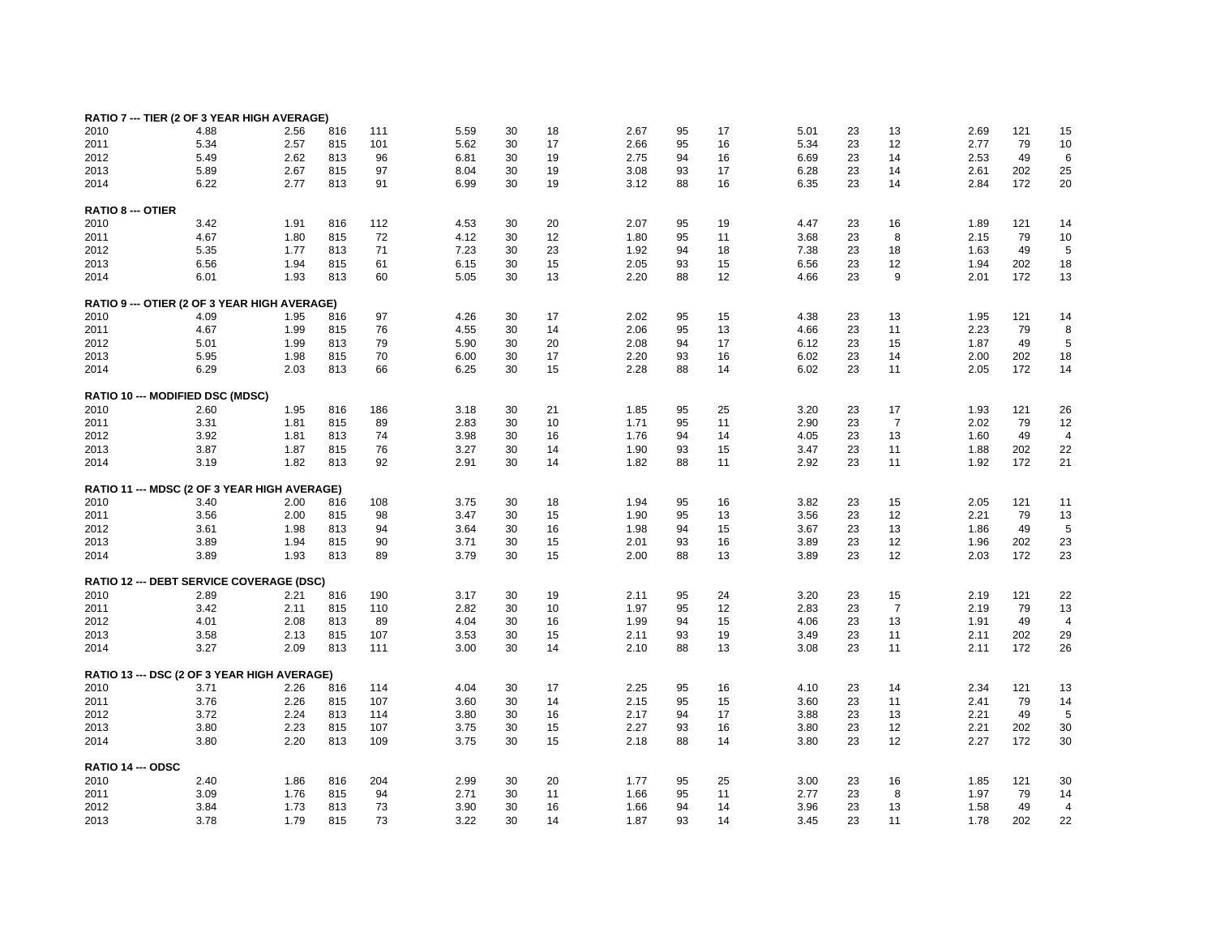**RATIO 7 --- TIER (2 OF 3 YEAR HIGH AVERAGE)**

| | | | | | | | | | | | | | | | | | |
|---|---|---|---|---|---|---|---|---|---|---|---|---|---|---|---|---|---|
| 2010 | 4.88 | 2.56 | 816 | 111 | 5.59 | 30 | 18 | 2.67 | 95 | 17 | 5.01 | 23 | 13 | 2.69 | 121 | 15 |
| 2011 | 5.34 | 2.57 | 815 | 101 | 5.62 | 30 | 17 | 2.66 | 95 | 16 | 5.34 | 23 | 12 | 2.77 | 79 | 10 |
| 2012 | 5.49 | 2.62 | 813 | 96 | 6.81 | 30 | 19 | 2.75 | 94 | 16 | 6.69 | 23 | 14 | 2.53 | 49 | 6 |
| 2013 | 5.89 | 2.67 | 815 | 97 | 8.04 | 30 | 19 | 3.08 | 93 | 17 | 6.28 | 23 | 14 | 2.61 | 202 | 25 |
| 2014 | 6.22 | 2.77 | 813 | 91 | 6.99 | 30 | 19 | 3.12 | 88 | 16 | 6.35 | 23 | 14 | 2.84 | 172 | 20 |

**RATIO 8 --- OTIER**

| | | | | | | | | | | | | | | | | |
|---|---|---|---|---|---|---|---|---|---|---|---|---|---|---|---|---|
| 2010 | 3.42 | 1.91 | 816 | 112 | 4.53 | 30 | 20 | 2.07 | 95 | 19 | 4.47 | 23 | 16 | 1.89 | 121 | 14 |
| 2011 | 4.67 | 1.80 | 815 | 72 | 4.12 | 30 | 12 | 1.80 | 95 | 11 | 3.68 | 23 | 8 | 2.15 | 79 | 10 |
| 2012 | 5.35 | 1.77 | 813 | 71 | 7.23 | 30 | 23 | 1.92 | 94 | 18 | 7.38 | 23 | 18 | 1.63 | 49 | 5 |
| 2013 | 6.56 | 1.94 | 815 | 61 | 6.15 | 30 | 15 | 2.05 | 93 | 15 | 6.56 | 23 | 12 | 1.94 | 202 | 18 |
| 2014 | 6.01 | 1.93 | 813 | 60 | 5.05 | 30 | 13 | 2.20 | 88 | 12 | 4.66 | 23 | 9 | 2.01 | 172 | 13 |

**RATIO 9 --- OTIER (2 OF 3 YEAR HIGH AVERAGE)**

| | | | | | | | | | | | | | | | | |
|---|---|---|---|---|---|---|---|---|---|---|---|---|---|---|---|---|
| 2010 | 4.09 | 1.95 | 816 | 97 | 4.26 | 30 | 17 | 2.02 | 95 | 15 | 4.38 | 23 | 13 | 1.95 | 121 | 14 |
| 2011 | 4.67 | 1.99 | 815 | 76 | 4.55 | 30 | 14 | 2.06 | 95 | 13 | 4.66 | 23 | 11 | 2.23 | 79 | 8 |
| 2012 | 5.01 | 1.99 | 813 | 79 | 5.90 | 30 | 20 | 2.08 | 94 | 17 | 6.12 | 23 | 15 | 1.87 | 49 | 5 |
| 2013 | 5.95 | 1.98 | 815 | 70 | 6.00 | 30 | 17 | 2.20 | 93 | 16 | 6.02 | 23 | 14 | 2.00 | 202 | 18 |
| 2014 | 6.29 | 2.03 | 813 | 66 | 6.25 | 30 | 15 | 2.28 | 88 | 14 | 6.02 | 23 | 11 | 2.05 | 172 | 14 |

**RATIO 10 --- MODIFIED DSC (MDSC)**

| | | | | | | | | | | | | | | | | |
|---|---|---|---|---|---|---|---|---|---|---|---|---|---|---|---|---|
| 2010 | 2.60 | 1.95 | 816 | 186 | 3.18 | 30 | 21 | 1.85 | 95 | 25 | 3.20 | 23 | 17 | 1.93 | 121 | 26 |
| 2011 | 3.31 | 1.81 | 815 | 89 | 2.83 | 30 | 10 | 1.71 | 95 | 11 | 2.90 | 23 | 7 | 2.02 | 79 | 12 |
| 2012 | 3.92 | 1.81 | 813 | 74 | 3.98 | 30 | 16 | 1.76 | 94 | 14 | 4.05 | 23 | 13 | 1.60 | 49 | 4 |
| 2013 | 3.87 | 1.87 | 815 | 76 | 3.27 | 30 | 14 | 1.90 | 93 | 15 | 3.47 | 23 | 11 | 1.88 | 202 | 22 |
| 2014 | 3.19 | 1.82 | 813 | 92 | 2.91 | 30 | 14 | 1.82 | 88 | 11 | 2.92 | 23 | 11 | 1.92 | 172 | 21 |

**RATIO 11 --- MDSC (2 OF 3 YEAR HIGH AVERAGE)**

| | | | | | | | | | | | | | | | | |
|---|---|---|---|---|---|---|---|---|---|---|---|---|---|---|---|---|
| 2010 | 3.40 | 2.00 | 816 | 108 | 3.75 | 30 | 18 | 1.94 | 95 | 16 | 3.82 | 23 | 15 | 2.05 | 121 | 11 |
| 2011 | 3.56 | 2.00 | 815 | 98 | 3.47 | 30 | 15 | 1.90 | 95 | 13 | 3.56 | 23 | 12 | 2.21 | 79 | 13 |
| 2012 | 3.61 | 1.98 | 813 | 94 | 3.64 | 30 | 16 | 1.98 | 94 | 15 | 3.67 | 23 | 13 | 1.86 | 49 | 5 |
| 2013 | 3.89 | 1.94 | 815 | 90 | 3.71 | 30 | 15 | 2.01 | 93 | 16 | 3.89 | 23 | 12 | 1.96 | 202 | 23 |
| 2014 | 3.89 | 1.93 | 813 | 89 | 3.79 | 30 | 15 | 2.00 | 88 | 13 | 3.89 | 23 | 12 | 2.03 | 172 | 23 |

**RATIO 12 --- DEBT SERVICE COVERAGE (DSC)**

| | | | | | | | | | | | | | | | | |
|---|---|---|---|---|---|---|---|---|---|---|---|---|---|---|---|---|
| 2010 | 2.89 | 2.21 | 816 | 190 | 3.17 | 30 | 19 | 2.11 | 95 | 24 | 3.20 | 23 | 15 | 2.19 | 121 | 22 |
| 2011 | 3.42 | 2.11 | 815 | 110 | 2.82 | 30 | 10 | 1.97 | 95 | 12 | 2.83 | 23 | 7 | 2.19 | 79 | 13 |
| 2012 | 4.01 | 2.08 | 813 | 89 | 4.04 | 30 | 16 | 1.99 | 94 | 15 | 4.06 | 23 | 13 | 1.91 | 49 | 4 |
| 2013 | 3.58 | 2.13 | 815 | 107 | 3.53 | 30 | 15 | 2.11 | 93 | 19 | 3.49 | 23 | 11 | 2.11 | 202 | 29 |
| 2014 | 3.27 | 2.09 | 813 | 111 | 3.00 | 30 | 14 | 2.10 | 88 | 13 | 3.08 | 23 | 11 | 2.11 | 172 | 26 |

**RATIO 13 --- DSC (2 OF 3 YEAR HIGH AVERAGE)**

| | | | | | | | | | | | | | | | | |
|---|---|---|---|---|---|---|---|---|---|---|---|---|---|---|---|---|
| 2010 | 3.71 | 2.26 | 816 | 114 | 4.04 | 30 | 17 | 2.25 | 95 | 16 | 4.10 | 23 | 14 | 2.34 | 121 | 13 |
| 2011 | 3.76 | 2.26 | 815 | 107 | 3.60 | 30 | 14 | 2.15 | 95 | 15 | 3.60 | 23 | 11 | 2.41 | 79 | 14 |
| 2012 | 3.72 | 2.24 | 813 | 114 | 3.80 | 30 | 16 | 2.17 | 94 | 17 | 3.88 | 23 | 13 | 2.21 | 49 | 5 |
| 2013 | 3.80 | 2.23 | 815 | 107 | 3.75 | 30 | 15 | 2.27 | 93 | 16 | 3.80 | 23 | 12 | 2.21 | 202 | 30 |
| 2014 | 3.80 | 2.20 | 813 | 109 | 3.75 | 30 | 15 | 2.18 | 88 | 14 | 3.80 | 23 | 12 | 2.27 | 172 | 30 |

**RATIO 14 --- ODSC**

| | | | | | | | | | | | | | | | | |
|---|---|---|---|---|---|---|---|---|---|---|---|---|---|---|---|---|
| 2010 | 2.40 | 1.86 | 816 | 204 | 2.99 | 30 | 20 | 1.77 | 95 | 25 | 3.00 | 23 | 16 | 1.85 | 121 | 30 |
| 2011 | 3.09 | 1.76 | 815 | 94 | 2.71 | 30 | 11 | 1.66 | 95 | 11 | 2.77 | 23 | 8 | 1.97 | 79 | 14 |
| 2012 | 3.84 | 1.73 | 813 | 73 | 3.90 | 30 | 16 | 1.66 | 94 | 14 | 3.96 | 23 | 13 | 1.58 | 49 | 4 |
| 2013 | 3.78 | 1.79 | 815 | 73 | 3.22 | 30 | 14 | 1.87 | 93 | 14 | 3.45 | 23 | 11 | 1.78 | 202 | 22 |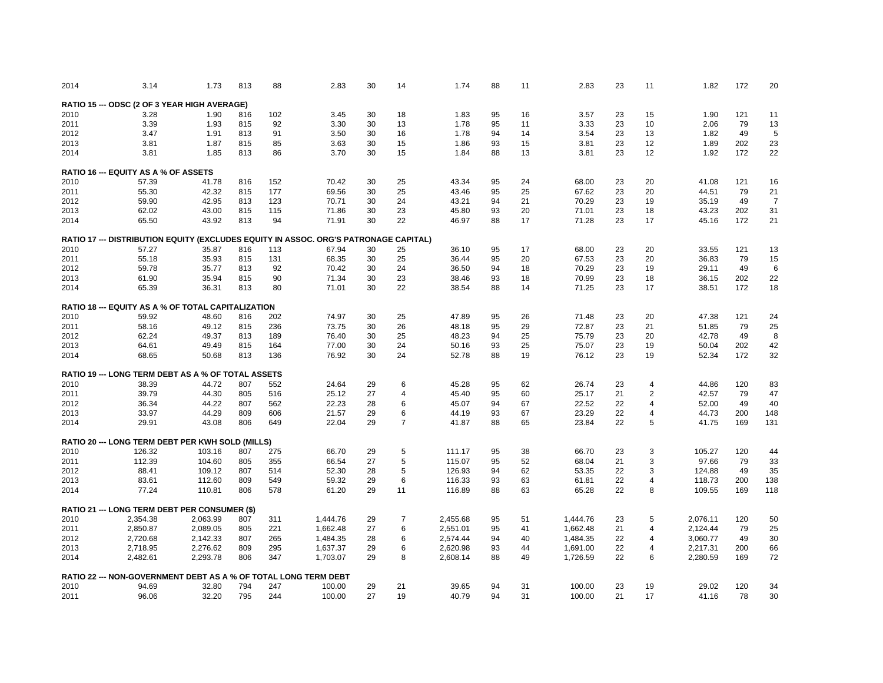| | | | | | | | | | | | | | | | | | |
|---|---|---|---|---|---|---|---|---|---|---|---|---|---|---|---|---|---|
| 2014 | 3.14 | 1.73 | 813 | 88 | 2.83 | 30 | 14 | 1.74 | 88 | 11 | 2.83 | 23 | 11 | 1.82 | 172 | 20 |
| **RATIO 15 --- ODSC (2 OF 3 YEAR HIGH AVERAGE)** | | | | | | | | | | | | | | | | |
| 2010 | 3.28 | 1.90 | 816 | 102 | 3.45 | 30 | 18 | 1.83 | 95 | 16 | 3.57 | 23 | 15 | 1.90 | 121 | 11 |
| 2011 | 3.39 | 1.93 | 815 | 92 | 3.30 | 30 | 13 | 1.78 | 95 | 11 | 3.33 | 23 | 10 | 2.06 | 79 | 13 |
| 2012 | 3.47 | 1.91 | 813 | 91 | 3.50 | 30 | 16 | 1.78 | 94 | 14 | 3.54 | 23 | 13 | 1.82 | 49 | 5 |
| 2013 | 3.81 | 1.87 | 815 | 85 | 3.63 | 30 | 15 | 1.86 | 93 | 15 | 3.81 | 23 | 12 | 1.89 | 202 | 23 |
| 2014 | 3.81 | 1.85 | 813 | 86 | 3.70 | 30 | 15 | 1.84 | 88 | 13 | 3.81 | 23 | 12 | 1.92 | 172 | 22 |
| **RATIO 16 --- EQUITY AS A % OF ASSETS** | | | | | | | | | | | | | | | | |
| 2010 | 57.39 | 41.78 | 816 | 152 | 70.42 | 30 | 25 | 43.34 | 95 | 24 | 68.00 | 23 | 20 | 41.08 | 121 | 16 |
| 2011 | 55.30 | 42.32 | 815 | 177 | 69.56 | 30 | 25 | 43.46 | 95 | 25 | 67.62 | 23 | 20 | 44.51 | 79 | 21 |
| 2012 | 59.90 | 42.95 | 813 | 123 | 70.71 | 30 | 24 | 43.21 | 94 | 21 | 70.29 | 23 | 19 | 35.19 | 49 | 7 |
| 2013 | 62.02 | 43.00 | 815 | 115 | 71.86 | 30 | 23 | 45.80 | 93 | 20 | 71.01 | 23 | 18 | 43.23 | 202 | 31 |
| 2014 | 65.50 | 43.92 | 813 | 94 | 71.91 | 30 | 22 | 46.97 | 88 | 17 | 71.28 | 23 | 17 | 45.16 | 172 | 21 |
| **RATIO 17 --- DISTRIBUTION EQUITY (EXCLUDES EQUITY IN ASSOC. ORG'S PATRONAGE CAPITAL)** | | | | | | | | | | | | | | | | |
| 2010 | 57.27 | 35.87 | 816 | 113 | 67.94 | 30 | 25 | 36.10 | 95 | 17 | 68.00 | 23 | 20 | 33.55 | 121 | 13 |
| 2011 | 55.18 | 35.93 | 815 | 131 | 68.35 | 30 | 25 | 36.44 | 95 | 20 | 67.53 | 23 | 20 | 36.83 | 79 | 15 |
| 2012 | 59.78 | 35.77 | 813 | 92 | 70.42 | 30 | 24 | 36.50 | 94 | 18 | 70.29 | 23 | 19 | 29.11 | 49 | 6 |
| 2013 | 61.90 | 35.94 | 815 | 90 | 71.34 | 30 | 23 | 38.46 | 93 | 18 | 70.99 | 23 | 18 | 36.15 | 202 | 22 |
| 2014 | 65.39 | 36.31 | 813 | 80 | 71.01 | 30 | 22 | 38.54 | 88 | 14 | 71.25 | 23 | 17 | 38.51 | 172 | 18 |
| **RATIO 18 --- EQUITY AS A % OF TOTAL CAPITALIZATION** | | | | | | | | | | | | | | | | |
| 2010 | 59.92 | 48.60 | 816 | 202 | 74.97 | 30 | 25 | 47.89 | 95 | 26 | 71.48 | 23 | 20 | 47.38 | 121 | 24 |
| 2011 | 58.16 | 49.12 | 815 | 236 | 73.75 | 30 | 26 | 48.18 | 95 | 29 | 72.87 | 23 | 21 | 51.85 | 79 | 25 |
| 2012 | 62.24 | 49.37 | 813 | 189 | 76.40 | 30 | 25 | 48.23 | 94 | 25 | 75.79 | 23 | 20 | 42.78 | 49 | 8 |
| 2013 | 64.61 | 49.49 | 815 | 164 | 77.00 | 30 | 24 | 50.16 | 93 | 25 | 75.07 | 23 | 19 | 50.04 | 202 | 42 |
| 2014 | 68.65 | 50.68 | 813 | 136 | 76.92 | 30 | 24 | 52.78 | 88 | 19 | 76.12 | 23 | 19 | 52.34 | 172 | 32 |
| **RATIO 19 --- LONG TERM DEBT AS A % OF TOTAL ASSETS** | | | | | | | | | | | | | | | | |
| 2010 | 38.39 | 44.72 | 807 | 552 | 24.64 | 29 | 6 | 45.28 | 95 | 62 | 26.74 | 23 | 4 | 44.86 | 120 | 83 |
| 2011 | 39.79 | 44.30 | 805 | 516 | 25.12 | 27 | 4 | 45.40 | 95 | 60 | 25.17 | 21 | 2 | 42.57 | 79 | 47 |
| 2012 | 36.34 | 44.22 | 807 | 562 | 22.23 | 28 | 6 | 45.07 | 94 | 67 | 22.52 | 22 | 4 | 52.00 | 49 | 40 |
| 2013 | 33.97 | 44.29 | 809 | 606 | 21.57 | 29 | 6 | 44.19 | 93 | 67 | 23.29 | 22 | 4 | 44.73 | 200 | 148 |
| 2014 | 29.91 | 43.08 | 806 | 649 | 22.04 | 29 | 7 | 41.87 | 88 | 65 | 23.84 | 22 | 5 | 41.75 | 169 | 131 |
| **RATIO 20 --- LONG TERM DEBT PER KWH SOLD (MILLS)** | | | | | | | | | | | | | | | | |
| 2010 | 126.32 | 103.16 | 807 | 275 | 66.70 | 29 | 5 | 111.17 | 95 | 38 | 66.70 | 23 | 3 | 105.27 | 120 | 44 |
| 2011 | 112.39 | 104.60 | 805 | 355 | 66.54 | 27 | 5 | 115.07 | 95 | 52 | 68.04 | 21 | 3 | 97.66 | 79 | 33 |
| 2012 | 88.41 | 109.12 | 807 | 514 | 52.30 | 28 | 5 | 126.93 | 94 | 62 | 53.35 | 22 | 3 | 124.88 | 49 | 35 |
| 2013 | 83.61 | 112.60 | 809 | 549 | 59.32 | 29 | 6 | 116.33 | 93 | 63 | 61.81 | 22 | 4 | 118.73 | 200 | 138 |
| 2014 | 77.24 | 110.81 | 806 | 578 | 61.20 | 29 | 11 | 116.89 | 88 | 63 | 65.28 | 22 | 8 | 109.55 | 169 | 118 |
| **RATIO 21 --- LONG TERM DEBT PER CONSUMER ($)** | | | | | | | | | | | | | | | | |
| 2010 | 2,354.38 | 2,063.99 | 807 | 311 | 1,444.76 | 29 | 7 | 2,455.68 | 95 | 51 | 1,444.76 | 23 | 5 | 2,076.11 | 120 | 50 |
| 2011 | 2,850.87 | 2,089.05 | 805 | 221 | 1,662.48 | 27 | 6 | 2,551.01 | 95 | 41 | 1,662.48 | 21 | 4 | 2,124.44 | 79 | 25 |
| 2012 | 2,720.68 | 2,142.33 | 807 | 265 | 1,484.35 | 28 | 6 | 2,574.44 | 94 | 40 | 1,484.35 | 22 | 4 | 3,060.77 | 49 | 30 |
| 2013 | 2,718.95 | 2,276.62 | 809 | 295 | 1,637.37 | 29 | 6 | 2,620.98 | 93 | 44 | 1,691.00 | 22 | 4 | 2,217.31 | 200 | 66 |
| 2014 | 2,482.61 | 2,293.78 | 806 | 347 | 1,703.07 | 29 | 8 | 2,608.14 | 88 | 49 | 1,726.59 | 22 | 6 | 2,280.59 | 169 | 72 |
| **RATIO 22 --- NON-GOVERNMENT DEBT AS A % OF TOTAL LONG TERM DEBT** | | | | | | | | | | | | | | | | |
| 2010 | 94.69 | 32.80 | 794 | 247 | 100.00 | 29 | 21 | 39.65 | 94 | 31 | 100.00 | 23 | 19 | 29.02 | 120 | 34 |
| 2011 | 96.06 | 32.20 | 795 | 244 | 100.00 | 27 | 19 | 40.79 | 94 | 31 | 100.00 | 21 | 17 | 41.16 | 78 | 30 |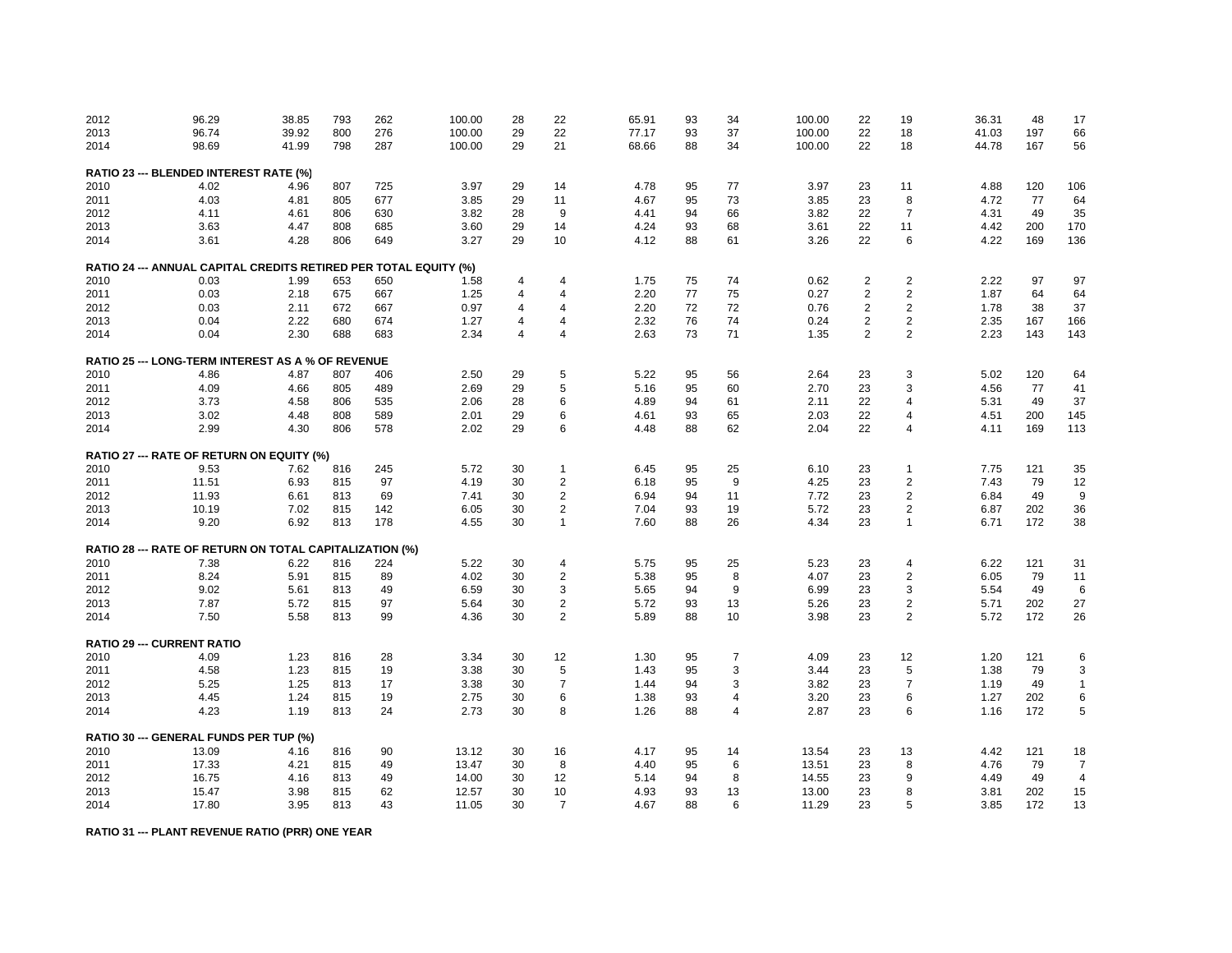| | | | | | | | | | | | | | | | | | | |
|---|---|---|---|---|---|---|---|---|---|---|---|---|---|---|---|---|---|---|
| 2012 | 96.29 | 38.85 | 793 | 262 | 100.00 | 28 | 22 | 65.91 | 93 | 34 | 100.00 | 22 | 19 | 36.31 | 48 | 17 |
| 2013 | 96.74 | 39.92 | 800 | 276 | 100.00 | 29 | 22 | 77.17 | 93 | 37 | 100.00 | 22 | 18 | 41.03 | 197 | 66 |
| 2014 | 98.69 | 41.99 | 798 | 287 | 100.00 | 29 | 21 | 68.66 | 88 | 34 | 100.00 | 22 | 18 | 44.78 | 167 | 56 |

**RATIO 23 --- BLENDED INTEREST RATE (%)**

| | | | | | | | | | | | | | | | | |
|---|---|---|---|---|---|---|---|---|---|---|---|---|---|---|---|---|
| 2010 | 4.02 | 4.96 | 807 | 725 | 3.97 | 29 | 14 | 4.78 | 95 | 77 | 3.97 | 23 | 11 | 4.88 | 120 | 106 |
| 2011 | 4.03 | 4.81 | 805 | 677 | 3.85 | 29 | 11 | 4.67 | 95 | 73 | 3.85 | 23 | 8 | 4.72 | 77 | 64 |
| 2012 | 4.11 | 4.61 | 806 | 630 | 3.82 | 28 | 9 | 4.41 | 94 | 66 | 3.82 | 22 | 7 | 4.31 | 49 | 35 |
| 2013 | 3.63 | 4.47 | 808 | 685 | 3.60 | 29 | 14 | 4.24 | 93 | 68 | 3.61 | 22 | 11 | 4.42 | 200 | 170 |
| 2014 | 3.61 | 4.28 | 806 | 649 | 3.27 | 29 | 10 | 4.12 | 88 | 61 | 3.26 | 22 | 6 | 4.22 | 169 | 136 |

**RATIO 24 --- ANNUAL CAPITAL CREDITS RETIRED PER TOTAL EQUITY (%)**

| | | | | | | | | | | | | | | | | |
|---|---|---|---|---|---|---|---|---|---|---|---|---|---|---|---|---|
| 2010 | 0.03 | 1.99 | 653 | 650 | 1.58 | 4 | 4 | 1.75 | 75 | 74 | 0.62 | 2 | 2 | 2.22 | 97 | 97 |
| 2011 | 0.03 | 2.18 | 675 | 667 | 1.25 | 4 | 4 | 2.20 | 77 | 75 | 0.27 | 2 | 2 | 1.87 | 64 | 64 |
| 2012 | 0.03 | 2.11 | 672 | 667 | 0.97 | 4 | 4 | 2.20 | 72 | 72 | 0.76 | 2 | 2 | 1.78 | 38 | 37 |
| 2013 | 0.04 | 2.22 | 680 | 674 | 1.27 | 4 | 4 | 2.32 | 76 | 74 | 0.24 | 2 | 2 | 2.35 | 167 | 166 |
| 2014 | 0.04 | 2.30 | 688 | 683 | 2.34 | 4 | 4 | 2.63 | 73 | 71 | 1.35 | 2 | 2 | 2.23 | 143 | 143 |

**RATIO 25 --- LONG-TERM INTEREST AS A % OF REVENUE**

| | | | | | | | | | | | | | | | | |
|---|---|---|---|---|---|---|---|---|---|---|---|---|---|---|---|---|
| 2010 | 4.86 | 4.87 | 807 | 406 | 2.50 | 29 | 5 | 5.22 | 95 | 56 | 2.64 | 23 | 3 | 5.02 | 120 | 64 |
| 2011 | 4.09 | 4.66 | 805 | 489 | 2.69 | 29 | 5 | 5.16 | 95 | 60 | 2.70 | 23 | 3 | 4.56 | 77 | 41 |
| 2012 | 3.73 | 4.58 | 806 | 535 | 2.06 | 28 | 6 | 4.89 | 94 | 61 | 2.11 | 22 | 4 | 5.31 | 49 | 37 |
| 2013 | 3.02 | 4.48 | 808 | 589 | 2.01 | 29 | 6 | 4.61 | 93 | 65 | 2.03 | 22 | 4 | 4.51 | 200 | 145 |
| 2014 | 2.99 | 4.30 | 806 | 578 | 2.02 | 29 | 6 | 4.48 | 88 | 62 | 2.04 | 22 | 4 | 4.11 | 169 | 113 |

**RATIO 27 --- RATE OF RETURN ON EQUITY (%)**

| | | | | | | | | | | | | | | | | |
|---|---|---|---|---|---|---|---|---|---|---|---|---|---|---|---|---|
| 2010 | 9.53 | 7.62 | 816 | 245 | 5.72 | 30 | 1 | 6.45 | 95 | 25 | 6.10 | 23 | 1 | 7.75 | 121 | 35 |
| 2011 | 11.51 | 6.93 | 815 | 97 | 4.19 | 30 | 2 | 6.18 | 95 | 9 | 4.25 | 23 | 2 | 7.43 | 79 | 12 |
| 2012 | 11.93 | 6.61 | 813 | 69 | 7.41 | 30 | 2 | 6.94 | 94 | 11 | 7.72 | 23 | 2 | 6.84 | 49 | 9 |
| 2013 | 10.19 | 7.02 | 815 | 142 | 6.05 | 30 | 2 | 7.04 | 93 | 19 | 5.72 | 23 | 2 | 6.87 | 202 | 36 |
| 2014 | 9.20 | 6.92 | 813 | 178 | 4.55 | 30 | 1 | 7.60 | 88 | 26 | 4.34 | 23 | 1 | 6.71 | 172 | 38 |

**RATIO 28 --- RATE OF RETURN ON TOTAL CAPITALIZATION (%)**

| | | | | | | | | | | | | | | | | |
|---|---|---|---|---|---|---|---|---|---|---|---|---|---|---|---|---|
| 2010 | 7.38 | 6.22 | 816 | 224 | 5.22 | 30 | 4 | 5.75 | 95 | 25 | 5.23 | 23 | 4 | 6.22 | 121 | 31 |
| 2011 | 8.24 | 5.91 | 815 | 89 | 4.02 | 30 | 2 | 5.38 | 95 | 8 | 4.07 | 23 | 2 | 6.05 | 79 | 11 |
| 2012 | 9.02 | 5.61 | 813 | 49 | 6.59 | 30 | 3 | 5.65 | 94 | 9 | 6.99 | 23 | 3 | 5.54 | 49 | 6 |
| 2013 | 7.87 | 5.72 | 815 | 97 | 5.64 | 30 | 2 | 5.72 | 93 | 13 | 5.26 | 23 | 2 | 5.71 | 202 | 27 |
| 2014 | 7.50 | 5.58 | 813 | 99 | 4.36 | 30 | 2 | 5.89 | 88 | 10 | 3.98 | 23 | 2 | 5.72 | 172 | 26 |

**RATIO 29 --- CURRENT RATIO**

| | | | | | | | | | | | | | | | | |
|---|---|---|---|---|---|---|---|---|---|---|---|---|---|---|---|---|
| 2010 | 4.09 | 1.23 | 816 | 28 | 3.34 | 30 | 12 | 1.30 | 95 | 7 | 4.09 | 23 | 12 | 1.20 | 121 | 6 |
| 2011 | 4.58 | 1.23 | 815 | 19 | 3.38 | 30 | 5 | 1.43 | 95 | 3 | 3.44 | 23 | 5 | 1.38 | 79 | 3 |
| 2012 | 5.25 | 1.25 | 813 | 17 | 3.38 | 30 | 7 | 1.44 | 94 | 3 | 3.82 | 23 | 7 | 1.19 | 49 | 1 |
| 2013 | 4.45 | 1.24 | 815 | 19 | 2.75 | 30 | 6 | 1.38 | 93 | 4 | 3.20 | 23 | 6 | 1.27 | 202 | 6 |
| 2014 | 4.23 | 1.19 | 813 | 24 | 2.73 | 30 | 8 | 1.26 | 88 | 4 | 2.87 | 23 | 6 | 1.16 | 172 | 5 |

**RATIO 30 --- GENERAL FUNDS PER TUP (%)**

| | | | | | | | | | | | | | | | | |
|---|---|---|---|---|---|---|---|---|---|---|---|---|---|---|---|---|
| 2010 | 13.09 | 4.16 | 816 | 90 | 13.12 | 30 | 16 | 4.17 | 95 | 14 | 13.54 | 23 | 13 | 4.42 | 121 | 18 |
| 2011 | 17.33 | 4.21 | 815 | 49 | 13.47 | 30 | 8 | 4.40 | 95 | 6 | 13.51 | 23 | 8 | 4.76 | 79 | 7 |
| 2012 | 16.75 | 4.16 | 813 | 49 | 14.00 | 30 | 12 | 5.14 | 94 | 8 | 14.55 | 23 | 9 | 4.49 | 49 | 4 |
| 2013 | 15.47 | 3.98 | 815 | 62 | 12.57 | 30 | 10 | 4.93 | 93 | 13 | 13.00 | 23 | 8 | 3.81 | 202 | 15 |
| 2014 | 17.80 | 3.95 | 813 | 43 | 11.05 | 30 | 7 | 4.67 | 88 | 6 | 11.29 | 23 | 5 | 3.85 | 172 | 13 |

**RATIO 31 --- PLANT REVENUE RATIO (PRR) ONE YEAR**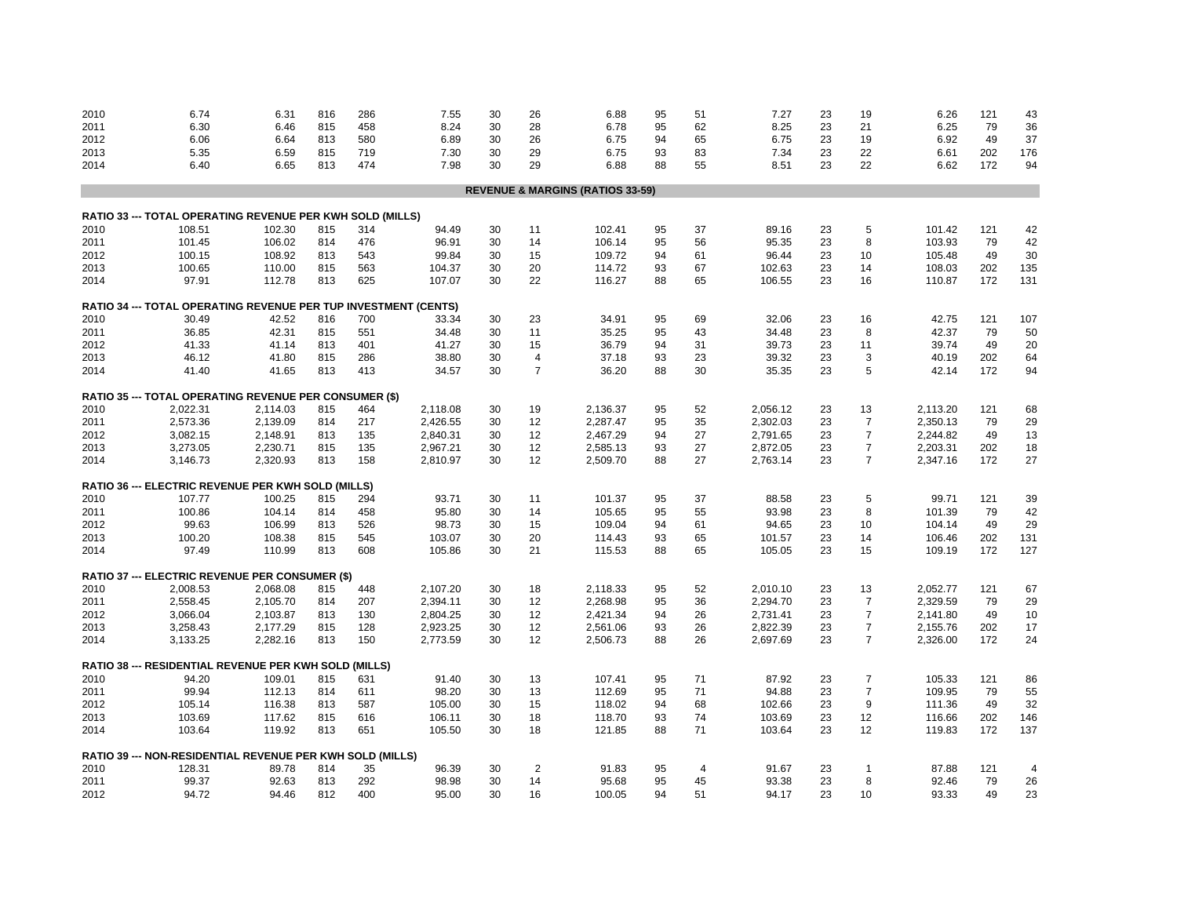| | | | | | | | | | | | | | | | | |
|---|---|---|---|---|---|---|---|---|---|---|---|---|---|---|---|---|
| 2010 | 6.74 | 6.31 | 816 | 286 | 7.55 | 30 | 26 | 6.88 | 95 | 51 | 7.27 | 23 | 19 | 6.26 | 121 | 43 |
| 2011 | 6.30 | 6.46 | 815 | 458 | 8.24 | 30 | 28 | 6.78 | 95 | 62 | 8.25 | 23 | 21 | 6.25 | 79 | 36 |
| 2012 | 6.06 | 6.64 | 813 | 580 | 6.89 | 30 | 26 | 6.75 | 94 | 65 | 6.75 | 23 | 19 | 6.92 | 49 | 37 |
| 2013 | 5.35 | 6.59 | 815 | 719 | 7.30 | 30 | 29 | 6.75 | 93 | 83 | 7.34 | 23 | 22 | 6.61 | 202 | 176 |
| 2014 | 6.40 | 6.65 | 813 | 474 | 7.98 | 30 | 29 | 6.88 | 88 | 55 | 8.51 | 23 | 22 | 6.62 | 172 | 94 |

## REVENUE & MARGINS (RATIOS 33-59)

**RATIO 33 --- TOTAL OPERATING REVENUE PER KWH SOLD (MILLS)**

| | | | | | | | | | | | | | | | | |
|---|---|---|---|---|---|---|---|---|---|---|---|---|---|---|---|---|
| 2010 | 108.51 | 102.30 | 815 | 314 | 94.49 | 30 | 11 | 102.41 | 95 | 37 | 89.16 | 23 | 5 | 101.42 | 121 | 42 |
| 2011 | 101.45 | 106.02 | 814 | 476 | 96.91 | 30 | 14 | 106.14 | 95 | 56 | 95.35 | 23 | 8 | 103.93 | 79 | 42 |
| 2012 | 100.15 | 108.92 | 813 | 543 | 99.84 | 30 | 15 | 109.72 | 94 | 61 | 96.44 | 23 | 10 | 105.48 | 49 | 30 |
| 2013 | 100.65 | 110.00 | 815 | 563 | 104.37 | 30 | 20 | 114.72 | 93 | 67 | 102.63 | 23 | 14 | 108.03 | 202 | 135 |
| 2014 | 97.91 | 112.78 | 813 | 625 | 107.07 | 30 | 22 | 116.27 | 88 | 65 | 106.55 | 23 | 16 | 110.87 | 172 | 131 |

**RATIO 34 --- TOTAL OPERATING REVENUE PER TUP INVESTMENT (CENTS)**

| | | | | | | | | | | | | | | | | |
|---|---|---|---|---|---|---|---|---|---|---|---|---|---|---|---|---|
| 2010 | 30.49 | 42.52 | 816 | 700 | 33.34 | 30 | 23 | 34.91 | 95 | 69 | 32.06 | 23 | 16 | 42.75 | 121 | 107 |
| 2011 | 36.85 | 42.31 | 815 | 551 | 34.48 | 30 | 11 | 35.25 | 95 | 43 | 34.48 | 23 | 8 | 42.37 | 79 | 50 |
| 2012 | 41.33 | 41.14 | 813 | 401 | 41.27 | 30 | 15 | 36.79 | 94 | 31 | 39.73 | 23 | 11 | 39.74 | 49 | 20 |
| 2013 | 46.12 | 41.80 | 815 | 286 | 38.80 | 30 | 4 | 37.18 | 93 | 23 | 39.32 | 23 | 3 | 40.19 | 202 | 64 |
| 2014 | 41.40 | 41.65 | 813 | 413 | 34.57 | 30 | 7 | 36.20 | 88 | 30 | 35.35 | 23 | 5 | 42.14 | 172 | 94 |

**RATIO 35 --- TOTAL OPERATING REVENUE PER CONSUMER ($)**

| | | | | | | | | | | | | | | | | |
|---|---|---|---|---|---|---|---|---|---|---|---|---|---|---|---|---|
| 2010 | 2,022.31 | 2,114.03 | 815 | 464 | 2,118.08 | 30 | 19 | 2,136.37 | 95 | 52 | 2,056.12 | 23 | 13 | 2,113.20 | 121 | 68 |
| 2011 | 2,573.36 | 2,139.09 | 814 | 217 | 2,426.55 | 30 | 12 | 2,287.47 | 95 | 35 | 2,302.03 | 23 | 7 | 2,350.13 | 79 | 29 |
| 2012 | 3,082.15 | 2,148.91 | 813 | 135 | 2,840.31 | 30 | 12 | 2,467.29 | 94 | 27 | 2,791.65 | 23 | 7 | 2,244.82 | 49 | 13 |
| 2013 | 3,273.05 | 2,230.71 | 815 | 135 | 2,967.21 | 30 | 12 | 2,585.13 | 93 | 27 | 2,872.05 | 23 | 7 | 2,203.31 | 202 | 18 |
| 2014 | 3,146.73 | 2,320.93 | 813 | 158 | 2,810.97 | 30 | 12 | 2,509.70 | 88 | 27 | 2,763.14 | 23 | 7 | 2,347.16 | 172 | 27 |

**RATIO 36 --- ELECTRIC REVENUE PER KWH SOLD (MILLS)**

| | | | | | | | | | | | | | | | | |
|---|---|---|---|---|---|---|---|---|---|---|---|---|---|---|---|---|
| 2010 | 107.77 | 100.25 | 815 | 294 | 93.71 | 30 | 11 | 101.37 | 95 | 37 | 88.58 | 23 | 5 | 99.71 | 121 | 39 |
| 2011 | 100.86 | 104.14 | 814 | 458 | 95.80 | 30 | 14 | 105.65 | 95 | 55 | 93.98 | 23 | 8 | 101.39 | 79 | 42 |
| 2012 | 99.63 | 106.99 | 813 | 526 | 98.73 | 30 | 15 | 109.04 | 94 | 61 | 94.65 | 23 | 10 | 104.14 | 49 | 29 |
| 2013 | 100.20 | 108.38 | 815 | 545 | 103.07 | 30 | 20 | 114.43 | 93 | 65 | 101.57 | 23 | 14 | 106.46 | 202 | 131 |
| 2014 | 97.49 | 110.99 | 813 | 608 | 105.86 | 30 | 21 | 115.53 | 88 | 65 | 105.05 | 23 | 15 | 109.19 | 172 | 127 |

**RATIO 37 --- ELECTRIC REVENUE PER CONSUMER ($)**

| | | | | | | | | | | | | | | | | |
|---|---|---|---|---|---|---|---|---|---|---|---|---|---|---|---|---|
| 2010 | 2,008.53 | 2,068.08 | 815 | 448 | 2,107.20 | 30 | 18 | 2,118.33 | 95 | 52 | 2,010.10 | 23 | 13 | 2,052.77 | 121 | 67 |
| 2011 | 2,558.45 | 2,105.70 | 814 | 207 | 2,394.11 | 30 | 12 | 2,268.98 | 95 | 36 | 2,294.70 | 23 | 7 | 2,329.59 | 79 | 29 |
| 2012 | 3,066.04 | 2,103.87 | 813 | 130 | 2,804.25 | 30 | 12 | 2,421.34 | 94 | 26 | 2,731.41 | 23 | 7 | 2,141.80 | 49 | 10 |
| 2013 | 3,258.43 | 2,177.29 | 815 | 128 | 2,923.25 | 30 | 12 | 2,561.06 | 93 | 26 | 2,822.39 | 23 | 7 | 2,155.76 | 202 | 17 |
| 2014 | 3,133.25 | 2,282.16 | 813 | 150 | 2,773.59 | 30 | 12 | 2,506.73 | 88 | 26 | 2,697.69 | 23 | 7 | 2,326.00 | 172 | 24 |

**RATIO 38 --- RESIDENTIAL REVENUE PER KWH SOLD (MILLS)**

| | | | | | | | | | | | | | | | | |
|---|---|---|---|---|---|---|---|---|---|---|---|---|---|---|---|---|
| 2010 | 94.20 | 109.01 | 815 | 631 | 91.40 | 30 | 13 | 107.41 | 95 | 71 | 87.92 | 23 | 7 | 105.33 | 121 | 86 |
| 2011 | 99.94 | 112.13 | 814 | 611 | 98.20 | 30 | 13 | 112.69 | 95 | 71 | 94.88 | 23 | 7 | 109.95 | 79 | 55 |
| 2012 | 105.14 | 116.38 | 813 | 587 | 105.00 | 30 | 15 | 118.02 | 94 | 68 | 102.66 | 23 | 9 | 111.36 | 49 | 32 |
| 2013 | 103.69 | 117.62 | 815 | 616 | 106.11 | 30 | 18 | 118.70 | 93 | 74 | 103.69 | 23 | 12 | 116.66 | 202 | 146 |
| 2014 | 103.64 | 119.92 | 813 | 651 | 105.50 | 30 | 18 | 121.85 | 88 | 71 | 103.64 | 23 | 12 | 119.83 | 172 | 137 |

**RATIO 39 --- NON-RESIDENTIAL REVENUE PER KWH SOLD (MILLS)**

| | | | | | | | | | | | | | | | | |
|---|---|---|---|---|---|---|---|---|---|---|---|---|---|---|---|---|
| 2010 | 128.31 | 89.78 | 814 | 35 | 96.39 | 30 | 2 | 91.83 | 95 | 4 | 91.67 | 23 | 1 | 87.88 | 121 | 4 |
| 2011 | 99.37 | 92.63 | 813 | 292 | 98.98 | 30 | 14 | 95.68 | 95 | 45 | 93.38 | 23 | 8 | 92.46 | 79 | 26 |
| 2012 | 94.72 | 94.46 | 812 | 400 | 95.00 | 30 | 16 | 100.05 | 94 | 51 | 94.17 | 23 | 10 | 93.33 | 49 | 23 |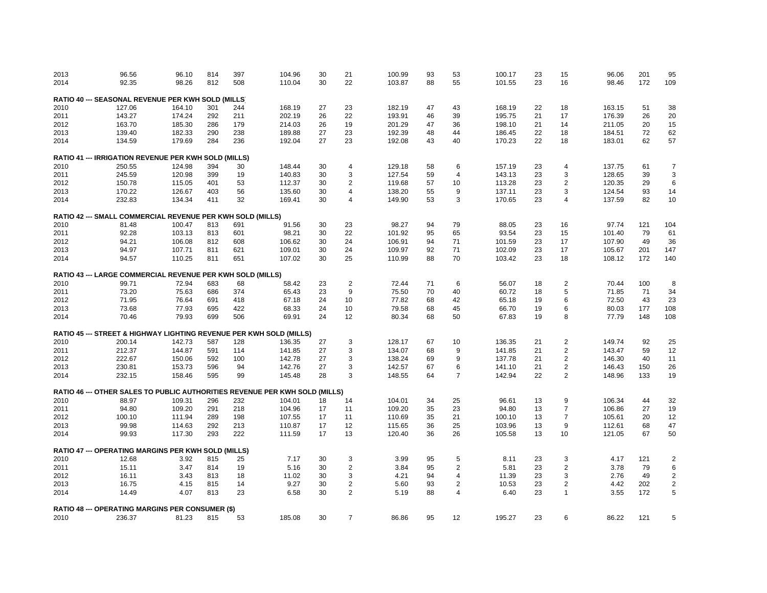| | | | | | | | | | | | | | | | | | |
|---|---|---|---|---|---|---|---|---|---|---|---|---|---|---|---|---|---|
| 2013 | 96.56 | 96.10 | 814 | 397 | 104.96 | 30 | 21 | 100.99 | 93 | 53 | 100.17 | 23 | 15 | 96.06 | 201 | 95 |
| 2014 | 92.35 | 98.26 | 812 | 508 | 110.04 | 30 | 22 | 103.87 | 88 | 55 | 101.55 | 23 | 16 | 98.46 | 172 | 109 |
| **RATIO 40 --- SEASONAL REVENUE PER KWH SOLD (MILLS)** | | | | | | | | | | | | | | | | |
| 2010 | 127.06 | 164.10 | 301 | 244 | 168.19 | 27 | 23 | 182.19 | 47 | 43 | 168.19 | 22 | 18 | 163.15 | 51 | 38 |
| 2011 | 143.27 | 174.24 | 292 | 211 | 202.19 | 26 | 22 | 193.91 | 46 | 39 | 195.75 | 21 | 17 | 176.39 | 26 | 20 |
| 2012 | 163.70 | 185.30 | 286 | 179 | 214.03 | 26 | 19 | 201.29 | 47 | 36 | 198.10 | 21 | 14 | 211.05 | 20 | 15 |
| 2013 | 139.40 | 182.33 | 290 | 238 | 189.88 | 27 | 23 | 192.39 | 48 | 44 | 186.45 | 22 | 18 | 184.51 | 72 | 62 |
| 2014 | 134.59 | 179.69 | 284 | 236 | 192.04 | 27 | 23 | 192.08 | 43 | 40 | 170.23 | 22 | 18 | 183.01 | 62 | 57 |
| **RATIO 41 --- IRRIGATION REVENUE PER KWH SOLD (MILLS)** | | | | | | | | | | | | | | | | |
| 2010 | 250.55 | 124.98 | 394 | 30 | 148.44 | 30 | 4 | 129.18 | 58 | 6 | 157.19 | 23 | 4 | 137.75 | 61 | 7 |
| 2011 | 245.59 | 120.98 | 399 | 19 | 140.83 | 30 | 3 | 127.54 | 59 | 4 | 143.13 | 23 | 3 | 128.65 | 39 | 3 |
| 2012 | 150.78 | 115.05 | 401 | 53 | 112.37 | 30 | 2 | 119.68 | 57 | 10 | 113.28 | 23 | 2 | 120.35 | 29 | 6 |
| 2013 | 170.22 | 126.67 | 403 | 56 | 135.60 | 30 | 4 | 138.20 | 55 | 9 | 137.11 | 23 | 3 | 124.54 | 93 | 14 |
| 2014 | 232.83 | 134.34 | 411 | 32 | 169.41 | 30 | 4 | 149.90 | 53 | 3 | 170.65 | 23 | 4 | 137.59 | 82 | 10 |
| **RATIO 42 --- SMALL COMMERCIAL REVENUE PER KWH SOLD (MILLS)** | | | | | | | | | | | | | | | | |
| 2010 | 81.48 | 100.47 | 813 | 691 | 91.56 | 30 | 23 | 98.27 | 94 | 79 | 88.05 | 23 | 16 | 97.74 | 121 | 104 |
| 2011 | 92.28 | 103.13 | 813 | 601 | 98.21 | 30 | 22 | 101.92 | 95 | 65 | 93.54 | 23 | 15 | 101.40 | 79 | 61 |
| 2012 | 94.21 | 106.08 | 812 | 608 | 106.62 | 30 | 24 | 106.91 | 94 | 71 | 101.59 | 23 | 17 | 107.90 | 49 | 36 |
| 2013 | 94.97 | 107.71 | 811 | 621 | 109.01 | 30 | 24 | 109.97 | 92 | 71 | 102.09 | 23 | 17 | 105.67 | 201 | 147 |
| 2014 | 94.57 | 110.25 | 811 | 651 | 107.02 | 30 | 25 | 110.99 | 88 | 70 | 103.42 | 23 | 18 | 108.12 | 172 | 140 |
| **RATIO 43 --- LARGE COMMERCIAL REVENUE PER KWH SOLD (MILLS)** | | | | | | | | | | | | | | | | |
| 2010 | 99.71 | 72.94 | 683 | 68 | 58.42 | 23 | 2 | 72.44 | 71 | 6 | 56.07 | 18 | 2 | 70.44 | 100 | 8 |
| 2011 | 73.20 | 75.63 | 686 | 374 | 65.43 | 23 | 9 | 75.50 | 70 | 40 | 60.72 | 18 | 5 | 71.85 | 71 | 34 |
| 2012 | 71.95 | 76.64 | 691 | 418 | 67.18 | 24 | 10 | 77.82 | 68 | 42 | 65.18 | 19 | 6 | 72.50 | 43 | 23 |
| 2013 | 73.68 | 77.93 | 695 | 422 | 68.33 | 24 | 10 | 79.58 | 68 | 45 | 66.70 | 19 | 6 | 80.03 | 177 | 108 |
| 2014 | 70.46 | 79.93 | 699 | 506 | 69.91 | 24 | 12 | 80.34 | 68 | 50 | 67.83 | 19 | 8 | 77.79 | 148 | 108 |
| **RATIO 45 --- STREET & HIGHWAY LIGHTING REVENUE PER KWH SOLD (MILLS)** | | | | | | | | | | | | | | | | |
| 2010 | 200.14 | 142.73 | 587 | 128 | 136.35 | 27 | 3 | 128.17 | 67 | 10 | 136.35 | 21 | 2 | 149.74 | 92 | 25 |
| 2011 | 212.37 | 144.87 | 591 | 114 | 141.85 | 27 | 3 | 134.07 | 68 | 9 | 141.85 | 21 | 2 | 143.47 | 59 | 12 |
| 2012 | 222.67 | 150.06 | 592 | 100 | 142.78 | 27 | 3 | 138.24 | 69 | 9 | 137.78 | 21 | 2 | 146.30 | 40 | 11 |
| 2013 | 230.81 | 153.73 | 596 | 94 | 142.76 | 27 | 3 | 142.57 | 67 | 6 | 141.10 | 21 | 2 | 146.43 | 150 | 26 |
| 2014 | 232.15 | 158.46 | 595 | 99 | 145.48 | 28 | 3 | 148.55 | 64 | 7 | 142.94 | 22 | 2 | 148.96 | 133 | 19 |
| **RATIO 46 --- OTHER SALES TO PUBLIC AUTHORITIES REVENUE PER KWH SOLD (MILLS)** | | | | | | | | | | | | | | | | |
| 2010 | 88.97 | 109.31 | 296 | 232 | 104.01 | 18 | 14 | 104.01 | 34 | 25 | 96.61 | 13 | 9 | 106.34 | 44 | 32 |
| 2011 | 94.80 | 109.20 | 291 | 218 | 104.96 | 17 | 11 | 109.20 | 35 | 23 | 94.80 | 13 | 7 | 106.86 | 27 | 19 |
| 2012 | 100.10 | 111.94 | 289 | 198 | 107.55 | 17 | 11 | 110.69 | 35 | 21 | 100.10 | 13 | 7 | 105.61 | 20 | 12 |
| 2013 | 99.98 | 114.63 | 292 | 213 | 110.87 | 17 | 12 | 115.65 | 36 | 25 | 103.96 | 13 | 9 | 112.61 | 68 | 47 |
| 2014 | 99.93 | 117.30 | 293 | 222 | 111.59 | 17 | 13 | 120.40 | 36 | 26 | 105.58 | 13 | 10 | 121.05 | 67 | 50 |
| **RATIO 47 --- OPERATING MARGINS PER KWH SOLD (MILLS)** | | | | | | | | | | | | | | | | |
| 2010 | 12.68 | 3.92 | 815 | 25 | 7.17 | 30 | 3 | 3.99 | 95 | 5 | 8.11 | 23 | 3 | 4.17 | 121 | 2 |
| 2011 | 15.11 | 3.47 | 814 | 19 | 5.16 | 30 | 2 | 3.84 | 95 | 2 | 5.81 | 23 | 2 | 3.78 | 79 | 6 |
| 2012 | 16.11 | 3.43 | 813 | 18 | 11.02 | 30 | 3 | 4.21 | 94 | 4 | 11.39 | 23 | 3 | 2.76 | 49 | 2 |
| 2013 | 16.75 | 4.15 | 815 | 14 | 9.27 | 30 | 2 | 5.60 | 93 | 2 | 10.53 | 23 | 2 | 4.42 | 202 | 2 |
| 2014 | 14.49 | 4.07 | 813 | 23 | 6.58 | 30 | 2 | 5.19 | 88 | 4 | 6.40 | 23 | 1 | 3.55 | 172 | 5 |
| **RATIO 48 --- OPERATING MARGINS PER CONSUMER ($)** | | | | | | | | | | | | | | | | |
| 2010 | 236.37 | 81.23 | 815 | 53 | 185.08 | 30 | 7 | 86.86 | 95 | 12 | 195.27 | 23 | 6 | 86.22 | 121 | 5 |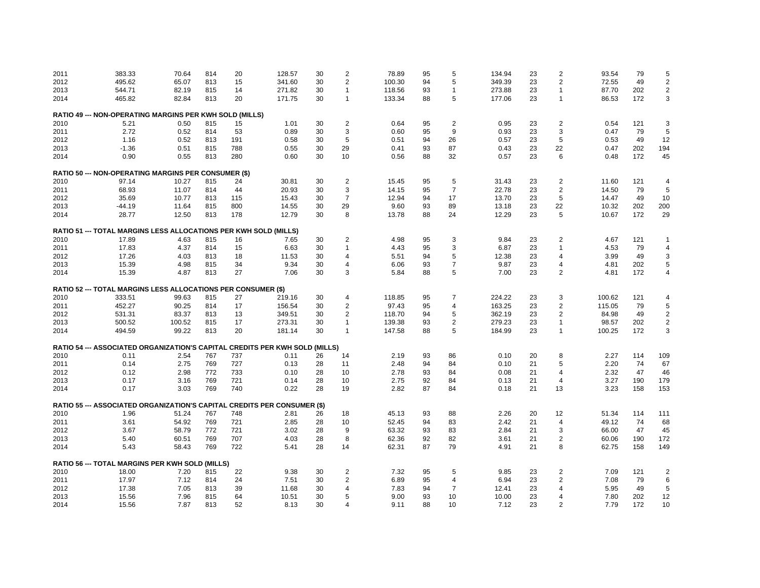| | | | | | | | | | | | | | | | | | |
|---|---|---|---|---|---|---|---|---|---|---|---|---|---|---|---|---|---|
| 2011 | 383.33 | 70.64 | 814 | 20 | 128.57 | 30 | 2 | 78.89 | 95 | 5 | 134.94 | 23 | 2 | 93.54 | 79 | 5 |
| 2012 | 495.62 | 65.07 | 813 | 15 | 341.60 | 30 | 2 | 100.30 | 94 | 5 | 349.39 | 23 | 2 | 72.55 | 49 | 2 |
| 2013 | 544.71 | 82.19 | 815 | 14 | 271.82 | 30 | 1 | 118.56 | 93 | 1 | 273.88 | 23 | 1 | 87.70 | 202 | 2 |
| 2014 | 465.82 | 82.84 | 813 | 20 | 171.75 | 30 | 1 | 133.34 | 88 | 5 | 177.06 | 23 | 1 | 86.53 | 172 | 3 |

**RATIO 49 --- NON-OPERATING MARGINS PER KWH SOLD (MILLS)**

| | | | | | | | | | | | | | | | | |
|---|---|---|---|---|---|---|---|---|---|---|---|---|---|---|---|---|
| 2010 | 5.21 | 0.50 | 815 | 15 | 1.01 | 30 | 2 | 0.64 | 95 | 2 | 0.95 | 23 | 2 | 0.54 | 121 | 3 |
| 2011 | 2.72 | 0.52 | 814 | 53 | 0.89 | 30 | 3 | 0.60 | 95 | 9 | 0.93 | 23 | 3 | 0.47 | 79 | 5 |
| 2012 | 1.16 | 0.52 | 813 | 191 | 0.58 | 30 | 5 | 0.51 | 94 | 26 | 0.57 | 23 | 5 | 0.53 | 49 | 12 |
| 2013 | -1.36 | 0.51 | 815 | 788 | 0.55 | 30 | 29 | 0.41 | 93 | 87 | 0.43 | 23 | 22 | 0.47 | 202 | 194 |
| 2014 | 0.90 | 0.55 | 813 | 280 | 0.60 | 30 | 10 | 0.56 | 88 | 32 | 0.57 | 23 | 6 | 0.48 | 172 | 45 |

**RATIO 50 --- NON-OPERATING MARGINS PER CONSUMER ($)**

| | | | | | | | | | | | | | | | | |
|---|---|---|---|---|---|---|---|---|---|---|---|---|---|---|---|---|
| 2010 | 97.14 | 10.27 | 815 | 24 | 30.81 | 30 | 2 | 15.45 | 95 | 5 | 31.43 | 23 | 2 | 11.60 | 121 | 4 |
| 2011 | 68.93 | 11.07 | 814 | 44 | 20.93 | 30 | 3 | 14.15 | 95 | 7 | 22.78 | 23 | 2 | 14.50 | 79 | 5 |
| 2012 | 35.69 | 10.77 | 813 | 115 | 15.43 | 30 | 7 | 12.94 | 94 | 17 | 13.70 | 23 | 5 | 14.47 | 49 | 10 |
| 2013 | -44.19 | 11.64 | 815 | 800 | 14.55 | 30 | 29 | 9.60 | 93 | 89 | 13.18 | 23 | 22 | 10.32 | 202 | 200 |
| 2014 | 28.77 | 12.50 | 813 | 178 | 12.79 | 30 | 8 | 13.78 | 88 | 24 | 12.29 | 23 | 5 | 10.67 | 172 | 29 |

**RATIO 51 --- TOTAL MARGINS LESS ALLOCATIONS PER KWH SOLD (MILLS)**

| | | | | | | | | | | | | | | | | |
|---|---|---|---|---|---|---|---|---|---|---|---|---|---|---|---|---|
| 2010 | 17.89 | 4.63 | 815 | 16 | 7.65 | 30 | 2 | 4.98 | 95 | 3 | 9.84 | 23 | 2 | 4.67 | 121 | 1 |
| 2011 | 17.83 | 4.37 | 814 | 15 | 6.63 | 30 | 1 | 4.43 | 95 | 3 | 6.87 | 23 | 1 | 4.53 | 79 | 4 |
| 2012 | 17.26 | 4.03 | 813 | 18 | 11.53 | 30 | 4 | 5.51 | 94 | 5 | 12.38 | 23 | 4 | 3.99 | 49 | 3 |
| 2013 | 15.39 | 4.98 | 815 | 34 | 9.34 | 30 | 4 | 6.06 | 93 | 7 | 9.87 | 23 | 4 | 4.81 | 202 | 5 |
| 2014 | 15.39 | 4.87 | 813 | 27 | 7.06 | 30 | 3 | 5.84 | 88 | 5 | 7.00 | 23 | 2 | 4.81 | 172 | 4 |

**RATIO 52 --- TOTAL MARGINS LESS ALLOCATIONS PER CONSUMER ($)**

| | | | | | | | | | | | | | | | | |
|---|---|---|---|---|---|---|---|---|---|---|---|---|---|---|---|---|
| 2010 | 333.51 | 99.63 | 815 | 27 | 219.16 | 30 | 4 | 118.85 | 95 | 7 | 224.22 | 23 | 3 | 100.62 | 121 | 4 |
| 2011 | 452.27 | 90.25 | 814 | 17 | 156.54 | 30 | 2 | 97.43 | 95 | 4 | 163.25 | 23 | 2 | 115.05 | 79 | 5 |
| 2012 | 531.31 | 83.37 | 813 | 13 | 349.51 | 30 | 2 | 118.70 | 94 | 5 | 362.19 | 23 | 2 | 84.98 | 49 | 2 |
| 2013 | 500.52 | 100.52 | 815 | 17 | 273.31 | 30 | 1 | 139.38 | 93 | 2 | 279.23 | 23 | 1 | 98.57 | 202 | 2 |
| 2014 | 494.59 | 99.22 | 813 | 20 | 181.14 | 30 | 1 | 147.58 | 88 | 5 | 184.99 | 23 | 1 | 100.25 | 172 | 3 |

**RATIO 54 --- ASSOCIATED ORGANIZATION'S CAPITAL CREDITS PER KWH SOLD (MILLS)**

| | | | | | | | | | | | | | | | | |
|---|---|---|---|---|---|---|---|---|---|---|---|---|---|---|---|---|
| 2010 | 0.11 | 2.54 | 767 | 737 | 0.11 | 26 | 14 | 2.19 | 93 | 86 | 0.10 | 20 | 8 | 2.27 | 114 | 109 |
| 2011 | 0.14 | 2.75 | 769 | 727 | 0.13 | 28 | 11 | 2.48 | 94 | 84 | 0.10 | 21 | 5 | 2.20 | 74 | 67 |
| 2012 | 0.12 | 2.98 | 772 | 733 | 0.10 | 28 | 10 | 2.78 | 93 | 84 | 0.08 | 21 | 4 | 2.32 | 47 | 46 |
| 2013 | 0.17 | 3.16 | 769 | 721 | 0.14 | 28 | 10 | 2.75 | 92 | 84 | 0.13 | 21 | 4 | 3.27 | 190 | 179 |
| 2014 | 0.17 | 3.03 | 769 | 740 | 0.22 | 28 | 19 | 2.82 | 87 | 84 | 0.18 | 21 | 13 | 3.23 | 158 | 153 |

**RATIO 55 --- ASSOCIATED ORGANIZATION'S CAPITAL CREDITS PER CONSUMER ($)**

| | | | | | | | | | | | | | | | | |
|---|---|---|---|---|---|---|---|---|---|---|---|---|---|---|---|---|
| 2010 | 1.96 | 51.24 | 767 | 748 | 2.81 | 26 | 18 | 45.13 | 93 | 88 | 2.26 | 20 | 12 | 51.34 | 114 | 111 |
| 2011 | 3.61 | 54.92 | 769 | 721 | 2.85 | 28 | 10 | 52.45 | 94 | 83 | 2.42 | 21 | 4 | 49.12 | 74 | 68 |
| 2012 | 3.67 | 58.79 | 772 | 721 | 3.02 | 28 | 9 | 63.32 | 93 | 83 | 2.84 | 21 | 3 | 66.00 | 47 | 45 |
| 2013 | 5.40 | 60.51 | 769 | 707 | 4.03 | 28 | 8 | 62.36 | 92 | 82 | 3.61 | 21 | 2 | 60.06 | 190 | 172 |
| 2014 | 5.43 | 58.43 | 769 | 722 | 5.41 | 28 | 14 | 62.31 | 87 | 79 | 4.91 | 21 | 8 | 62.75 | 158 | 149 |

**RATIO 56 --- TOTAL MARGINS PER KWH SOLD (MILLS)**

| | | | | | | | | | | | | | | | | |
|---|---|---|---|---|---|---|---|---|---|---|---|---|---|---|---|---|
| 2010 | 18.00 | 7.20 | 815 | 22 | 9.38 | 30 | 2 | 7.32 | 95 | 5 | 9.85 | 23 | 2 | 7.09 | 121 | 2 |
| 2011 | 17.97 | 7.12 | 814 | 24 | 7.51 | 30 | 2 | 6.89 | 95 | 4 | 6.94 | 23 | 2 | 7.08 | 79 | 6 |
| 2012 | 17.38 | 7.05 | 813 | 39 | 11.68 | 30 | 4 | 7.83 | 94 | 7 | 12.41 | 23 | 4 | 5.95 | 49 | 5 |
| 2013 | 15.56 | 7.96 | 815 | 64 | 10.51 | 30 | 5 | 9.00 | 93 | 10 | 10.00 | 23 | 4 | 7.80 | 202 | 12 |
| 2014 | 15.56 | 7.87 | 813 | 52 | 8.13 | 30 | 4 | 9.11 | 88 | 10 | 7.12 | 23 | 2 | 7.79 | 172 | 10 |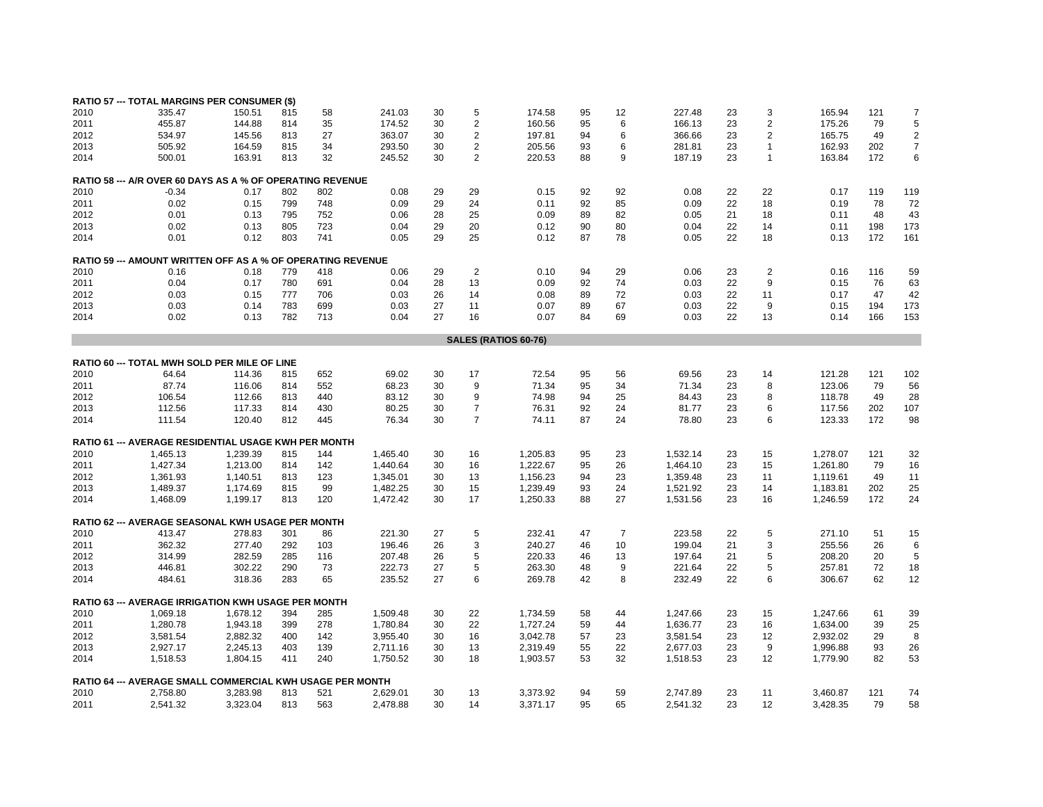**RATIO 57 --- TOTAL MARGINS PER CONSUMER ($)**

| | | | | | | | | | | | | | | | | |
|---|---|---|---|---|---|---|---|---|---|---|---|---|---|---|---|---|
| 2010 | 335.47 | 150.51 | 815 | 58 | 241.03 | 30 | 5 | 174.58 | 95 | 12 | 227.48 | 23 | 3 | 165.94 | 121 | 7 |
| 2011 | 455.87 | 144.88 | 814 | 35 | 174.52 | 30 | 2 | 160.56 | 95 | 6 | 166.13 | 23 | 2 | 175.26 | 79 | 5 |
| 2012 | 534.97 | 145.56 | 813 | 27 | 363.07 | 30 | 2 | 197.81 | 94 | 6 | 366.66 | 23 | 2 | 165.75 | 49 | 2 |
| 2013 | 505.92 | 164.59 | 815 | 34 | 293.50 | 30 | 2 | 205.56 | 93 | 6 | 281.81 | 23 | 1 | 162.93 | 202 | 7 |
| 2014 | 500.01 | 163.91 | 813 | 32 | 245.52 | 30 | 2 | 220.53 | 88 | 9 | 187.19 | 23 | 1 | 163.84 | 172 | 6 |

**RATIO 58 --- A/R OVER 60 DAYS AS A % OF OPERATING REVENUE**

| | | | | | | | | | | | | | | | | |
|---|---|---|---|---|---|---|---|---|---|---|---|---|---|---|---|---|
| 2010 | -0.34 | 0.17 | 802 | 802 | 0.08 | 29 | 29 | 0.15 | 92 | 92 | 0.08 | 22 | 22 | 0.17 | 119 | 119 |
| 2011 | 0.02 | 0.15 | 799 | 748 | 0.09 | 29 | 24 | 0.11 | 92 | 85 | 0.09 | 22 | 18 | 0.19 | 78 | 72 |
| 2012 | 0.01 | 0.13 | 795 | 752 | 0.06 | 28 | 25 | 0.09 | 89 | 82 | 0.05 | 21 | 18 | 0.11 | 48 | 43 |
| 2013 | 0.02 | 0.13 | 805 | 723 | 0.04 | 29 | 20 | 0.12 | 90 | 80 | 0.04 | 22 | 14 | 0.11 | 198 | 173 |
| 2014 | 0.01 | 0.12 | 803 | 741 | 0.05 | 29 | 25 | 0.12 | 87 | 78 | 0.05 | 22 | 18 | 0.13 | 172 | 161 |

**RATIO 59 --- AMOUNT WRITTEN OFF AS A % OF OPERATING REVENUE**

| | | | | | | | | | | | | | | | | |
|---|---|---|---|---|---|---|---|---|---|---|---|---|---|---|---|---|
| 2010 | 0.16 | 0.18 | 779 | 418 | 0.06 | 29 | 2 | 0.10 | 94 | 29 | 0.06 | 23 | 2 | 0.16 | 116 | 59 |
| 2011 | 0.04 | 0.17 | 780 | 691 | 0.04 | 28 | 13 | 0.09 | 92 | 74 | 0.03 | 22 | 9 | 0.15 | 76 | 63 |
| 2012 | 0.03 | 0.15 | 777 | 706 | 0.03 | 26 | 14 | 0.08 | 89 | 72 | 0.03 | 22 | 11 | 0.17 | 47 | 42 |
| 2013 | 0.03 | 0.14 | 783 | 699 | 0.03 | 27 | 11 | 0.07 | 89 | 67 | 0.03 | 22 | 9 | 0.15 | 194 | 173 |
| 2014 | 0.02 | 0.13 | 782 | 713 | 0.04 | 27 | 16 | 0.07 | 84 | 69 | 0.03 | 22 | 13 | 0.14 | 166 | 153 |

## SALES (RATIOS 60-76)

**RATIO 60 --- TOTAL MWH SOLD PER MILE OF LINE**

| | | | | | | | | | | | | | | | | |
|---|---|---|---|---|---|---|---|---|---|---|---|---|---|---|---|---|
| 2010 | 64.64 | 114.36 | 815 | 652 | 69.02 | 30 | 17 | 72.54 | 95 | 56 | 69.56 | 23 | 14 | 121.28 | 121 | 102 |
| 2011 | 87.74 | 116.06 | 814 | 552 | 68.23 | 30 | 9 | 71.34 | 95 | 34 | 71.34 | 23 | 8 | 123.06 | 79 | 56 |
| 2012 | 106.54 | 112.66 | 813 | 440 | 83.12 | 30 | 9 | 74.98 | 94 | 25 | 84.43 | 23 | 8 | 118.78 | 49 | 28 |
| 2013 | 112.56 | 117.33 | 814 | 430 | 80.25 | 30 | 7 | 76.31 | 92 | 24 | 81.77 | 23 | 6 | 117.56 | 202 | 107 |
| 2014 | 111.54 | 120.40 | 812 | 445 | 76.34 | 30 | 7 | 74.11 | 87 | 24 | 78.80 | 23 | 6 | 123.33 | 172 | 98 |

**RATIO 61 --- AVERAGE RESIDENTIAL USAGE KWH PER MONTH**

| | | | | | | | | | | | | | | | | |
|---|---|---|---|---|---|---|---|---|---|---|---|---|---|---|---|---|
| 2010 | 1,465.13 | 1,239.39 | 815 | 144 | 1,465.40 | 30 | 16 | 1,205.83 | 95 | 23 | 1,532.14 | 23 | 15 | 1,278.07 | 121 | 32 |
| 2011 | 1,427.34 | 1,213.00 | 814 | 142 | 1,440.64 | 30 | 16 | 1,222.67 | 95 | 26 | 1,464.10 | 23 | 15 | 1,261.80 | 79 | 16 |
| 2012 | 1,361.93 | 1,140.51 | 813 | 123 | 1,345.01 | 30 | 13 | 1,156.23 | 94 | 23 | 1,359.48 | 23 | 11 | 1,119.61 | 49 | 11 |
| 2013 | 1,489.37 | 1,174.69 | 815 | 99 | 1,482.25 | 30 | 15 | 1,239.49 | 93 | 24 | 1,521.92 | 23 | 14 | 1,183.81 | 202 | 25 |
| 2014 | 1,468.09 | 1,199.17 | 813 | 120 | 1,472.42 | 30 | 17 | 1,250.33 | 88 | 27 | 1,531.56 | 23 | 16 | 1,246.59 | 172 | 24 |

**RATIO 62 --- AVERAGE SEASONAL KWH USAGE PER MONTH**

| | | | | | | | | | | | | | | | | |
|---|---|---|---|---|---|---|---|---|---|---|---|---|---|---|---|---|
| 2010 | 413.47 | 278.83 | 301 | 86 | 221.30 | 27 | 5 | 232.41 | 47 | 7 | 223.58 | 22 | 5 | 271.10 | 51 | 15 |
| 2011 | 362.32 | 277.40 | 292 | 103 | 196.46 | 26 | 3 | 240.27 | 46 | 10 | 199.04 | 21 | 3 | 255.56 | 26 | 6 |
| 2012 | 314.99 | 282.59 | 285 | 116 | 207.48 | 26 | 5 | 220.33 | 46 | 13 | 197.64 | 21 | 5 | 208.20 | 20 | 5 |
| 2013 | 446.81 | 302.22 | 290 | 73 | 222.73 | 27 | 5 | 263.30 | 48 | 9 | 221.64 | 22 | 5 | 257.81 | 72 | 18 |
| 2014 | 484.61 | 318.36 | 283 | 65 | 235.52 | 27 | 6 | 269.78 | 42 | 8 | 232.49 | 22 | 6 | 306.67 | 62 | 12 |

**RATIO 63 --- AVERAGE IRRIGATION KWH USAGE PER MONTH**

| | | | | | | | | | | | | | | | | |
|---|---|---|---|---|---|---|---|---|---|---|---|---|---|---|---|---|
| 2010 | 1,069.18 | 1,678.12 | 394 | 285 | 1,509.48 | 30 | 22 | 1,734.59 | 58 | 44 | 1,247.66 | 23 | 15 | 1,247.66 | 61 | 39 |
| 2011 | 1,280.78 | 1,943.18 | 399 | 278 | 1,780.84 | 30 | 22 | 1,727.24 | 59 | 44 | 1,636.77 | 23 | 16 | 1,634.00 | 39 | 25 |
| 2012 | 3,581.54 | 2,882.32 | 400 | 142 | 3,955.40 | 30 | 16 | 3,042.78 | 57 | 23 | 3,581.54 | 23 | 12 | 2,932.02 | 29 | 8 |
| 2013 | 2,927.17 | 2,245.13 | 403 | 139 | 2,711.16 | 30 | 13 | 2,319.49 | 55 | 22 | 2,677.03 | 23 | 9 | 1,996.88 | 93 | 26 |
| 2014 | 1,518.53 | 1,804.15 | 411 | 240 | 1,750.52 | 30 | 18 | 1,903.57 | 53 | 32 | 1,518.53 | 23 | 12 | 1,779.90 | 82 | 53 |

**RATIO 64 --- AVERAGE SMALL COMMERCIAL KWH USAGE PER MONTH**

| | | | | | | | | | | | | | | | | |
|---|---|---|---|---|---|---|---|---|---|---|---|---|---|---|---|---|
| 2010 | 2,758.80 | 3,283.98 | 813 | 521 | 2,629.01 | 30 | 13 | 3,373.92 | 94 | 59 | 2,747.89 | 23 | 11 | 3,460.87 | 121 | 74 |
| 2011 | 2,541.32 | 3,323.04 | 813 | 563 | 2,478.88 | 30 | 14 | 3,371.17 | 95 | 65 | 2,541.32 | 23 | 12 | 3,428.35 | 79 | 58 |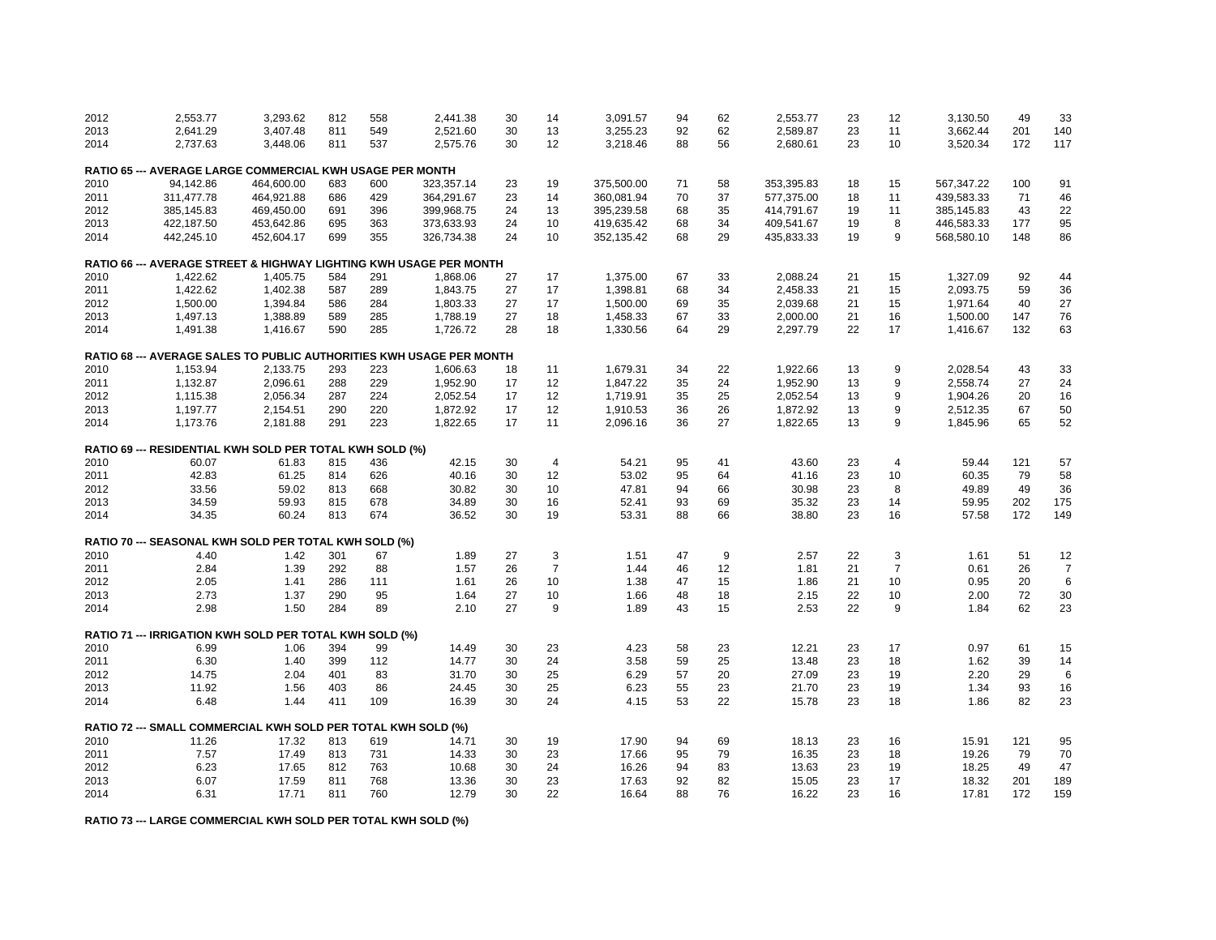| | | | | | | | | | | | | | | | | |
|---|---|---|---|---|---|---|---|---|---|---|---|---|---|---|---|---|
| 2012 | 2,553.77 | 3,293.62 | 812 | 558 | 2,441.38 | 30 | 14 | 3,091.57 | 94 | 62 | 2,553.77 | 23 | 12 | 3,130.50 | 49 | 33 |
| 2013 | 2,641.29 | 3,407.48 | 811 | 549 | 2,521.60 | 30 | 13 | 3,255.23 | 92 | 62 | 2,589.87 | 23 | 11 | 3,662.44 | 201 | 140 |
| 2014 | 2,737.63 | 3,448.06 | 811 | 537 | 2,575.76 | 30 | 12 | 3,218.46 | 88 | 56 | 2,680.61 | 23 | 10 | 3,520.34 | 172 | 117 |
| **RATIO 65 --- AVERAGE LARGE COMMERCIAL KWH USAGE PER MONTH** | | | | | | | | | | | | | | | | |
| 2010 | 94,142.86 | 464,600.00 | 683 | 600 | 323,357.14 | 23 | 19 | 375,500.00 | 71 | 58 | 353,395.83 | 18 | 15 | 567,347.22 | 100 | 91 |
| 2011 | 311,477.78 | 464,921.88 | 686 | 429 | 364,291.67 | 23 | 14 | 360,081.94 | 70 | 37 | 577,375.00 | 18 | 11 | 439,583.33 | 71 | 46 |
| 2012 | 385,145.83 | 469,450.00 | 691 | 396 | 399,968.75 | 24 | 13 | 395,239.58 | 68 | 35 | 414,791.67 | 19 | 11 | 385,145.83 | 43 | 22 |
| 2013 | 422,187.50 | 453,642.86 | 695 | 363 | 373,633.93 | 24 | 10 | 419,635.42 | 68 | 34 | 409,541.67 | 19 | 8 | 446,583.33 | 177 | 95 |
| 2014 | 442,245.10 | 452,604.17 | 699 | 355 | 326,734.38 | 24 | 10 | 352,135.42 | 68 | 29 | 435,833.33 | 19 | 9 | 568,580.10 | 148 | 86 |
| **RATIO 66 --- AVERAGE STREET & HIGHWAY LIGHTING KWH USAGE PER MONTH** | | | | | | | | | | | | | | | | |
| 2010 | 1,422.62 | 1,405.75 | 584 | 291 | 1,868.06 | 27 | 17 | 1,375.00 | 67 | 33 | 2,088.24 | 21 | 15 | 1,327.09 | 92 | 44 |
| 2011 | 1,422.62 | 1,402.38 | 587 | 289 | 1,843.75 | 27 | 17 | 1,398.81 | 68 | 34 | 2,458.33 | 21 | 15 | 2,093.75 | 59 | 36 |
| 2012 | 1,500.00 | 1,394.84 | 586 | 284 | 1,803.33 | 27 | 17 | 1,500.00 | 69 | 35 | 2,039.68 | 21 | 15 | 1,971.64 | 40 | 27 |
| 2013 | 1,497.13 | 1,388.89 | 589 | 285 | 1,788.19 | 27 | 18 | 1,458.33 | 67 | 33 | 2,000.00 | 21 | 16 | 1,500.00 | 147 | 76 |
| 2014 | 1,491.38 | 1,416.67 | 590 | 285 | 1,726.72 | 28 | 18 | 1,330.56 | 64 | 29 | 2,297.79 | 22 | 17 | 1,416.67 | 132 | 63 |
| **RATIO 68 --- AVERAGE SALES TO PUBLIC AUTHORITIES KWH USAGE PER MONTH** | | | | | | | | | | | | | | | | |
| 2010 | 1,153.94 | 2,133.75 | 293 | 223 | 1,606.63 | 18 | 11 | 1,679.31 | 34 | 22 | 1,922.66 | 13 | 9 | 2,028.54 | 43 | 33 |
| 2011 | 1,132.87 | 2,096.61 | 288 | 229 | 1,952.90 | 17 | 12 | 1,847.22 | 35 | 24 | 1,952.90 | 13 | 9 | 2,558.74 | 27 | 24 |
| 2012 | 1,115.38 | 2,056.34 | 287 | 224 | 2,052.54 | 17 | 12 | 1,719.91 | 35 | 25 | 2,052.54 | 13 | 9 | 1,904.26 | 20 | 16 |
| 2013 | 1,197.77 | 2,154.51 | 290 | 220 | 1,872.92 | 17 | 12 | 1,910.53 | 36 | 26 | 1,872.92 | 13 | 9 | 2,512.35 | 67 | 50 |
| 2014 | 1,173.76 | 2,181.88 | 291 | 223 | 1,822.65 | 17 | 11 | 2,096.16 | 36 | 27 | 1,822.65 | 13 | 9 | 1,845.96 | 65 | 52 |
| **RATIO 69 --- RESIDENTIAL KWH SOLD PER TOTAL KWH SOLD (%)** | | | | | | | | | | | | | | | | |
| 2010 | 60.07 | 61.83 | 815 | 436 | 42.15 | 30 | 4 | 54.21 | 95 | 41 | 43.60 | 23 | 4 | 59.44 | 121 | 57 |
| 2011 | 42.83 | 61.25 | 814 | 626 | 40.16 | 30 | 12 | 53.02 | 95 | 64 | 41.16 | 23 | 10 | 60.35 | 79 | 58 |
| 2012 | 33.56 | 59.02 | 813 | 668 | 30.82 | 30 | 10 | 47.81 | 94 | 66 | 30.98 | 23 | 8 | 49.89 | 49 | 36 |
| 2013 | 34.59 | 59.93 | 815 | 678 | 34.89 | 30 | 16 | 52.41 | 93 | 69 | 35.32 | 23 | 14 | 59.95 | 202 | 175 |
| 2014 | 34.35 | 60.24 | 813 | 674 | 36.52 | 30 | 19 | 53.31 | 88 | 66 | 38.80 | 23 | 16 | 57.58 | 172 | 149 |
| **RATIO 70 --- SEASONAL KWH SOLD PER TOTAL KWH SOLD (%)** | | | | | | | | | | | | | | | | |
| 2010 | 4.40 | 1.42 | 301 | 67 | 1.89 | 27 | 3 | 1.51 | 47 | 9 | 2.57 | 22 | 3 | 1.61 | 51 | 12 |
| 2011 | 2.84 | 1.39 | 292 | 88 | 1.57 | 26 | 7 | 1.44 | 46 | 12 | 1.81 | 21 | 7 | 0.61 | 26 | 7 |
| 2012 | 2.05 | 1.41 | 286 | 111 | 1.61 | 26 | 10 | 1.38 | 47 | 15 | 1.86 | 21 | 10 | 0.95 | 20 | 6 |
| 2013 | 2.73 | 1.37 | 290 | 95 | 1.64 | 27 | 10 | 1.66 | 48 | 18 | 2.15 | 22 | 10 | 2.00 | 72 | 30 |
| 2014 | 2.98 | 1.50 | 284 | 89 | 2.10 | 27 | 9 | 1.89 | 43 | 15 | 2.53 | 22 | 9 | 1.84 | 62 | 23 |
| **RATIO 71 --- IRRIGATION KWH SOLD PER TOTAL KWH SOLD (%)** | | | | | | | | | | | | | | | | |
| 2010 | 6.99 | 1.06 | 394 | 99 | 14.49 | 30 | 23 | 4.23 | 58 | 23 | 12.21 | 23 | 17 | 0.97 | 61 | 15 |
| 2011 | 6.30 | 1.40 | 399 | 112 | 14.77 | 30 | 24 | 3.58 | 59 | 25 | 13.48 | 23 | 18 | 1.62 | 39 | 14 |
| 2012 | 14.75 | 2.04 | 401 | 83 | 31.70 | 30 | 25 | 6.29 | 57 | 20 | 27.09 | 23 | 19 | 2.20 | 29 | 6 |
| 2013 | 11.92 | 1.56 | 403 | 86 | 24.45 | 30 | 25 | 6.23 | 55 | 23 | 21.70 | 23 | 19 | 1.34 | 93 | 16 |
| 2014 | 6.48 | 1.44 | 411 | 109 | 16.39 | 30 | 24 | 4.15 | 53 | 22 | 15.78 | 23 | 18 | 1.86 | 82 | 23 |
| **RATIO 72 --- SMALL COMMERCIAL KWH SOLD PER TOTAL KWH SOLD (%)** | | | | | | | | | | | | | | | | |
| 2010 | 11.26 | 17.32 | 813 | 619 | 14.71 | 30 | 19 | 17.90 | 94 | 69 | 18.13 | 23 | 16 | 15.91 | 121 | 95 |
| 2011 | 7.57 | 17.49 | 813 | 731 | 14.33 | 30 | 23 | 17.66 | 95 | 79 | 16.35 | 23 | 18 | 19.26 | 79 | 70 |
| 2012 | 6.23 | 17.65 | 812 | 763 | 10.68 | 30 | 24 | 16.26 | 94 | 83 | 13.63 | 23 | 19 | 18.25 | 49 | 47 |
| 2013 | 6.07 | 17.59 | 811 | 768 | 13.36 | 30 | 23 | 17.63 | 92 | 82 | 15.05 | 23 | 17 | 18.32 | 201 | 189 |
| 2014 | 6.31 | 17.71 | 811 | 760 | 12.79 | 30 | 22 | 16.64 | 88 | 76 | 16.22 | 23 | 16 | 17.81 | 172 | 159 |

**RATIO 73 --- LARGE COMMERCIAL KWH SOLD PER TOTAL KWH SOLD (%)**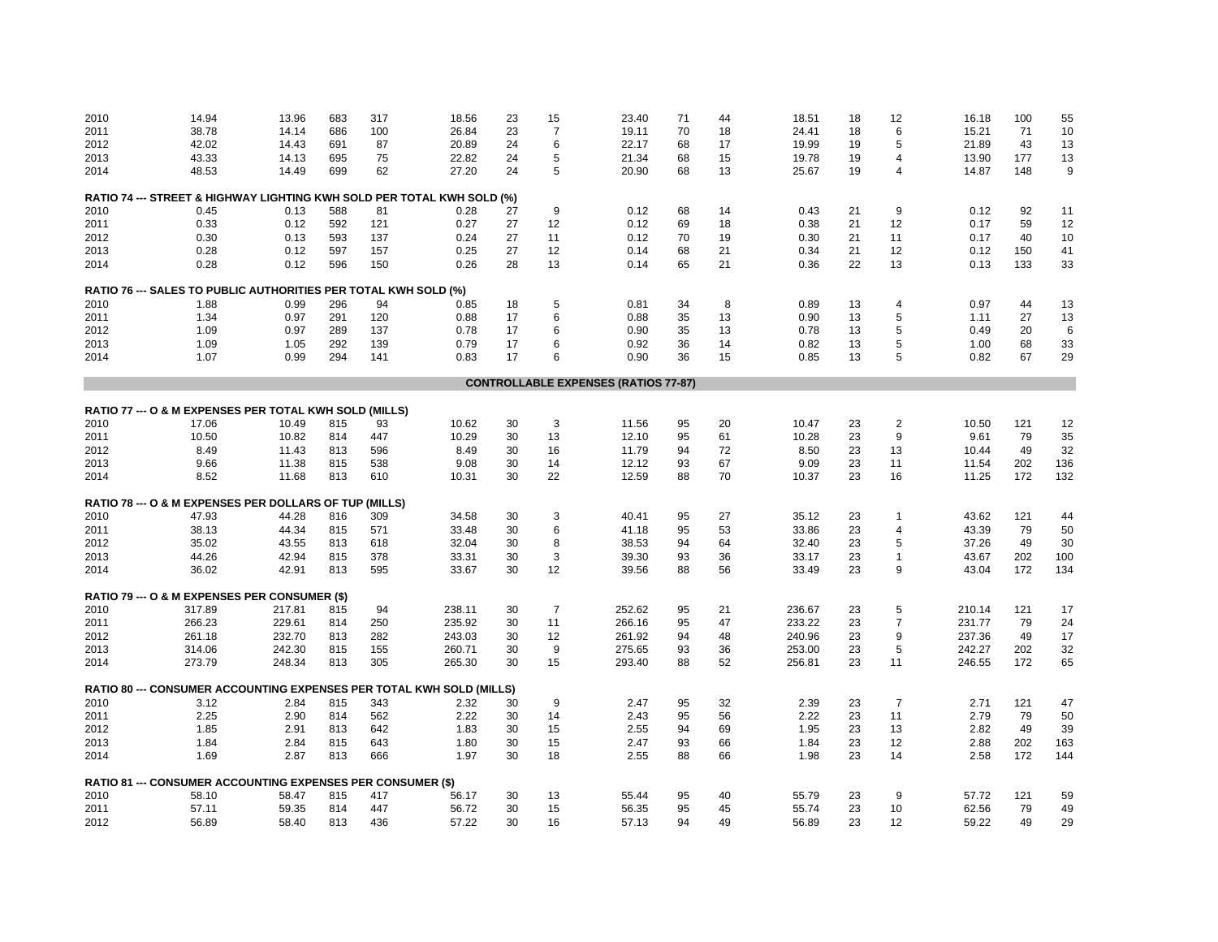| | | | | | | | | | | | | | | | | |
|---|---|---|---|---|---|---|---|---|---|---|---|---|---|---|---|---|
| 2010 | 14.94 | 13.96 | 683 | 317 | 18.56 | 23 | 15 | 23.40 | 71 | 44 | 18.51 | 18 | 12 | 16.18 | 100 | 55 |
| 2011 | 38.78 | 14.14 | 686 | 100 | 26.84 | 23 | 7 | 19.11 | 70 | 18 | 24.41 | 18 | 6 | 15.21 | 71 | 10 |
| 2012 | 42.02 | 14.43 | 691 | 87 | 20.89 | 24 | 6 | 22.17 | 68 | 17 | 19.99 | 19 | 5 | 21.89 | 43 | 13 |
| 2013 | 43.33 | 14.13 | 695 | 75 | 22.82 | 24 | 5 | 21.34 | 68 | 15 | 19.78 | 19 | 4 | 13.90 | 177 | 13 |
| 2014 | 48.53 | 14.49 | 699 | 62 | 27.20 | 24 | 5 | 20.90 | 68 | 13 | 25.67 | 19 | 4 | 14.87 | 148 | 9 |

**RATIO 74 --- STREET & HIGHWAY LIGHTING KWH SOLD PER TOTAL KWH SOLD (%)**

| | | | | | | | | | | | | | | | | |
|---|---|---|---|---|---|---|---|---|---|---|---|---|---|---|---|---|
| 2010 | 0.45 | 0.13 | 588 | 81 | 0.28 | 27 | 9 | 0.12 | 68 | 14 | 0.43 | 21 | 9 | 0.12 | 92 | 11 |
| 2011 | 0.33 | 0.12 | 592 | 121 | 0.27 | 27 | 12 | 0.12 | 69 | 18 | 0.38 | 21 | 12 | 0.17 | 59 | 12 |
| 2012 | 0.30 | 0.13 | 593 | 137 | 0.24 | 27 | 11 | 0.12 | 70 | 19 | 0.30 | 21 | 11 | 0.17 | 40 | 10 |
| 2013 | 0.28 | 0.12 | 597 | 157 | 0.25 | 27 | 12 | 0.14 | 68 | 21 | 0.34 | 21 | 12 | 0.12 | 150 | 41 |
| 2014 | 0.28 | 0.12 | 596 | 150 | 0.26 | 28 | 13 | 0.14 | 65 | 21 | 0.36 | 22 | 13 | 0.13 | 133 | 33 |

**RATIO 76 --- SALES TO PUBLIC AUTHORITIES PER TOTAL KWH SOLD (%)**

| | | | | | | | | | | | | | | | | |
|---|---|---|---|---|---|---|---|---|---|---|---|---|---|---|---|---|
| 2010 | 1.88 | 0.99 | 296 | 94 | 0.85 | 18 | 5 | 0.81 | 34 | 8 | 0.89 | 13 | 4 | 0.97 | 44 | 13 |
| 2011 | 1.34 | 0.97 | 291 | 120 | 0.88 | 17 | 6 | 0.88 | 35 | 13 | 0.90 | 13 | 5 | 1.11 | 27 | 13 |
| 2012 | 1.09 | 0.97 | 289 | 137 | 0.78 | 17 | 6 | 0.90 | 35 | 13 | 0.78 | 13 | 5 | 0.49 | 20 | 6 |
| 2013 | 1.09 | 1.05 | 292 | 139 | 0.79 | 17 | 6 | 0.92 | 36 | 14 | 0.82 | 13 | 5 | 1.00 | 68 | 33 |
| 2014 | 1.07 | 0.99 | 294 | 141 | 0.83 | 17 | 6 | 0.90 | 36 | 15 | 0.85 | 13 | 5 | 0.82 | 67 | 29 |

## CONTROLLABLE EXPENSES (RATIOS 77-87)

**RATIO 77 --- O & M EXPENSES PER TOTAL KWH SOLD (MILLS)**

| | | | | | | | | | | | | | | | | |
|---|---|---|---|---|---|---|---|---|---|---|---|---|---|---|---|---|
| 2010 | 17.06 | 10.49 | 815 | 93 | 10.62 | 30 | 3 | 11.56 | 95 | 20 | 10.47 | 23 | 2 | 10.50 | 121 | 12 |
| 2011 | 10.50 | 10.82 | 814 | 447 | 10.29 | 30 | 13 | 12.10 | 95 | 61 | 10.28 | 23 | 9 | 9.61 | 79 | 35 |
| 2012 | 8.49 | 11.43 | 813 | 596 | 8.49 | 30 | 16 | 11.79 | 94 | 72 | 8.50 | 23 | 13 | 10.44 | 49 | 32 |
| 2013 | 9.66 | 11.38 | 815 | 538 | 9.08 | 30 | 14 | 12.12 | 93 | 67 | 9.09 | 23 | 11 | 11.54 | 202 | 136 |
| 2014 | 8.52 | 11.68 | 813 | 610 | 10.31 | 30 | 22 | 12.59 | 88 | 70 | 10.37 | 23 | 16 | 11.25 | 172 | 132 |

**RATIO 78 --- O & M EXPENSES PER DOLLARS OF TUP (MILLS)**

| | | | | | | | | | | | | | | | | |
|---|---|---|---|---|---|---|---|---|---|---|---|---|---|---|---|---|
| 2010 | 47.93 | 44.28 | 816 | 309 | 34.58 | 30 | 3 | 40.41 | 95 | 27 | 35.12 | 23 | 1 | 43.62 | 121 | 44 |
| 2011 | 38.13 | 44.34 | 815 | 571 | 33.48 | 30 | 6 | 41.18 | 95 | 53 | 33.86 | 23 | 4 | 43.39 | 79 | 50 |
| 2012 | 35.02 | 43.55 | 813 | 618 | 32.04 | 30 | 8 | 38.53 | 94 | 64 | 32.40 | 23 | 5 | 37.26 | 49 | 30 |
| 2013 | 44.26 | 42.94 | 815 | 378 | 33.31 | 30 | 3 | 39.30 | 93 | 36 | 33.17 | 23 | 1 | 43.67 | 202 | 100 |
| 2014 | 36.02 | 42.91 | 813 | 595 | 33.67 | 30 | 12 | 39.56 | 88 | 56 | 33.49 | 23 | 9 | 43.04 | 172 | 134 |

**RATIO 79 --- O & M EXPENSES PER CONSUMER ($)**

| | | | | | | | | | | | | | | | | |
|---|---|---|---|---|---|---|---|---|---|---|---|---|---|---|---|---|
| 2010 | 317.89 | 217.81 | 815 | 94 | 238.11 | 30 | 7 | 252.62 | 95 | 21 | 236.67 | 23 | 5 | 210.14 | 121 | 17 |
| 2011 | 266.23 | 229.61 | 814 | 250 | 235.92 | 30 | 11 | 266.16 | 95 | 47 | 233.22 | 23 | 7 | 231.77 | 79 | 24 |
| 2012 | 261.18 | 232.70 | 813 | 282 | 243.03 | 30 | 12 | 261.92 | 94 | 48 | 240.96 | 23 | 9 | 237.36 | 49 | 17 |
| 2013 | 314.06 | 242.30 | 815 | 155 | 260.71 | 30 | 9 | 275.65 | 93 | 36 | 253.00 | 23 | 5 | 242.27 | 202 | 32 |
| 2014 | 273.79 | 248.34 | 813 | 305 | 265.30 | 30 | 15 | 293.40 | 88 | 52 | 256.81 | 23 | 11 | 246.55 | 172 | 65 |

**RATIO 80 --- CONSUMER ACCOUNTING EXPENSES PER TOTAL KWH SOLD (MILLS)**

| | | | | | | | | | | | | | | | | |
|---|---|---|---|---|---|---|---|---|---|---|---|---|---|---|---|---|
| 2010 | 3.12 | 2.84 | 815 | 343 | 2.32 | 30 | 9 | 2.47 | 95 | 32 | 2.39 | 23 | 7 | 2.71 | 121 | 47 |
| 2011 | 2.25 | 2.90 | 814 | 562 | 2.22 | 30 | 14 | 2.43 | 95 | 56 | 2.22 | 23 | 11 | 2.79 | 79 | 50 |
| 2012 | 1.85 | 2.91 | 813 | 642 | 1.83 | 30 | 15 | 2.55 | 94 | 69 | 1.95 | 23 | 13 | 2.82 | 49 | 39 |
| 2013 | 1.84 | 2.84 | 815 | 643 | 1.80 | 30 | 15 | 2.47 | 93 | 66 | 1.84 | 23 | 12 | 2.88 | 202 | 163 |
| 2014 | 1.69 | 2.87 | 813 | 666 | 1.97 | 30 | 18 | 2.55 | 88 | 66 | 1.98 | 23 | 14 | 2.58 | 172 | 144 |

**RATIO 81 --- CONSUMER ACCOUNTING EXPENSES PER CONSUMER ($)**

| | | | | | | | | | | | | | | | | |
|---|---|---|---|---|---|---|---|---|---|---|---|---|---|---|---|---|
| 2010 | 58.10 | 58.47 | 815 | 417 | 56.17 | 30 | 13 | 55.44 | 95 | 40 | 55.79 | 23 | 9 | 57.72 | 121 | 59 |
| 2011 | 57.11 | 59.35 | 814 | 447 | 56.72 | 30 | 15 | 56.35 | 95 | 45 | 55.74 | 23 | 10 | 62.56 | 79 | 49 |
| 2012 | 56.89 | 58.40 | 813 | 436 | 57.22 | 30 | 16 | 57.13 | 94 | 49 | 56.89 | 23 | 12 | 59.22 | 49 | 29 |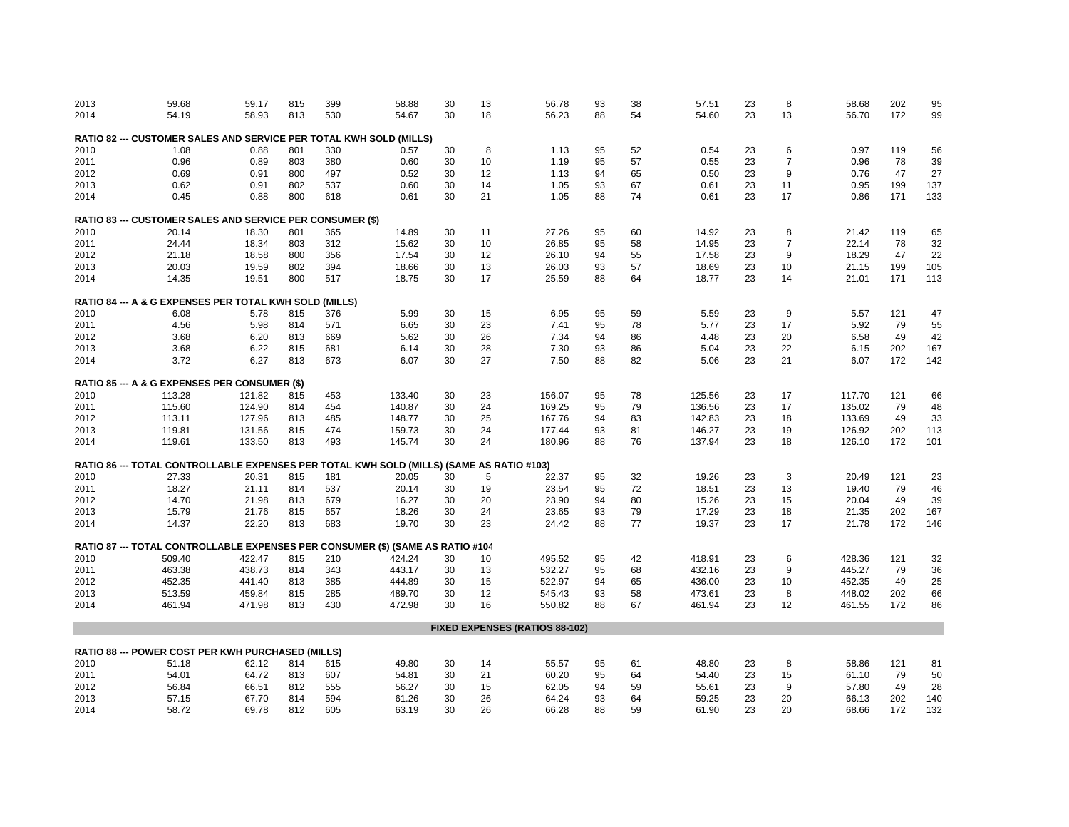| | | | | | | | | | | | | | | | | | |
|---|---|---|---|---|---|---|---|---|---|---|---|---|---|---|---|---|---|
| 2013 | 59.68 | 59.17 | 815 | 399 | 58.88 | 30 | 13 | 56.78 | 93 | 38 | 57.51 | 23 | 8 | 58.68 | 202 | 95 |
| 2014 | 54.19 | 58.93 | 813 | 530 | 54.67 | 30 | 18 | 56.23 | 88 | 54 | 54.60 | 23 | 13 | 56.70 | 172 | 99 |

**RATIO 82 --- CUSTOMER SALES AND SERVICE PER TOTAL KWH SOLD (MILLS)**

| | | | | | | | | | | | | | | | | |
|---|---|---|---|---|---|---|---|---|---|---|---|---|---|---|---|---|
| 2010 | 1.08 | 0.88 | 801 | 330 | 0.57 | 30 | 8 | 1.13 | 95 | 52 | 0.54 | 23 | 6 | 0.97 | 119 | 56 |
| 2011 | 0.96 | 0.89 | 803 | 380 | 0.60 | 30 | 10 | 1.19 | 95 | 57 | 0.55 | 23 | 7 | 0.96 | 78 | 39 |
| 2012 | 0.69 | 0.91 | 800 | 497 | 0.52 | 30 | 12 | 1.13 | 94 | 65 | 0.50 | 23 | 9 | 0.76 | 47 | 27 |
| 2013 | 0.62 | 0.91 | 802 | 537 | 0.60 | 30 | 14 | 1.05 | 93 | 67 | 0.61 | 23 | 11 | 0.95 | 199 | 137 |
| 2014 | 0.45 | 0.88 | 800 | 618 | 0.61 | 30 | 21 | 1.05 | 88 | 74 | 0.61 | 23 | 17 | 0.86 | 171 | 133 |

**RATIO 83 --- CUSTOMER SALES AND SERVICE PER CONSUMER ($)**

| | | | | | | | | | | | | | | | | |
|---|---|---|---|---|---|---|---|---|---|---|---|---|---|---|---|---|
| 2010 | 20.14 | 18.30 | 801 | 365 | 14.89 | 30 | 11 | 27.26 | 95 | 60 | 14.92 | 23 | 8 | 21.42 | 119 | 65 |
| 2011 | 24.44 | 18.34 | 803 | 312 | 15.62 | 30 | 10 | 26.85 | 95 | 58 | 14.95 | 23 | 7 | 22.14 | 78 | 32 |
| 2012 | 21.18 | 18.58 | 800 | 356 | 17.54 | 30 | 12 | 26.10 | 94 | 55 | 17.58 | 23 | 9 | 18.29 | 47 | 22 |
| 2013 | 20.03 | 19.59 | 802 | 394 | 18.66 | 30 | 13 | 26.03 | 93 | 57 | 18.69 | 23 | 10 | 21.15 | 199 | 105 |
| 2014 | 14.35 | 19.51 | 800 | 517 | 18.75 | 30 | 17 | 25.59 | 88 | 64 | 18.77 | 23 | 14 | 21.01 | 171 | 113 |

**RATIO 84 --- A & G EXPENSES PER TOTAL KWH SOLD (MILLS)**

| | | | | | | | | | | | | | | | | |
|---|---|---|---|---|---|---|---|---|---|---|---|---|---|---|---|---|
| 2010 | 6.08 | 5.78 | 815 | 376 | 5.99 | 30 | 15 | 6.95 | 95 | 59 | 5.59 | 23 | 9 | 5.57 | 121 | 47 |
| 2011 | 4.56 | 5.98 | 814 | 571 | 6.65 | 30 | 23 | 7.41 | 95 | 78 | 5.77 | 23 | 17 | 5.92 | 79 | 55 |
| 2012 | 3.68 | 6.20 | 813 | 669 | 5.62 | 30 | 26 | 7.34 | 94 | 86 | 4.48 | 23 | 20 | 6.58 | 49 | 42 |
| 2013 | 3.68 | 6.22 | 815 | 681 | 6.14 | 30 | 28 | 7.30 | 93 | 86 | 5.04 | 23 | 22 | 6.15 | 202 | 167 |
| 2014 | 3.72 | 6.27 | 813 | 673 | 6.07 | 30 | 27 | 7.50 | 88 | 82 | 5.06 | 23 | 21 | 6.07 | 172 | 142 |

**RATIO 85 --- A & G EXPENSES PER CONSUMER ($)**

| | | | | | | | | | | | | | | | | |
|---|---|---|---|---|---|---|---|---|---|---|---|---|---|---|---|---|
| 2010 | 113.28 | 121.82 | 815 | 453 | 133.40 | 30 | 23 | 156.07 | 95 | 78 | 125.56 | 23 | 17 | 117.70 | 121 | 66 |
| 2011 | 115.60 | 124.90 | 814 | 454 | 140.87 | 30 | 24 | 169.25 | 95 | 79 | 136.56 | 23 | 17 | 135.02 | 79 | 48 |
| 2012 | 113.11 | 127.96 | 813 | 485 | 148.77 | 30 | 25 | 167.76 | 94 | 83 | 142.83 | 23 | 18 | 133.69 | 49 | 33 |
| 2013 | 119.81 | 131.56 | 815 | 474 | 159.73 | 30 | 24 | 177.44 | 93 | 81 | 146.27 | 23 | 19 | 126.92 | 202 | 113 |
| 2014 | 119.61 | 133.50 | 813 | 493 | 145.74 | 30 | 24 | 180.96 | 88 | 76 | 137.94 | 23 | 18 | 126.10 | 172 | 101 |

**RATIO 86 --- TOTAL CONTROLLABLE EXPENSES PER TOTAL KWH SOLD (MILLS) (SAME AS RATIO #103)**

| | | | | | | | | | | | | | | | | |
|---|---|---|---|---|---|---|---|---|---|---|---|---|---|---|---|---|
| 2010 | 27.33 | 20.31 | 815 | 181 | 20.05 | 30 | 5 | 22.37 | 95 | 32 | 19.26 | 23 | 3 | 20.49 | 121 | 23 |
| 2011 | 18.27 | 21.11 | 814 | 537 | 20.14 | 30 | 19 | 23.54 | 95 | 72 | 18.51 | 23 | 13 | 19.40 | 79 | 46 |
| 2012 | 14.70 | 21.98 | 813 | 679 | 16.27 | 30 | 20 | 23.90 | 94 | 80 | 15.26 | 23 | 15 | 20.04 | 49 | 39 |
| 2013 | 15.79 | 21.76 | 815 | 657 | 18.26 | 30 | 24 | 23.65 | 93 | 79 | 17.29 | 23 | 18 | 21.35 | 202 | 167 |
| 2014 | 14.37 | 22.20 | 813 | 683 | 19.70 | 30 | 23 | 24.42 | 88 | 77 | 19.37 | 23 | 17 | 21.78 | 172 | 146 |

**RATIO 87 --- TOTAL CONTROLLABLE EXPENSES PER CONSUMER ($) (SAME AS RATIO #104**

| | | | | | | | | | | | | | | | | |
|---|---|---|---|---|---|---|---|---|---|---|---|---|---|---|---|---|
| 2010 | 509.40 | 422.47 | 815 | 210 | 424.24 | 30 | 10 | 495.52 | 95 | 42 | 418.91 | 23 | 6 | 428.36 | 121 | 32 |
| 2011 | 463.38 | 438.73 | 814 | 343 | 443.17 | 30 | 13 | 532.27 | 95 | 68 | 432.16 | 23 | 9 | 445.27 | 79 | 36 |
| 2012 | 452.35 | 441.40 | 813 | 385 | 444.89 | 30 | 15 | 522.97 | 94 | 65 | 436.00 | 23 | 10 | 452.35 | 49 | 25 |
| 2013 | 513.59 | 459.84 | 815 | 285 | 489.70 | 30 | 12 | 545.43 | 93 | 58 | 473.61 | 23 | 8 | 448.02 | 202 | 66 |
| 2014 | 461.94 | 471.98 | 813 | 430 | 472.98 | 30 | 16 | 550.82 | 88 | 67 | 461.94 | 23 | 12 | 461.55 | 172 | 86 |

## FIXED EXPENSES (RATIOS 88-102)

**RATIO 88 --- POWER COST PER KWH PURCHASED (MILLS)**

| | | | | | | | | | | | | | | | | |
|---|---|---|---|---|---|---|---|---|---|---|---|---|---|---|---|---|
| 2010 | 51.18 | 62.12 | 814 | 615 | 49.80 | 30 | 14 | 55.57 | 95 | 61 | 48.80 | 23 | 8 | 58.86 | 121 | 81 |
| 2011 | 54.01 | 64.72 | 813 | 607 | 54.81 | 30 | 21 | 60.20 | 95 | 64 | 54.40 | 23 | 15 | 61.10 | 79 | 50 |
| 2012 | 56.84 | 66.51 | 812 | 555 | 56.27 | 30 | 15 | 62.05 | 94 | 59 | 55.61 | 23 | 9 | 57.80 | 49 | 28 |
| 2013 | 57.15 | 67.70 | 814 | 594 | 61.26 | 30 | 26 | 64.24 | 93 | 64 | 59.25 | 23 | 20 | 66.13 | 202 | 140 |
| 2014 | 58.72 | 69.78 | 812 | 605 | 63.19 | 30 | 26 | 66.28 | 88 | 59 | 61.90 | 23 | 20 | 68.66 | 172 | 132 |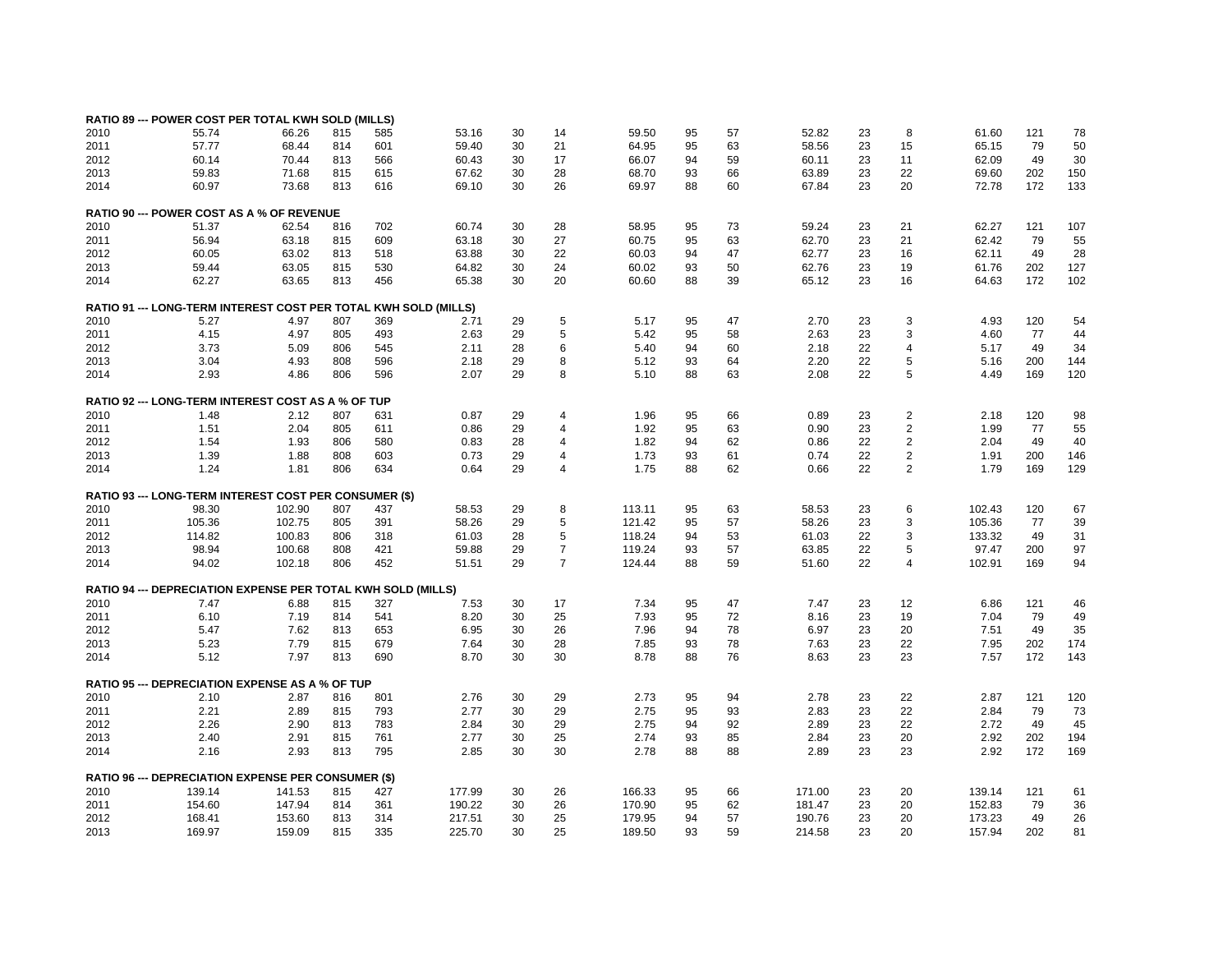| | | | | | | | | | | | | | | | | |
|---|---|---|---|---|---|---|---|---|---|---|---|---|---|---|---|---|
| **RATIO 89 --- POWER COST PER TOTAL KWH SOLD (MILLS)** | | | | | | | | | | | | | | | | |
| 2010 | 55.74 | 66.26 | 815 | 585 | 53.16 | 30 | 14 | 59.50 | 95 | 57 | 52.82 | 23 | 8 | 61.60 | 121 | 78 |
| 2011 | 57.77 | 68.44 | 814 | 601 | 59.40 | 30 | 21 | 64.95 | 95 | 63 | 58.56 | 23 | 15 | 65.15 | 79 | 50 |
| 2012 | 60.14 | 70.44 | 813 | 566 | 60.43 | 30 | 17 | 66.07 | 94 | 59 | 60.11 | 23 | 11 | 62.09 | 49 | 30 |
| 2013 | 59.83 | 71.68 | 815 | 615 | 67.62 | 30 | 28 | 68.70 | 93 | 66 | 63.89 | 23 | 22 | 69.60 | 202 | 150 |
| 2014 | 60.97 | 73.68 | 813 | 616 | 69.10 | 30 | 26 | 69.97 | 88 | 60 | 67.84 | 23 | 20 | 72.78 | 172 | 133 |
| **RATIO 90 --- POWER COST AS A % OF REVENUE** | | | | | | | | | | | | | | | | |
| 2010 | 51.37 | 62.54 | 816 | 702 | 60.74 | 30 | 28 | 58.95 | 95 | 73 | 59.24 | 23 | 21 | 62.27 | 121 | 107 |
| 2011 | 56.94 | 63.18 | 815 | 609 | 63.18 | 30 | 27 | 60.75 | 95 | 63 | 62.70 | 23 | 21 | 62.42 | 79 | 55 |
| 2012 | 60.05 | 63.02 | 813 | 518 | 63.88 | 30 | 22 | 60.03 | 94 | 47 | 62.77 | 23 | 16 | 62.11 | 49 | 28 |
| 2013 | 59.44 | 63.05 | 815 | 530 | 64.82 | 30 | 24 | 60.02 | 93 | 50 | 62.76 | 23 | 19 | 61.76 | 202 | 127 |
| 2014 | 62.27 | 63.65 | 813 | 456 | 65.38 | 30 | 20 | 60.60 | 88 | 39 | 65.12 | 23 | 16 | 64.63 | 172 | 102 |
| **RATIO 91 --- LONG-TERM INTEREST COST PER TOTAL KWH SOLD (MILLS)** | | | | | | | | | | | | | | | | |
| 2010 | 5.27 | 4.97 | 807 | 369 | 2.71 | 29 | 5 | 5.17 | 95 | 47 | 2.70 | 23 | 3 | 4.93 | 120 | 54 |
| 2011 | 4.15 | 4.97 | 805 | 493 | 2.63 | 29 | 5 | 5.42 | 95 | 58 | 2.63 | 23 | 3 | 4.60 | 77 | 44 |
| 2012 | 3.73 | 5.09 | 806 | 545 | 2.11 | 28 | 6 | 5.40 | 94 | 60 | 2.18 | 22 | 4 | 5.17 | 49 | 34 |
| 2013 | 3.04 | 4.93 | 808 | 596 | 2.18 | 29 | 8 | 5.12 | 93 | 64 | 2.20 | 22 | 5 | 5.16 | 200 | 144 |
| 2014 | 2.93 | 4.86 | 806 | 596 | 2.07 | 29 | 8 | 5.10 | 88 | 63 | 2.08 | 22 | 5 | 4.49 | 169 | 120 |
| **RATIO 92 --- LONG-TERM INTEREST COST AS A % OF TUP** | | | | | | | | | | | | | | | | |
| 2010 | 1.48 | 2.12 | 807 | 631 | 0.87 | 29 | 4 | 1.96 | 95 | 66 | 0.89 | 23 | 2 | 2.18 | 120 | 98 |
| 2011 | 1.51 | 2.04 | 805 | 611 | 0.86 | 29 | 4 | 1.92 | 95 | 63 | 0.90 | 23 | 2 | 1.99 | 77 | 55 |
| 2012 | 1.54 | 1.93 | 806 | 580 | 0.83 | 28 | 4 | 1.82 | 94 | 62 | 0.86 | 22 | 2 | 2.04 | 49 | 40 |
| 2013 | 1.39 | 1.88 | 808 | 603 | 0.73 | 29 | 4 | 1.73 | 93 | 61 | 0.74 | 22 | 2 | 1.91 | 200 | 146 |
| 2014 | 1.24 | 1.81 | 806 | 634 | 0.64 | 29 | 4 | 1.75 | 88 | 62 | 0.66 | 22 | 2 | 1.79 | 169 | 129 |
| **RATIO 93 --- LONG-TERM INTEREST COST PER CONSUMER ($)** | | | | | | | | | | | | | | | | |
| 2010 | 98.30 | 102.90 | 807 | 437 | 58.53 | 29 | 8 | 113.11 | 95 | 63 | 58.53 | 23 | 6 | 102.43 | 120 | 67 |
| 2011 | 105.36 | 102.75 | 805 | 391 | 58.26 | 29 | 5 | 121.42 | 95 | 57 | 58.26 | 23 | 3 | 105.36 | 77 | 39 |
| 2012 | 114.82 | 100.83 | 806 | 318 | 61.03 | 28 | 5 | 118.24 | 94 | 53 | 61.03 | 22 | 3 | 133.32 | 49 | 31 |
| 2013 | 98.94 | 100.68 | 808 | 421 | 59.88 | 29 | 7 | 119.24 | 93 | 57 | 63.85 | 22 | 5 | 97.47 | 200 | 97 |
| 2014 | 94.02 | 102.18 | 806 | 452 | 51.51 | 29 | 7 | 124.44 | 88 | 59 | 51.60 | 22 | 4 | 102.91 | 169 | 94 |
| **RATIO 94 --- DEPRECIATION EXPENSE PER TOTAL KWH SOLD (MILLS)** | | | | | | | | | | | | | | | | |
| 2010 | 7.47 | 6.88 | 815 | 327 | 7.53 | 30 | 17 | 7.34 | 95 | 47 | 7.47 | 23 | 12 | 6.86 | 121 | 46 |
| 2011 | 6.10 | 7.19 | 814 | 541 | 8.20 | 30 | 25 | 7.93 | 95 | 72 | 8.16 | 23 | 19 | 7.04 | 79 | 49 |
| 2012 | 5.47 | 7.62 | 813 | 653 | 6.95 | 30 | 26 | 7.96 | 94 | 78 | 6.97 | 23 | 20 | 7.51 | 49 | 35 |
| 2013 | 5.23 | 7.79 | 815 | 679 | 7.64 | 30 | 28 | 7.85 | 93 | 78 | 7.63 | 23 | 22 | 7.95 | 202 | 174 |
| 2014 | 5.12 | 7.97 | 813 | 690 | 8.70 | 30 | 30 | 8.78 | 88 | 76 | 8.63 | 23 | 23 | 7.57 | 172 | 143 |
| **RATIO 95 --- DEPRECIATION EXPENSE AS A % OF TUP** | | | | | | | | | | | | | | | | |
| 2010 | 2.10 | 2.87 | 816 | 801 | 2.76 | 30 | 29 | 2.73 | 95 | 94 | 2.78 | 23 | 22 | 2.87 | 121 | 120 |
| 2011 | 2.21 | 2.89 | 815 | 793 | 2.77 | 30 | 29 | 2.75 | 95 | 93 | 2.83 | 23 | 22 | 2.84 | 79 | 73 |
| 2012 | 2.26 | 2.90 | 813 | 783 | 2.84 | 30 | 29 | 2.75 | 94 | 92 | 2.89 | 23 | 22 | 2.72 | 49 | 45 |
| 2013 | 2.40 | 2.91 | 815 | 761 | 2.77 | 30 | 25 | 2.74 | 93 | 85 | 2.84 | 23 | 20 | 2.92 | 202 | 194 |
| 2014 | 2.16 | 2.93 | 813 | 795 | 2.85 | 30 | 30 | 2.78 | 88 | 88 | 2.89 | 23 | 23 | 2.92 | 172 | 169 |
| **RATIO 96 --- DEPRECIATION EXPENSE PER CONSUMER ($)** | | | | | | | | | | | | | | | | |
| 2010 | 139.14 | 141.53 | 815 | 427 | 177.99 | 30 | 26 | 166.33 | 95 | 66 | 171.00 | 23 | 20 | 139.14 | 121 | 61 |
| 2011 | 154.60 | 147.94 | 814 | 361 | 190.22 | 30 | 26 | 170.90 | 95 | 62 | 181.47 | 23 | 20 | 152.83 | 79 | 36 |
| 2012 | 168.41 | 153.60 | 813 | 314 | 217.51 | 30 | 25 | 179.95 | 94 | 57 | 190.76 | 23 | 20 | 173.23 | 49 | 26 |
| 2013 | 169.97 | 159.09 | 815 | 335 | 225.70 | 30 | 25 | 189.50 | 93 | 59 | 214.58 | 23 | 20 | 157.94 | 202 | 81 |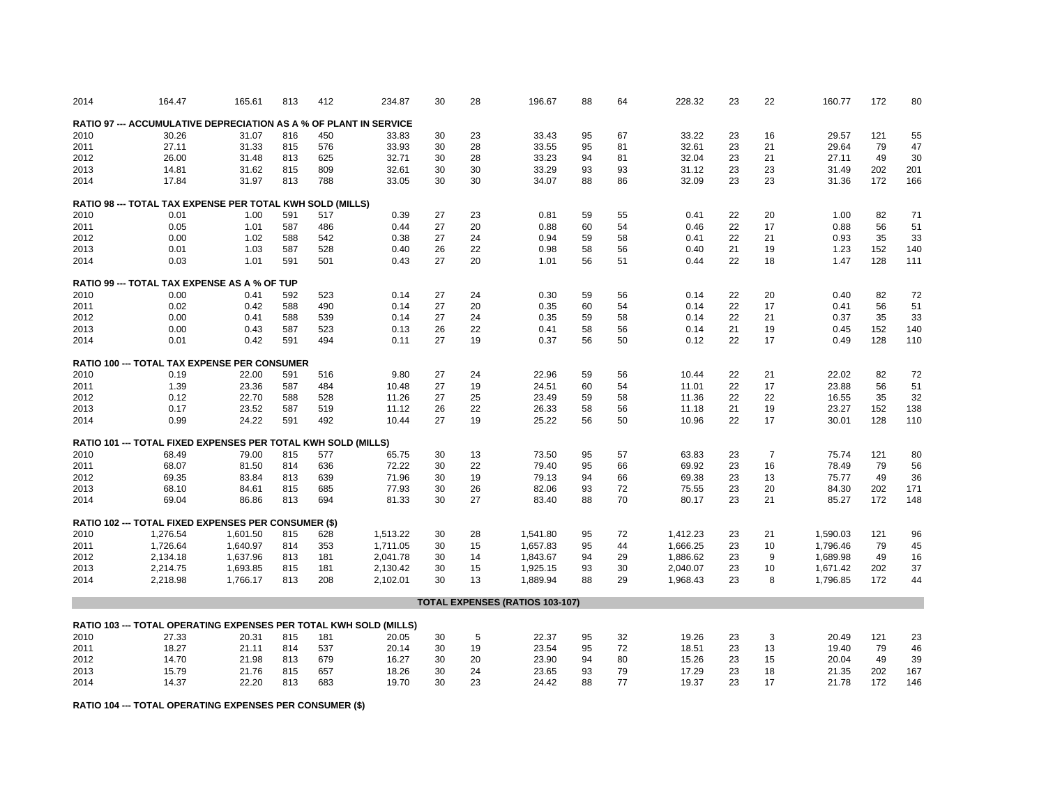| | | | | | | | | | | | | | | | | | |
|---|---|---|---|---|---|---|---|---|---|---|---|---|---|---|---|---|---|
| 2014 | 164.47 | 165.61 | 813 | 412 | 234.87 | 30 | 28 | 196.67 | 88 | 64 | 228.32 | 23 | 22 | 160.77 | 172 | 80 |

**RATIO 97 --- ACCUMULATIVE DEPRECIATION AS A % OF PLANT IN SERVICE**

| | | | | | | | | | | | | | | | | |
|---|---|---|---|---|---|---|---|---|---|---|---|---|---|---|---|---|
| 2010 | 30.26 | 31.07 | 816 | 450 | 33.83 | 30 | 23 | 33.43 | 95 | 67 | 33.22 | 23 | 16 | 29.57 | 121 | 55 |
| 2011 | 27.11 | 31.33 | 815 | 576 | 33.93 | 30 | 28 | 33.55 | 95 | 81 | 32.61 | 23 | 21 | 29.64 | 79 | 47 |
| 2012 | 26.00 | 31.48 | 813 | 625 | 32.71 | 30 | 28 | 33.23 | 94 | 81 | 32.04 | 23 | 21 | 27.11 | 49 | 30 |
| 2013 | 14.81 | 31.62 | 815 | 809 | 32.61 | 30 | 30 | 33.29 | 93 | 93 | 31.12 | 23 | 23 | 31.49 | 202 | 201 |
| 2014 | 17.84 | 31.97 | 813 | 788 | 33.05 | 30 | 30 | 34.07 | 88 | 86 | 32.09 | 23 | 23 | 31.36 | 172 | 166 |

**RATIO 98 --- TOTAL TAX EXPENSE PER TOTAL KWH SOLD (MILLS)**

| | | | | | | | | | | | | | | | | |
|---|---|---|---|---|---|---|---|---|---|---|---|---|---|---|---|---|
| 2010 | 0.01 | 1.00 | 591 | 517 | 0.39 | 27 | 23 | 0.81 | 59 | 55 | 0.41 | 22 | 20 | 1.00 | 82 | 71 |
| 2011 | 0.05 | 1.01 | 587 | 486 | 0.44 | 27 | 20 | 0.88 | 60 | 54 | 0.46 | 22 | 17 | 0.88 | 56 | 51 |
| 2012 | 0.00 | 1.02 | 588 | 542 | 0.38 | 27 | 24 | 0.94 | 59 | 58 | 0.41 | 22 | 21 | 0.93 | 35 | 33 |
| 2013 | 0.01 | 1.03 | 587 | 528 | 0.40 | 26 | 22 | 0.98 | 58 | 56 | 0.40 | 21 | 19 | 1.23 | 152 | 140 |
| 2014 | 0.03 | 1.01 | 591 | 501 | 0.43 | 27 | 20 | 1.01 | 56 | 51 | 0.44 | 22 | 18 | 1.47 | 128 | 111 |

**RATIO 99 --- TOTAL TAX EXPENSE AS A % OF TUP**

| | | | | | | | | | | | | | | | | |
|---|---|---|---|---|---|---|---|---|---|---|---|---|---|---|---|---|
| 2010 | 0.00 | 0.41 | 592 | 523 | 0.14 | 27 | 24 | 0.30 | 59 | 56 | 0.14 | 22 | 20 | 0.40 | 82 | 72 |
| 2011 | 0.02 | 0.42 | 588 | 490 | 0.14 | 27 | 20 | 0.35 | 60 | 54 | 0.14 | 22 | 17 | 0.41 | 56 | 51 |
| 2012 | 0.00 | 0.41 | 588 | 539 | 0.14 | 27 | 24 | 0.35 | 59 | 58 | 0.14 | 22 | 21 | 0.37 | 35 | 33 |
| 2013 | 0.00 | 0.43 | 587 | 523 | 0.13 | 26 | 22 | 0.41 | 58 | 56 | 0.14 | 21 | 19 | 0.45 | 152 | 140 |
| 2014 | 0.01 | 0.42 | 591 | 494 | 0.11 | 27 | 19 | 0.37 | 56 | 50 | 0.12 | 22 | 17 | 0.49 | 128 | 110 |

**RATIO 100 --- TOTAL TAX EXPENSE PER CONSUMER**

| | | | | | | | | | | | | | | | | |
|---|---|---|---|---|---|---|---|---|---|---|---|---|---|---|---|---|
| 2010 | 0.19 | 22.00 | 591 | 516 | 9.80 | 27 | 24 | 22.96 | 59 | 56 | 10.44 | 22 | 21 | 22.02 | 82 | 72 |
| 2011 | 1.39 | 23.36 | 587 | 484 | 10.48 | 27 | 19 | 24.51 | 60 | 54 | 11.01 | 22 | 17 | 23.88 | 56 | 51 |
| 2012 | 0.12 | 22.70 | 588 | 528 | 11.26 | 27 | 25 | 23.49 | 59 | 58 | 11.36 | 22 | 22 | 16.55 | 35 | 32 |
| 2013 | 0.17 | 23.52 | 587 | 519 | 11.12 | 26 | 22 | 26.33 | 58 | 56 | 11.18 | 21 | 19 | 23.27 | 152 | 138 |
| 2014 | 0.99 | 24.22 | 591 | 492 | 10.44 | 27 | 19 | 25.22 | 56 | 50 | 10.96 | 22 | 17 | 30.01 | 128 | 110 |

**RATIO 101 --- TOTAL FIXED EXPENSES PER TOTAL KWH SOLD (MILLS)**

| | | | | | | | | | | | | | | | | |
|---|---|---|---|---|---|---|---|---|---|---|---|---|---|---|---|---|
| 2010 | 68.49 | 79.00 | 815 | 577 | 65.75 | 30 | 13 | 73.50 | 95 | 57 | 63.83 | 23 | 7 | 75.74 | 121 | 80 |
| 2011 | 68.07 | 81.50 | 814 | 636 | 72.22 | 30 | 22 | 79.40 | 95 | 66 | 69.92 | 23 | 16 | 78.49 | 79 | 56 |
| 2012 | 69.35 | 83.84 | 813 | 639 | 71.96 | 30 | 19 | 79.13 | 94 | 66 | 69.38 | 23 | 13 | 75.77 | 49 | 36 |
| 2013 | 68.10 | 84.61 | 815 | 685 | 77.93 | 30 | 26 | 82.06 | 93 | 72 | 75.55 | 23 | 20 | 84.30 | 202 | 171 |
| 2014 | 69.04 | 86.86 | 813 | 694 | 81.33 | 30 | 27 | 83.40 | 88 | 70 | 80.17 | 23 | 21 | 85.27 | 172 | 148 |

**RATIO 102 --- TOTAL FIXED EXPENSES PER CONSUMER ($)**

| | | | | | | | | | | | | | | | | |
|---|---|---|---|---|---|---|---|---|---|---|---|---|---|---|---|---|
| 2010 | 1,276.54 | 1,601.50 | 815 | 628 | 1,513.22 | 30 | 28 | 1,541.80 | 95 | 72 | 1,412.23 | 23 | 21 | 1,590.03 | 121 | 96 |
| 2011 | 1,726.64 | 1,640.97 | 814 | 353 | 1,711.05 | 30 | 15 | 1,657.83 | 95 | 44 | 1,666.25 | 23 | 10 | 1,796.46 | 79 | 45 |
| 2012 | 2,134.18 | 1,637.96 | 813 | 181 | 2,041.78 | 30 | 14 | 1,843.67 | 94 | 29 | 1,886.62 | 23 | 9 | 1,689.98 | 49 | 16 |
| 2013 | 2,214.75 | 1,693.85 | 815 | 181 | 2,130.42 | 30 | 15 | 1,925.15 | 93 | 30 | 2,040.07 | 23 | 10 | 1,671.42 | 202 | 37 |
| 2014 | 2,218.98 | 1,766.17 | 813 | 208 | 2,102.01 | 30 | 13 | 1,889.94 | 88 | 29 | 1,968.43 | 23 | 8 | 1,796.85 | 172 | 44 |

## TOTAL EXPENSES (RATIOS 103-107)

**RATIO 103 --- TOTAL OPERATING EXPENSES PER TOTAL KWH SOLD (MILLS)**

| | | | | | | | | | | | | | | | | |
|---|---|---|---|---|---|---|---|---|---|---|---|---|---|---|---|---|
| 2010 | 27.33 | 20.31 | 815 | 181 | 20.05 | 30 | 5 | 22.37 | 95 | 32 | 19.26 | 23 | 3 | 20.49 | 121 | 23 |
| 2011 | 18.27 | 21.11 | 814 | 537 | 20.14 | 30 | 19 | 23.54 | 95 | 72 | 18.51 | 23 | 13 | 19.40 | 79 | 46 |
| 2012 | 14.70 | 21.98 | 813 | 679 | 16.27 | 30 | 20 | 23.90 | 94 | 80 | 15.26 | 23 | 15 | 20.04 | 49 | 39 |
| 2013 | 15.79 | 21.76 | 815 | 657 | 18.26 | 30 | 24 | 23.65 | 93 | 79 | 17.29 | 23 | 18 | 21.35 | 202 | 167 |
| 2014 | 14.37 | 22.20 | 813 | 683 | 19.70 | 30 | 23 | 24.42 | 88 | 77 | 19.37 | 23 | 17 | 21.78 | 172 | 146 |

**RATIO 104 --- TOTAL OPERATING EXPENSES PER CONSUMER ($)**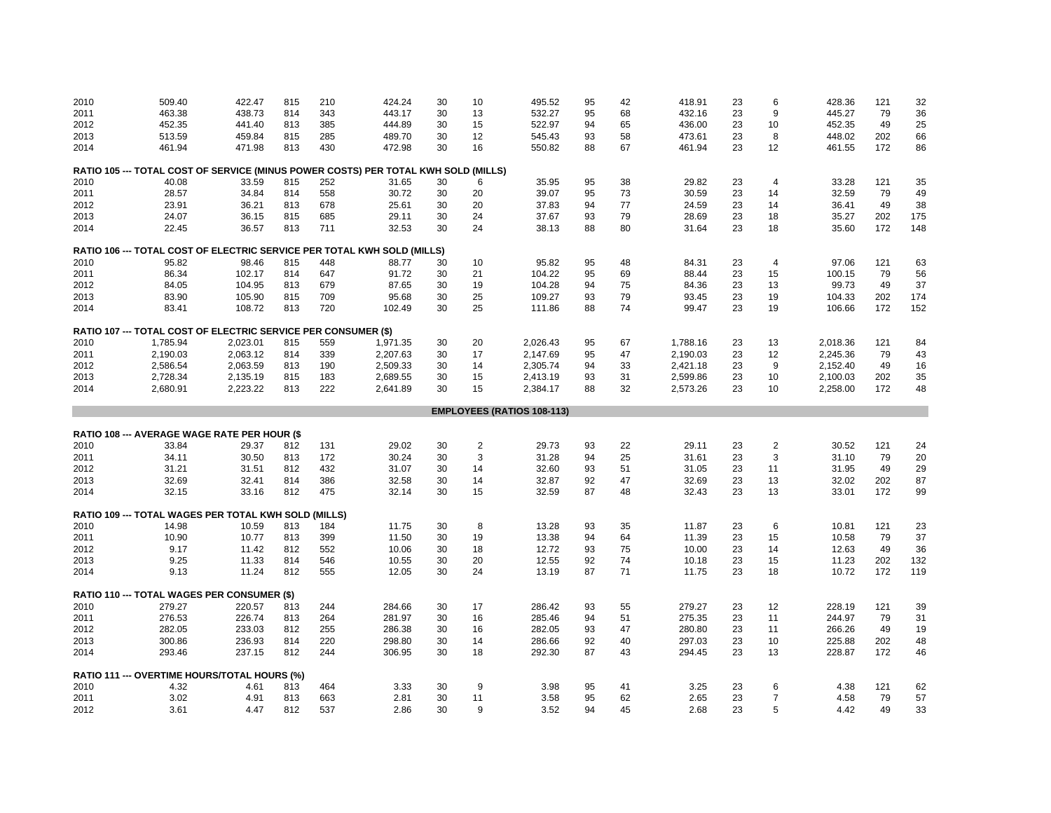| | | | | | | | | | | | | | | | | |
|---|---|---|---|---|---|---|---|---|---|---|---|---|---|---|---|---|
| 2010 | 509.40 | 422.47 | 815 | 210 | 424.24 | 30 | 10 | 495.52 | 95 | 42 | 418.91 | 23 | 6 | 428.36 | 121 | 32 |
| 2011 | 463.38 | 438.73 | 814 | 343 | 443.17 | 30 | 13 | 532.27 | 95 | 68 | 432.16 | 23 | 9 | 445.27 | 79 | 36 |
| 2012 | 452.35 | 441.40 | 813 | 385 | 444.89 | 30 | 15 | 522.97 | 94 | 65 | 436.00 | 23 | 10 | 452.35 | 49 | 25 |
| 2013 | 513.59 | 459.84 | 815 | 285 | 489.70 | 30 | 12 | 545.43 | 93 | 58 | 473.61 | 23 | 8 | 448.02 | 202 | 66 |
| 2014 | 461.94 | 471.98 | 813 | 430 | 472.98 | 30 | 16 | 550.82 | 88 | 67 | 461.94 | 23 | 12 | 461.55 | 172 | 86 |
| **RATIO 105 --- TOTAL COST OF SERVICE (MINUS POWER COSTS) PER TOTAL KWH SOLD (MILLS)** | | | | | | | | | | | | | | | | |
| 2010 | 40.08 | 33.59 | 815 | 252 | 31.65 | 30 | 6 | 35.95 | 95 | 38 | 29.82 | 23 | 4 | 33.28 | 121 | 35 |
| 2011 | 28.57 | 34.84 | 814 | 558 | 30.72 | 30 | 20 | 39.07 | 95 | 73 | 30.59 | 23 | 14 | 32.59 | 79 | 49 |
| 2012 | 23.91 | 36.21 | 813 | 678 | 25.61 | 30 | 20 | 37.83 | 94 | 77 | 24.59 | 23 | 14 | 36.41 | 49 | 38 |
| 2013 | 24.07 | 36.15 | 815 | 685 | 29.11 | 30 | 24 | 37.67 | 93 | 79 | 28.69 | 23 | 18 | 35.27 | 202 | 175 |
| 2014 | 22.45 | 36.57 | 813 | 711 | 32.53 | 30 | 24 | 38.13 | 88 | 80 | 31.64 | 23 | 18 | 35.60 | 172 | 148 |
| **RATIO 106 --- TOTAL COST OF ELECTRIC SERVICE PER TOTAL KWH SOLD (MILLS)** | | | | | | | | | | | | | | | | |
| 2010 | 95.82 | 98.46 | 815 | 448 | 88.77 | 30 | 10 | 95.82 | 95 | 48 | 84.31 | 23 | 4 | 97.06 | 121 | 63 |
| 2011 | 86.34 | 102.17 | 814 | 647 | 91.72 | 30 | 21 | 104.22 | 95 | 69 | 88.44 | 23 | 15 | 100.15 | 79 | 56 |
| 2012 | 84.05 | 104.95 | 813 | 679 | 87.65 | 30 | 19 | 104.28 | 94 | 75 | 84.36 | 23 | 13 | 99.73 | 49 | 37 |
| 2013 | 83.90 | 105.90 | 815 | 709 | 95.68 | 30 | 25 | 109.27 | 93 | 79 | 93.45 | 23 | 19 | 104.33 | 202 | 174 |
| 2014 | 83.41 | 108.72 | 813 | 720 | 102.49 | 30 | 25 | 111.86 | 88 | 74 | 99.47 | 23 | 19 | 106.66 | 172 | 152 |
| **RATIO 107 --- TOTAL COST OF ELECTRIC SERVICE PER CONSUMER ($)** | | | | | | | | | | | | | | | | |
| 2010 | 1,785.94 | 2,023.01 | 815 | 559 | 1,971.35 | 30 | 20 | 2,026.43 | 95 | 67 | 1,788.16 | 23 | 13 | 2,018.36 | 121 | 84 |
| 2011 | 2,190.03 | 2,063.12 | 814 | 339 | 2,207.63 | 30 | 17 | 2,147.69 | 95 | 47 | 2,190.03 | 23 | 12 | 2,245.36 | 79 | 43 |
| 2012 | 2,586.54 | 2,063.59 | 813 | 190 | 2,509.33 | 30 | 14 | 2,305.74 | 94 | 33 | 2,421.18 | 23 | 9 | 2,152.40 | 49 | 16 |
| 2013 | 2,728.34 | 2,135.19 | 815 | 183 | 2,689.55 | 30 | 15 | 2,413.19 | 93 | 31 | 2,599.86 | 23 | 10 | 2,100.03 | 202 | 35 |
| 2014 | 2,680.91 | 2,223.22 | 813 | 222 | 2,641.89 | 30 | 15 | 2,384.17 | 88 | 32 | 2,573.26 | 23 | 10 | 2,258.00 | 172 | 48 |
| **EMPLOYEES (RATIOS 108-113)** | | | | | | | | | | | | | | | | |
| **RATIO 108 --- AVERAGE WAGE RATE PER HOUR ($** | | | | | | | | | | | | | | | | |
| 2010 | 33.84 | 29.37 | 812 | 131 | 29.02 | 30 | 2 | 29.73 | 93 | 22 | 29.11 | 23 | 2 | 30.52 | 121 | 24 |
| 2011 | 34.11 | 30.50 | 813 | 172 | 30.24 | 30 | 3 | 31.28 | 94 | 25 | 31.61 | 23 | 3 | 31.10 | 79 | 20 |
| 2012 | 31.21 | 31.51 | 812 | 432 | 31.07 | 30 | 14 | 32.60 | 93 | 51 | 31.05 | 23 | 11 | 31.95 | 49 | 29 |
| 2013 | 32.69 | 32.41 | 814 | 386 | 32.58 | 30 | 14 | 32.87 | 92 | 47 | 32.69 | 23 | 13 | 32.02 | 202 | 87 |
| 2014 | 32.15 | 33.16 | 812 | 475 | 32.14 | 30 | 15 | 32.59 | 87 | 48 | 32.43 | 23 | 13 | 33.01 | 172 | 99 |
| **RATIO 109 --- TOTAL WAGES PER TOTAL KWH SOLD (MILLS)** | | | | | | | | | | | | | | | | |
| 2010 | 14.98 | 10.59 | 813 | 184 | 11.75 | 30 | 8 | 13.28 | 93 | 35 | 11.87 | 23 | 6 | 10.81 | 121 | 23 |
| 2011 | 10.90 | 10.77 | 813 | 399 | 11.50 | 30 | 19 | 13.38 | 94 | 64 | 11.39 | 23 | 15 | 10.58 | 79 | 37 |
| 2012 | 9.17 | 11.42 | 812 | 552 | 10.06 | 30 | 18 | 12.72 | 93 | 75 | 10.00 | 23 | 14 | 12.63 | 49 | 36 |
| 2013 | 9.25 | 11.33 | 814 | 546 | 10.55 | 30 | 20 | 12.55 | 92 | 74 | 10.18 | 23 | 15 | 11.23 | 202 | 132 |
| 2014 | 9.13 | 11.24 | 812 | 555 | 12.05 | 30 | 24 | 13.19 | 87 | 71 | 11.75 | 23 | 18 | 10.72 | 172 | 119 |
| **RATIO 110 --- TOTAL WAGES PER CONSUMER ($)** | | | | | | | | | | | | | | | | |
| 2010 | 279.27 | 220.57 | 813 | 244 | 284.66 | 30 | 17 | 286.42 | 93 | 55 | 279.27 | 23 | 12 | 228.19 | 121 | 39 |
| 2011 | 276.53 | 226.74 | 813 | 264 | 281.97 | 30 | 16 | 285.46 | 94 | 51 | 275.35 | 23 | 11 | 244.97 | 79 | 31 |
| 2012 | 282.05 | 233.03 | 812 | 255 | 286.38 | 30 | 16 | 282.05 | 93 | 47 | 280.80 | 23 | 11 | 266.26 | 49 | 19 |
| 2013 | 300.86 | 236.93 | 814 | 220 | 298.80 | 30 | 14 | 286.66 | 92 | 40 | 297.03 | 23 | 10 | 225.88 | 202 | 48 |
| 2014 | 293.46 | 237.15 | 812 | 244 | 306.95 | 30 | 18 | 292.30 | 87 | 43 | 294.45 | 23 | 13 | 228.87 | 172 | 46 |
| **RATIO 111 --- OVERTIME HOURS/TOTAL HOURS (%)** | | | | | | | | | | | | | | | | |
| 2010 | 4.32 | 4.61 | 813 | 464 | 3.33 | 30 | 9 | 3.98 | 95 | 41 | 3.25 | 23 | 6 | 4.38 | 121 | 62 |
| 2011 | 3.02 | 4.91 | 813 | 663 | 2.81 | 30 | 11 | 3.58 | 95 | 62 | 2.65 | 23 | 7 | 4.58 | 79 | 57 |
| 2012 | 3.61 | 4.47 | 812 | 537 | 2.86 | 30 | 9 | 3.52 | 94 | 45 | 2.68 | 23 | 5 | 4.42 | 49 | 33 |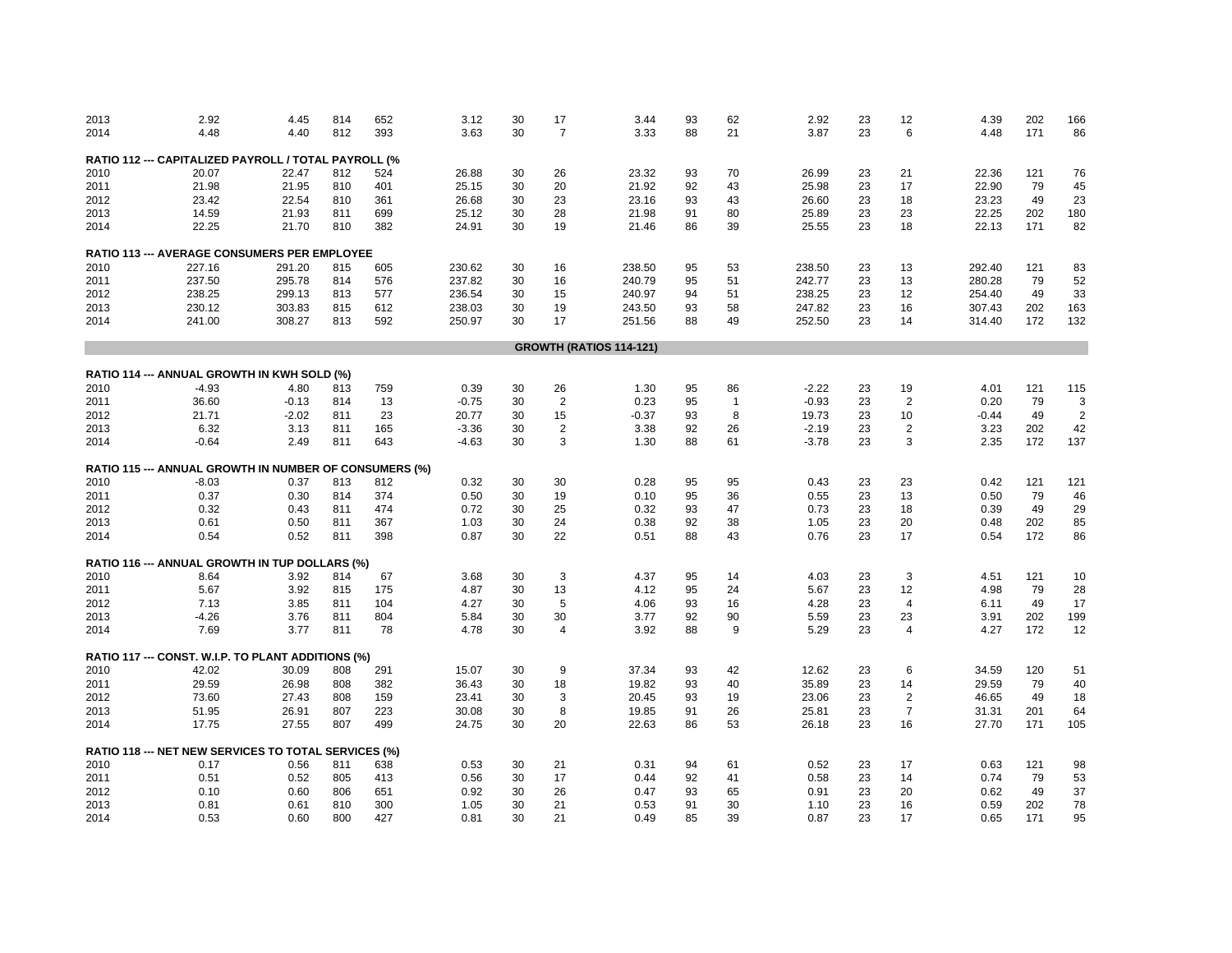| | | | | | | | | | | | | | | | | | |
|---|---|---|---|---|---|---|---|---|---|---|---|---|---|---|---|---|---|
| 2013 | 2.92 | 4.45 | 814 | 652 | 3.12 | 30 | 17 | 3.44 | 93 | 62 | 2.92 | 23 | 12 | 4.39 | 202 | 166 |
| 2014 | 4.48 | 4.40 | 812 | 393 | 3.63 | 30 | 7 | 3.33 | 88 | 21 | 3.87 | 23 | 6 | 4.48 | 171 | 86 |
| **RATIO 112 --- CAPITALIZED PAYROLL / TOTAL PAYROLL (%** | | | | | | | | | | | | | | | | |
| 2010 | 20.07 | 22.47 | 812 | 524 | 26.88 | 30 | 26 | 23.32 | 93 | 70 | 26.99 | 23 | 21 | 22.36 | 121 | 76 |
| 2011 | 21.98 | 21.95 | 810 | 401 | 25.15 | 30 | 20 | 21.92 | 92 | 43 | 25.98 | 23 | 17 | 22.90 | 79 | 45 |
| 2012 | 23.42 | 22.54 | 810 | 361 | 26.68 | 30 | 23 | 23.16 | 93 | 43 | 26.60 | 23 | 18 | 23.23 | 49 | 23 |
| 2013 | 14.59 | 21.93 | 811 | 699 | 25.12 | 30 | 28 | 21.98 | 91 | 80 | 25.89 | 23 | 23 | 22.25 | 202 | 180 |
| 2014 | 22.25 | 21.70 | 810 | 382 | 24.91 | 30 | 19 | 21.46 | 86 | 39 | 25.55 | 23 | 18 | 22.13 | 171 | 82 |
| **RATIO 113 --- AVERAGE CONSUMERS PER EMPLOYEE** | | | | | | | | | | | | | | | | |
| 2010 | 227.16 | 291.20 | 815 | 605 | 230.62 | 30 | 16 | 238.50 | 95 | 53 | 238.50 | 23 | 13 | 292.40 | 121 | 83 |
| 2011 | 237.50 | 295.78 | 814 | 576 | 237.82 | 30 | 16 | 240.79 | 95 | 51 | 242.77 | 23 | 13 | 280.28 | 79 | 52 |
| 2012 | 238.25 | 299.13 | 813 | 577 | 236.54 | 30 | 15 | 240.97 | 94 | 51 | 238.25 | 23 | 12 | 254.40 | 49 | 33 |
| 2013 | 230.12 | 303.83 | 815 | 612 | 238.03 | 30 | 19 | 243.50 | 93 | 58 | 247.82 | 23 | 16 | 307.43 | 202 | 163 |
| 2014 | 241.00 | 308.27 | 813 | 592 | 250.97 | 30 | 17 | 251.56 | 88 | 49 | 252.50 | 23 | 14 | 314.40 | 172 | 132 |
| **GROWTH (RATIOS 114-121)** | | | | | | | | | | | | | | | | |
| **RATIO 114 --- ANNUAL GROWTH IN KWH SOLD (%)** | | | | | | | | | | | | | | | | |
| 2010 | -4.93 | 4.80 | 813 | 759 | 0.39 | 30 | 26 | 1.30 | 95 | 86 | -2.22 | 23 | 19 | 4.01 | 121 | 115 |
| 2011 | 36.60 | -0.13 | 814 | 13 | -0.75 | 30 | 2 | 0.23 | 95 | 1 | -0.93 | 23 | 2 | 0.20 | 79 | 3 |
| 2012 | 21.71 | -2.02 | 811 | 23 | 20.77 | 30 | 15 | -0.37 | 93 | 8 | 19.73 | 23 | 10 | -0.44 | 49 | 2 |
| 2013 | 6.32 | 3.13 | 811 | 165 | -3.36 | 30 | 2 | 3.38 | 92 | 26 | -2.19 | 23 | 2 | 3.23 | 202 | 42 |
| 2014 | -0.64 | 2.49 | 811 | 643 | -4.63 | 30 | 3 | 1.30 | 88 | 61 | -3.78 | 23 | 3 | 2.35 | 172 | 137 |
| **RATIO 115 --- ANNUAL GROWTH IN NUMBER OF CONSUMERS (%)** | | | | | | | | | | | | | | | | |
| 2010 | -8.03 | 0.37 | 813 | 812 | 0.32 | 30 | 30 | 0.28 | 95 | 95 | 0.43 | 23 | 23 | 0.42 | 121 | 121 |
| 2011 | 0.37 | 0.30 | 814 | 374 | 0.50 | 30 | 19 | 0.10 | 95 | 36 | 0.55 | 23 | 13 | 0.50 | 79 | 46 |
| 2012 | 0.32 | 0.43 | 811 | 474 | 0.72 | 30 | 25 | 0.32 | 93 | 47 | 0.73 | 23 | 18 | 0.39 | 49 | 29 |
| 2013 | 0.61 | 0.50 | 811 | 367 | 1.03 | 30 | 24 | 0.38 | 92 | 38 | 1.05 | 23 | 20 | 0.48 | 202 | 85 |
| 2014 | 0.54 | 0.52 | 811 | 398 | 0.87 | 30 | 22 | 0.51 | 88 | 43 | 0.76 | 23 | 17 | 0.54 | 172 | 86 |
| **RATIO 116 --- ANNUAL GROWTH IN TUP DOLLARS (%)** | | | | | | | | | | | | | | | | |
| 2010 | 8.64 | 3.92 | 814 | 67 | 3.68 | 30 | 3 | 4.37 | 95 | 14 | 4.03 | 23 | 3 | 4.51 | 121 | 10 |
| 2011 | 5.67 | 3.92 | 815 | 175 | 4.87 | 30 | 13 | 4.12 | 95 | 24 | 5.67 | 23 | 12 | 4.98 | 79 | 28 |
| 2012 | 7.13 | 3.85 | 811 | 104 | 4.27 | 30 | 5 | 4.06 | 93 | 16 | 4.28 | 23 | 4 | 6.11 | 49 | 17 |
| 2013 | -4.26 | 3.76 | 811 | 804 | 5.84 | 30 | 30 | 3.77 | 92 | 90 | 5.59 | 23 | 23 | 3.91 | 202 | 199 |
| 2014 | 7.69 | 3.77 | 811 | 78 | 4.78 | 30 | 4 | 3.92 | 88 | 9 | 5.29 | 23 | 4 | 4.27 | 172 | 12 |
| **RATIO 117 --- CONST. W.I.P. TO PLANT ADDITIONS (%)** | | | | | | | | | | | | | | | | |
| 2010 | 42.02 | 30.09 | 808 | 291 | 15.07 | 30 | 9 | 37.34 | 93 | 42 | 12.62 | 23 | 6 | 34.59 | 120 | 51 |
| 2011 | 29.59 | 26.98 | 808 | 382 | 36.43 | 30 | 18 | 19.82 | 93 | 40 | 35.89 | 23 | 14 | 29.59 | 79 | 40 |
| 2012 | 73.60 | 27.43 | 808 | 159 | 23.41 | 30 | 3 | 20.45 | 93 | 19 | 23.06 | 23 | 2 | 46.65 | 49 | 18 |
| 2013 | 51.95 | 26.91 | 807 | 223 | 30.08 | 30 | 8 | 19.85 | 91 | 26 | 25.81 | 23 | 7 | 31.31 | 201 | 64 |
| 2014 | 17.75 | 27.55 | 807 | 499 | 24.75 | 30 | 20 | 22.63 | 86 | 53 | 26.18 | 23 | 16 | 27.70 | 171 | 105 |
| **RATIO 118 --- NET NEW SERVICES TO TOTAL SERVICES (%)** | | | | | | | | | | | | | | | | |
| 2010 | 0.17 | 0.56 | 811 | 638 | 0.53 | 30 | 21 | 0.31 | 94 | 61 | 0.52 | 23 | 17 | 0.63 | 121 | 98 |
| 2011 | 0.51 | 0.52 | 805 | 413 | 0.56 | 30 | 17 | 0.44 | 92 | 41 | 0.58 | 23 | 14 | 0.74 | 79 | 53 |
| 2012 | 0.10 | 0.60 | 806 | 651 | 0.92 | 30 | 26 | 0.47 | 93 | 65 | 0.91 | 23 | 20 | 0.62 | 49 | 37 |
| 2013 | 0.81 | 0.61 | 810 | 300 | 1.05 | 30 | 21 | 0.53 | 91 | 30 | 1.10 | 23 | 16 | 0.59 | 202 | 78 |
| 2014 | 0.53 | 0.60 | 800 | 427 | 0.81 | 30 | 21 | 0.49 | 85 | 39 | 0.87 | 23 | 17 | 0.65 | 171 | 95 |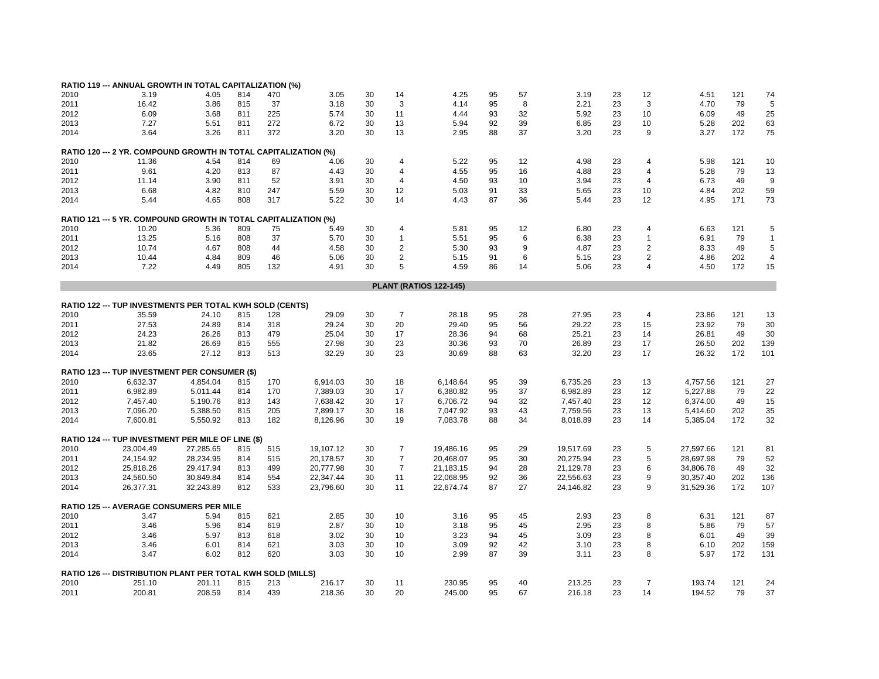**RATIO 119 --- ANNUAL GROWTH IN TOTAL CAPITALIZATION (%)**

| | | | | | | | | | | | | | | | | | |
|---|---|---|---|---|---|---|---|---|---|---|---|---|---|---|---|---|---|
| 2010 | 3.19 | 4.05 | 814 | 470 | 3.05 | 30 | 14 | 4.25 | 95 | 57 | 3.19 | 23 | 12 | 4.51 | 121 | 74 |
| 2011 | 16.42 | 3.86 | 815 | 37 | 3.18 | 30 | 3 | 4.14 | 95 | 8 | 2.21 | 23 | 3 | 4.70 | 79 | 5 |
| 2012 | 6.09 | 3.68 | 811 | 225 | 5.74 | 30 | 11 | 4.44 | 93 | 32 | 5.92 | 23 | 10 | 6.09 | 49 | 25 |
| 2013 | 7.27 | 5.51 | 811 | 272 | 6.72 | 30 | 13 | 5.94 | 92 | 39 | 6.85 | 23 | 10 | 5.28 | 202 | 63 |
| 2014 | 3.64 | 3.26 | 811 | 372 | 3.20 | 30 | 13 | 2.95 | 88 | 37 | 3.20 | 23 | 9 | 3.27 | 172 | 75 |

**RATIO 120 --- 2 YR. COMPOUND GROWTH IN TOTAL CAPITALIZATION (%)**

| | | | | | | | | | | | | | | | | |
|---|---|---|---|---|---|---|---|---|---|---|---|---|---|---|---|---|
| 2010 | 11.36 | 4.54 | 814 | 69 | 4.06 | 30 | 4 | 5.22 | 95 | 12 | 4.98 | 23 | 4 | 5.98 | 121 | 10 |
| 2011 | 9.61 | 4.20 | 813 | 87 | 4.43 | 30 | 4 | 4.55 | 95 | 16 | 4.88 | 23 | 4 | 5.28 | 79 | 13 |
| 2012 | 11.14 | 3.90 | 811 | 52 | 3.91 | 30 | 4 | 4.50 | 93 | 10 | 3.94 | 23 | 4 | 6.73 | 49 | 9 |
| 2013 | 6.68 | 4.82 | 810 | 247 | 5.59 | 30 | 12 | 5.03 | 91 | 33 | 5.65 | 23 | 10 | 4.84 | 202 | 59 |
| 2014 | 5.44 | 4.65 | 808 | 317 | 5.22 | 30 | 14 | 4.43 | 87 | 36 | 5.44 | 23 | 12 | 4.95 | 171 | 73 |

**RATIO 121 --- 5 YR. COMPOUND GROWTH IN TOTAL CAPITALIZATION (%)**

| | | | | | | | | | | | | | | | | |
|---|---|---|---|---|---|---|---|---|---|---|---|---|---|---|---|---|
| 2010 | 10.20 | 5.36 | 809 | 75 | 5.49 | 30 | 4 | 5.81 | 95 | 12 | 6.80 | 23 | 4 | 6.63 | 121 | 5 |
| 2011 | 13.25 | 5.16 | 808 | 37 | 5.70 | 30 | 1 | 5.51 | 95 | 6 | 6.38 | 23 | 1 | 6.91 | 79 | 1 |
| 2012 | 10.74 | 4.67 | 808 | 44 | 4.58 | 30 | 2 | 5.30 | 93 | 9 | 4.87 | 23 | 2 | 8.33 | 49 | 5 |
| 2013 | 10.44 | 4.84 | 809 | 46 | 5.06 | 30 | 2 | 5.15 | 91 | 6 | 5.15 | 23 | 2 | 4.86 | 202 | 4 |
| 2014 | 7.22 | 4.49 | 805 | 132 | 4.91 | 30 | 5 | 4.59 | 86 | 14 | 5.06 | 23 | 4 | 4.50 | 172 | 15 |

## PLANT (RATIOS 122-145)

**RATIO 122 --- TUP INVESTMENTS PER TOTAL KWH SOLD (CENTS)**

| | | | | | | | | | | | | | | | | |
|---|---|---|---|---|---|---|---|---|---|---|---|---|---|---|---|---|
| 2010 | 35.59 | 24.10 | 815 | 128 | 29.09 | 30 | 7 | 28.18 | 95 | 28 | 27.95 | 23 | 4 | 23.86 | 121 | 13 |
| 2011 | 27.53 | 24.89 | 814 | 318 | 29.24 | 30 | 20 | 29.40 | 95 | 56 | 29.22 | 23 | 15 | 23.92 | 79 | 30 |
| 2012 | 24.23 | 26.26 | 813 | 479 | 25.04 | 30 | 17 | 28.36 | 94 | 68 | 25.21 | 23 | 14 | 26.81 | 49 | 30 |
| 2013 | 21.82 | 26.69 | 815 | 555 | 27.98 | 30 | 23 | 30.36 | 93 | 70 | 26.89 | 23 | 17 | 26.50 | 202 | 139 |
| 2014 | 23.65 | 27.12 | 813 | 513 | 32.29 | 30 | 23 | 30.69 | 88 | 63 | 32.20 | 23 | 17 | 26.32 | 172 | 101 |

**RATIO 123 --- TUP INVESTMENT PER CONSUMER ($)**

| | | | | | | | | | | | | | | | | |
|---|---|---|---|---|---|---|---|---|---|---|---|---|---|---|---|---|
| 2010 | 6,632.37 | 4,854.04 | 815 | 170 | 6,914.03 | 30 | 18 | 6,148.64 | 95 | 39 | 6,735.26 | 23 | 13 | 4,757.56 | 121 | 27 |
| 2011 | 6,982.89 | 5,011.44 | 814 | 170 | 7,389.03 | 30 | 17 | 6,380.82 | 95 | 37 | 6,982.89 | 23 | 12 | 5,227.88 | 79 | 22 |
| 2012 | 7,457.40 | 5,190.76 | 813 | 143 | 7,638.42 | 30 | 17 | 6,706.72 | 94 | 32 | 7,457.40 | 23 | 12 | 6,374.00 | 49 | 15 |
| 2013 | 7,096.20 | 5,388.50 | 815 | 205 | 7,899.17 | 30 | 18 | 7,047.92 | 93 | 43 | 7,759.56 | 23 | 13 | 5,414.60 | 202 | 35 |
| 2014 | 7,600.81 | 5,550.92 | 813 | 182 | 8,126.96 | 30 | 19 | 7,083.78 | 88 | 34 | 8,018.89 | 23 | 14 | 5,385.04 | 172 | 32 |

**RATIO 124 --- TUP INVESTMENT PER MILE OF LINE ($)**

| | | | | | | | | | | | | | | | | |
|---|---|---|---|---|---|---|---|---|---|---|---|---|---|---|---|---|
| 2010 | 23,004.49 | 27,285.65 | 815 | 515 | 19,107.12 | 30 | 7 | 19,486.16 | 95 | 29 | 19,517.69 | 23 | 5 | 27,597.66 | 121 | 81 |
| 2011 | 24,154.92 | 28,234.95 | 814 | 515 | 20,178.57 | 30 | 7 | 20,468.07 | 95 | 30 | 20,275.94 | 23 | 5 | 28,697.98 | 79 | 52 |
| 2012 | 25,818.26 | 29,417.94 | 813 | 499 | 20,777.98 | 30 | 7 | 21,183.15 | 94 | 28 | 21,129.78 | 23 | 6 | 34,806.78 | 49 | 32 |
| 2013 | 24,560.50 | 30,849.84 | 814 | 554 | 22,347.44 | 30 | 11 | 22,068.95 | 92 | 36 | 22,556.63 | 23 | 9 | 30,357.40 | 202 | 136 |
| 2014 | 26,377.31 | 32,243.89 | 812 | 533 | 23,796.60 | 30 | 11 | 22,674.74 | 87 | 27 | 24,146.82 | 23 | 9 | 31,529.36 | 172 | 107 |

**RATIO 125 --- AVERAGE CONSUMERS PER MILE**

| | | | | | | | | | | | | | | | | |
|---|---|---|---|---|---|---|---|---|---|---|---|---|---|---|---|---|
| 2010 | 3.47 | 5.94 | 815 | 621 | 2.85 | 30 | 10 | 3.16 | 95 | 45 | 2.93 | 23 | 8 | 6.31 | 121 | 87 |
| 2011 | 3.46 | 5.96 | 814 | 619 | 2.87 | 30 | 10 | 3.18 | 95 | 45 | 2.95 | 23 | 8 | 5.86 | 79 | 57 |
| 2012 | 3.46 | 5.97 | 813 | 618 | 3.02 | 30 | 10 | 3.23 | 94 | 45 | 3.09 | 23 | 8 | 6.01 | 49 | 39 |
| 2013 | 3.46 | 6.01 | 814 | 621 | 3.03 | 30 | 10 | 3.09 | 92 | 42 | 3.10 | 23 | 8 | 6.10 | 202 | 159 |
| 2014 | 3.47 | 6.02 | 812 | 620 | 3.03 | 30 | 10 | 2.99 | 87 | 39 | 3.11 | 23 | 8 | 5.97 | 172 | 131 |

**RATIO 126 --- DISTRIBUTION PLANT PER TOTAL KWH SOLD (MILLS)**

| | | | | | | | | | | | | | | | | |
|---|---|---|---|---|---|---|---|---|---|---|---|---|---|---|---|---|
| 2010 | 251.10 | 201.11 | 815 | 213 | 216.17 | 30 | 11 | 230.95 | 95 | 40 | 213.25 | 23 | 7 | 193.74 | 121 | 24 |
| 2011 | 200.81 | 208.59 | 814 | 439 | 218.36 | 30 | 20 | 245.00 | 95 | 67 | 216.18 | 23 | 14 | 194.52 | 79 | 37 |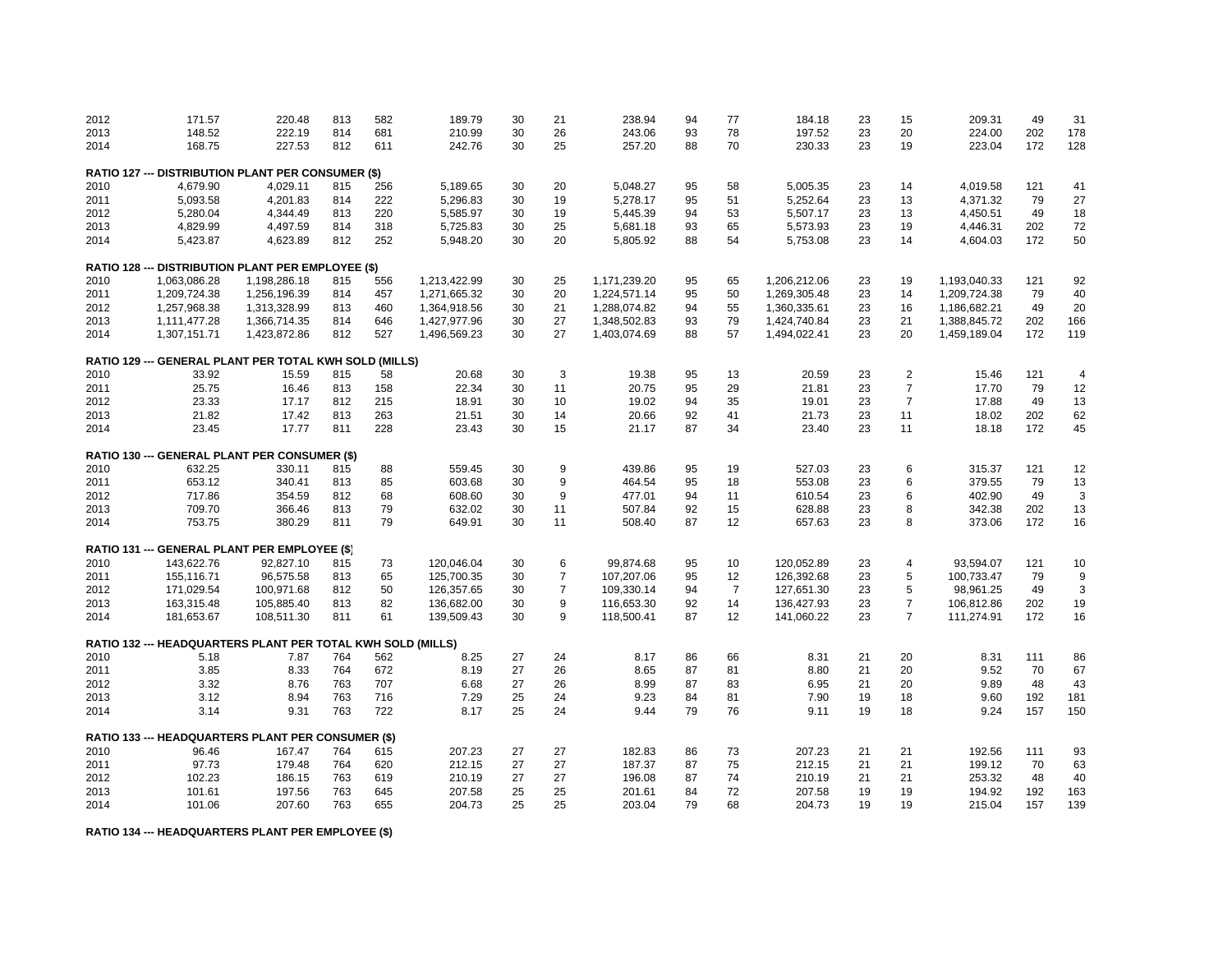| | | | | | | | | | | | | | | | | |
|---|---|---|---|---|---|---|---|---|---|---|---|---|---|---|---|---|
| 2012 | 171.57 | 220.48 | 813 | 582 | 189.79 | 30 | 21 | 238.94 | 94 | 77 | 184.18 | 23 | 15 | 209.31 | 49 | 31 |
| 2013 | 148.52 | 222.19 | 814 | 681 | 210.99 | 30 | 26 | 243.06 | 93 | 78 | 197.52 | 23 | 20 | 224.00 | 202 | 178 |
| 2014 | 168.75 | 227.53 | 812 | 611 | 242.76 | 30 | 25 | 257.20 | 88 | 70 | 230.33 | 23 | 19 | 223.04 | 172 | 128 |

**RATIO 127 --- DISTRIBUTION PLANT PER CONSUMER ($)**

| | | | | | | | | | | | | | | | | |
|---|---|---|---|---|---|---|---|---|---|---|---|---|---|---|---|---|
| 2010 | 4,679.90 | 4,029.11 | 815 | 256 | 5,189.65 | 30 | 20 | 5,048.27 | 95 | 58 | 5,005.35 | 23 | 14 | 4,019.58 | 121 | 41 |
| 2011 | 5,093.58 | 4,201.83 | 814 | 222 | 5,296.83 | 30 | 19 | 5,278.17 | 95 | 51 | 5,252.64 | 23 | 13 | 4,371.32 | 79 | 27 |
| 2012 | 5,280.04 | 4,344.49 | 813 | 220 | 5,585.97 | 30 | 19 | 5,445.39 | 94 | 53 | 5,507.17 | 23 | 13 | 4,450.51 | 49 | 18 |
| 2013 | 4,829.99 | 4,497.59 | 814 | 318 | 5,725.83 | 30 | 25 | 5,681.18 | 93 | 65 | 5,573.93 | 23 | 19 | 4,446.31 | 202 | 72 |
| 2014 | 5,423.87 | 4,623.89 | 812 | 252 | 5,948.20 | 30 | 20 | 5,805.92 | 88 | 54 | 5,753.08 | 23 | 14 | 4,604.03 | 172 | 50 |

**RATIO 128 --- DISTRIBUTION PLANT PER EMPLOYEE ($)**

| | | | | | | | | | | | | | | | | |
|---|---|---|---|---|---|---|---|---|---|---|---|---|---|---|---|---|
| 2010 | 1,063,086.28 | 1,198,286.18 | 815 | 556 | 1,213,422.99 | 30 | 25 | 1,171,239.20 | 95 | 65 | 1,206,212.06 | 23 | 19 | 1,193,040.33 | 121 | 92 |
| 2011 | 1,209,724.38 | 1,256,196.39 | 814 | 457 | 1,271,665.32 | 30 | 20 | 1,224,571.14 | 95 | 50 | 1,269,305.48 | 23 | 14 | 1,209,724.38 | 79 | 40 |
| 2012 | 1,257,968.38 | 1,313,328.99 | 813 | 460 | 1,364,918.56 | 30 | 21 | 1,288,074.82 | 94 | 55 | 1,360,335.61 | 23 | 16 | 1,186,682.21 | 49 | 20 |
| 2013 | 1,111,477.28 | 1,366,714.35 | 814 | 646 | 1,427,977.96 | 30 | 27 | 1,348,502.83 | 93 | 79 | 1,424,740.84 | 23 | 21 | 1,388,845.72 | 202 | 166 |
| 2014 | 1,307,151.71 | 1,423,872.86 | 812 | 527 | 1,496,569.23 | 30 | 27 | 1,403,074.69 | 88 | 57 | 1,494,022.41 | 23 | 20 | 1,459,189.04 | 172 | 119 |

**RATIO 129 --- GENERAL PLANT PER TOTAL KWH SOLD (MILLS)**

| | | | | | | | | | | | | | | | | |
|---|---|---|---|---|---|---|---|---|---|---|---|---|---|---|---|---|
| 2010 | 33.92 | 15.59 | 815 | 58 | 20.68 | 30 | 3 | 19.38 | 95 | 13 | 20.59 | 23 | 2 | 15.46 | 121 | 4 |
| 2011 | 25.75 | 16.46 | 813 | 158 | 22.34 | 30 | 11 | 20.75 | 95 | 29 | 21.81 | 23 | 7 | 17.70 | 79 | 12 |
| 2012 | 23.33 | 17.17 | 812 | 215 | 18.91 | 30 | 10 | 19.02 | 94 | 35 | 19.01 | 23 | 7 | 17.88 | 49 | 13 |
| 2013 | 21.82 | 17.42 | 813 | 263 | 21.51 | 30 | 14 | 20.66 | 92 | 41 | 21.73 | 23 | 11 | 18.02 | 202 | 62 |
| 2014 | 23.45 | 17.77 | 811 | 228 | 23.43 | 30 | 15 | 21.17 | 87 | 34 | 23.40 | 23 | 11 | 18.18 | 172 | 45 |

**RATIO 130 --- GENERAL PLANT PER CONSUMER ($)**

| | | | | | | | | | | | | | | | | |
|---|---|---|---|---|---|---|---|---|---|---|---|---|---|---|---|---|
| 2010 | 632.25 | 330.11 | 815 | 88 | 559.45 | 30 | 9 | 439.86 | 95 | 19 | 527.03 | 23 | 6 | 315.37 | 121 | 12 |
| 2011 | 653.12 | 340.41 | 813 | 85 | 603.68 | 30 | 9 | 464.54 | 95 | 18 | 553.08 | 23 | 6 | 379.55 | 79 | 13 |
| 2012 | 717.86 | 354.59 | 812 | 68 | 608.60 | 30 | 9 | 477.01 | 94 | 11 | 610.54 | 23 | 6 | 402.90 | 49 | 3 |
| 2013 | 709.70 | 366.46 | 813 | 79 | 632.02 | 30 | 11 | 507.84 | 92 | 15 | 628.88 | 23 | 8 | 342.38 | 202 | 13 |
| 2014 | 753.75 | 380.29 | 811 | 79 | 649.91 | 30 | 11 | 508.40 | 87 | 12 | 657.63 | 23 | 8 | 373.06 | 172 | 16 |

**RATIO 131 --- GENERAL PLANT PER EMPLOYEE ($)**

| | | | | | | | | | | | | | | | | |
|---|---|---|---|---|---|---|---|---|---|---|---|---|---|---|---|---|
| 2010 | 143,622.76 | 92,827.10 | 815 | 73 | 120,046.04 | 30 | 6 | 99,874.68 | 95 | 10 | 120,052.89 | 23 | 4 | 93,594.07 | 121 | 10 |
| 2011 | 155,116.71 | 96,575.58 | 813 | 65 | 125,700.35 | 30 | 7 | 107,207.06 | 95 | 12 | 126,392.68 | 23 | 5 | 100,733.47 | 79 | 9 |
| 2012 | 171,029.54 | 100,971.68 | 812 | 50 | 126,357.65 | 30 | 7 | 109,330.14 | 94 | 7 | 127,651.30 | 23 | 5 | 98,961.25 | 49 | 3 |
| 2013 | 163,315.48 | 105,885.40 | 813 | 82 | 136,682.00 | 30 | 9 | 116,653.30 | 92 | 14 | 136,427.93 | 23 | 7 | 106,812.86 | 202 | 19 |
| 2014 | 181,653.67 | 108,511.30 | 811 | 61 | 139,509.43 | 30 | 9 | 118,500.41 | 87 | 12 | 141,060.22 | 23 | 7 | 111,274.91 | 172 | 16 |

**RATIO 132 --- HEADQUARTERS PLANT PER TOTAL KWH SOLD (MILLS)**

| | | | | | | | | | | | | | | | | |
|---|---|---|---|---|---|---|---|---|---|---|---|---|---|---|---|---|
| 2010 | 5.18 | 7.87 | 764 | 562 | 8.25 | 27 | 24 | 8.17 | 86 | 66 | 8.31 | 21 | 20 | 8.31 | 111 | 86 |
| 2011 | 3.85 | 8.33 | 764 | 672 | 8.19 | 27 | 26 | 8.65 | 87 | 81 | 8.80 | 21 | 20 | 9.52 | 70 | 67 |
| 2012 | 3.32 | 8.76 | 763 | 707 | 6.68 | 27 | 26 | 8.99 | 87 | 83 | 6.95 | 21 | 20 | 9.89 | 48 | 43 |
| 2013 | 3.12 | 8.94 | 763 | 716 | 7.29 | 25 | 24 | 9.23 | 84 | 81 | 7.90 | 19 | 18 | 9.60 | 192 | 181 |
| 2014 | 3.14 | 9.31 | 763 | 722 | 8.17 | 25 | 24 | 9.44 | 79 | 76 | 9.11 | 19 | 18 | 9.24 | 157 | 150 |

**RATIO 133 --- HEADQUARTERS PLANT PER CONSUMER ($)**

| | | | | | | | | | | | | | | | | |
|---|---|---|---|---|---|---|---|---|---|---|---|---|---|---|---|---|
| 2010 | 96.46 | 167.47 | 764 | 615 | 207.23 | 27 | 27 | 182.83 | 86 | 73 | 207.23 | 21 | 21 | 192.56 | 111 | 93 |
| 2011 | 97.73 | 179.48 | 764 | 620 | 212.15 | 27 | 27 | 187.37 | 87 | 75 | 212.15 | 21 | 21 | 199.12 | 70 | 63 |
| 2012 | 102.23 | 186.15 | 763 | 619 | 210.19 | 27 | 27 | 196.08 | 87 | 74 | 210.19 | 21 | 21 | 253.32 | 48 | 40 |
| 2013 | 101.61 | 197.56 | 763 | 645 | 207.58 | 25 | 25 | 201.61 | 84 | 72 | 207.58 | 19 | 19 | 194.92 | 192 | 163 |
| 2014 | 101.06 | 207.60 | 763 | 655 | 204.73 | 25 | 25 | 203.04 | 79 | 68 | 204.73 | 19 | 19 | 215.04 | 157 | 139 |

**RATIO 134 --- HEADQUARTERS PLANT PER EMPLOYEE ($)**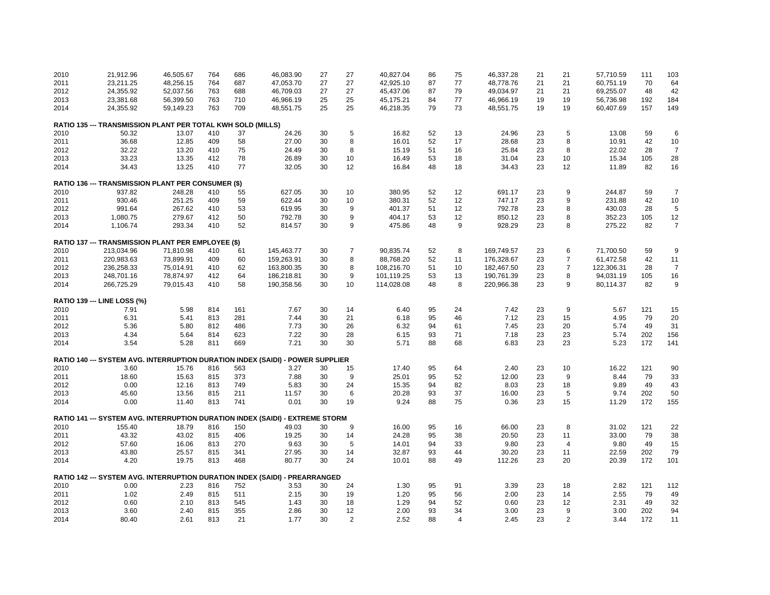| | | | | | | | | | | | | | | | | |
|---|---|---|---|---|---|---|---|---|---|---|---|---|---|---|---|---|
| 2010 | 21,912.96 | 46,505.67 | 764 | 686 | 46,083.90 | 27 | 27 | 40,827.04 | 86 | 75 | 46,337.28 | 21 | 21 | 57,710.59 | 111 | 103 |
| 2011 | 23,211.25 | 48,256.15 | 764 | 687 | 47,053.70 | 27 | 27 | 42,925.10 | 87 | 77 | 48,778.76 | 21 | 21 | 60,751.19 | 70 | 64 |
| 2012 | 24,355.92 | 52,037.56 | 763 | 688 | 46,709.03 | 27 | 27 | 45,437.06 | 87 | 79 | 49,034.97 | 21 | 21 | 69,255.07 | 48 | 42 |
| 2013 | 23,381.68 | 56,399.50 | 763 | 710 | 46,966.19 | 25 | 25 | 45,175.21 | 84 | 77 | 46,966.19 | 19 | 19 | 56,736.98 | 192 | 184 |
| 2014 | 24,355.92 | 59,149.23 | 763 | 709 | 48,551.75 | 25 | 25 | 46,218.35 | 79 | 73 | 48,551.75 | 19 | 19 | 60,407.69 | 157 | 149 |
| **RATIO 135 --- TRANSMISSION PLANT PER TOTAL KWH SOLD (MILLS)** | | | | | | | | | | | | | | | | |
| 2010 | 50.32 | 13.07 | 410 | 37 | 24.26 | 30 | 5 | 16.82 | 52 | 13 | 24.96 | 23 | 5 | 13.08 | 59 | 6 |
| 2011 | 36.68 | 12.85 | 409 | 58 | 27.00 | 30 | 8 | 16.01 | 52 | 17 | 28.68 | 23 | 8 | 10.91 | 42 | 10 |
| 2012 | 32.22 | 13.20 | 410 | 75 | 24.49 | 30 | 8 | 15.19 | 51 | 16 | 25.84 | 23 | 8 | 22.02 | 28 | 7 |
| 2013 | 33.23 | 13.35 | 412 | 78 | 26.89 | 30 | 10 | 16.49 | 53 | 18 | 31.04 | 23 | 10 | 15.34 | 105 | 28 |
| 2014 | 34.43 | 13.25 | 410 | 77 | 32.05 | 30 | 12 | 16.84 | 48 | 18 | 34.43 | 23 | 12 | 11.89 | 82 | 16 |
| **RATIO 136 --- TRANSMISSION PLANT PER CONSUMER ($)** | | | | | | | | | | | | | | | | |
| 2010 | 937.82 | 248.28 | 410 | 55 | 627.05 | 30 | 10 | 380.95 | 52 | 12 | 691.17 | 23 | 9 | 244.87 | 59 | 7 |
| 2011 | 930.46 | 251.25 | 409 | 59 | 622.44 | 30 | 10 | 380.31 | 52 | 12 | 747.17 | 23 | 9 | 231.88 | 42 | 10 |
| 2012 | 991.64 | 267.62 | 410 | 53 | 619.95 | 30 | 9 | 401.37 | 51 | 12 | 792.78 | 23 | 8 | 430.03 | 28 | 5 |
| 2013 | 1,080.75 | 279.67 | 412 | 50 | 792.78 | 30 | 9 | 404.17 | 53 | 12 | 850.12 | 23 | 8 | 352.23 | 105 | 12 |
| 2014 | 1,106.74 | 293.34 | 410 | 52 | 814.57 | 30 | 9 | 475.86 | 48 | 9 | 928.29 | 23 | 8 | 275.22 | 82 | 7 |
| **RATIO 137 --- TRANSMISSION PLANT PER EMPLOYEE ($)** | | | | | | | | | | | | | | | | |
| 2010 | 213,034.96 | 71,810.98 | 410 | 61 | 145,463.77 | 30 | 7 | 90,835.74 | 52 | 8 | 169,749.57 | 23 | 6 | 71,700.50 | 59 | 9 |
| 2011 | 220,983.63 | 73,899.91 | 409 | 60 | 159,263.91 | 30 | 8 | 88,768.20 | 52 | 11 | 176,328.67 | 23 | 7 | 61,472.58 | 42 | 11 |
| 2012 | 236,258.33 | 75,014.91 | 410 | 62 | 163,800.35 | 30 | 8 | 108,216.70 | 51 | 10 | 182,467.50 | 23 | 7 | 122,306.31 | 28 | 7 |
| 2013 | 248,701.16 | 78,874.97 | 412 | 64 | 186,218.81 | 30 | 9 | 101,119.25 | 53 | 13 | 190,761.39 | 23 | 8 | 94,031.19 | 105 | 16 |
| 2014 | 266,725.29 | 79,015.43 | 410 | 58 | 190,358.56 | 30 | 10 | 114,028.08 | 48 | 8 | 220,966.38 | 23 | 9 | 80,114.37 | 82 | 9 |
| **RATIO 139 --- LINE LOSS (%)** | | | | | | | | | | | | | | | | |
| 2010 | 7.91 | 5.98 | 814 | 161 | 7.67 | 30 | 14 | 6.40 | 95 | 24 | 7.42 | 23 | 9 | 5.67 | 121 | 15 |
| 2011 | 6.31 | 5.41 | 813 | 281 | 7.44 | 30 | 21 | 6.18 | 95 | 46 | 7.12 | 23 | 15 | 4.95 | 79 | 20 |
| 2012 | 5.36 | 5.80 | 812 | 486 | 7.73 | 30 | 26 | 6.32 | 94 | 61 | 7.45 | 23 | 20 | 5.74 | 49 | 31 |
| 2013 | 4.34 | 5.64 | 814 | 623 | 7.22 | 30 | 28 | 6.15 | 93 | 71 | 7.18 | 23 | 23 | 5.74 | 202 | 156 |
| 2014 | 3.54 | 5.28 | 811 | 669 | 7.21 | 30 | 30 | 5.71 | 88 | 68 | 6.83 | 23 | 23 | 5.23 | 172 | 141 |
| **RATIO 140 --- SYSTEM AVG. INTERRUPTION DURATION INDEX (SAIDI) - POWER SUPPLIER** | | | | | | | | | | | | | | | | |
| 2010 | 3.60 | 15.76 | 816 | 563 | 3.27 | 30 | 15 | 17.40 | 95 | 64 | 2.40 | 23 | 10 | 16.22 | 121 | 90 |
| 2011 | 18.60 | 15.63 | 815 | 373 | 7.88 | 30 | 9 | 25.01 | 95 | 52 | 12.00 | 23 | 9 | 8.44 | 79 | 33 |
| 2012 | 0.00 | 12.16 | 813 | 749 | 5.83 | 30 | 24 | 15.35 | 94 | 82 | 8.03 | 23 | 18 | 9.89 | 49 | 43 |
| 2013 | 45.60 | 13.56 | 815 | 211 | 11.57 | 30 | 6 | 20.28 | 93 | 37 | 16.00 | 23 | 5 | 9.74 | 202 | 50 |
| 2014 | 0.00 | 11.40 | 813 | 741 | 0.01 | 30 | 19 | 9.24 | 88 | 75 | 0.36 | 23 | 15 | 11.29 | 172 | 155 |
| **RATIO 141 --- SYSTEM AVG. INTERRUPTION DURATION INDEX (SAIDI) - EXTREME STORM** | | | | | | | | | | | | | | | | |
| 2010 | 155.40 | 18.79 | 816 | 150 | 49.03 | 30 | 9 | 16.00 | 95 | 16 | 66.00 | 23 | 8 | 31.02 | 121 | 22 |
| 2011 | 43.32 | 43.02 | 815 | 406 | 19.25 | 30 | 14 | 24.28 | 95 | 38 | 20.50 | 23 | 11 | 33.00 | 79 | 38 |
| 2012 | 57.60 | 16.06 | 813 | 270 | 9.63 | 30 | 5 | 14.01 | 94 | 33 | 9.80 | 23 | 4 | 9.80 | 49 | 15 |
| 2013 | 43.80 | 25.57 | 815 | 341 | 27.95 | 30 | 14 | 32.87 | 93 | 44 | 30.20 | 23 | 11 | 22.59 | 202 | 79 |
| 2014 | 4.20 | 19.75 | 813 | 468 | 80.77 | 30 | 24 | 10.01 | 88 | 49 | 112.26 | 23 | 20 | 20.39 | 172 | 101 |
| **RATIO 142 --- SYSTEM AVG. INTERRUPTION DURATION INDEX (SAIDI) - PREARRANGED** | | | | | | | | | | | | | | | | |
| 2010 | 0.00 | 2.23 | 816 | 752 | 3.53 | 30 | 24 | 1.30 | 95 | 91 | 3.39 | 23 | 18 | 2.82 | 121 | 112 |
| 2011 | 1.02 | 2.49 | 815 | 511 | 2.15 | 30 | 19 | 1.20 | 95 | 56 | 2.00 | 23 | 14 | 2.55 | 79 | 49 |
| 2012 | 0.60 | 2.10 | 813 | 545 | 1.43 | 30 | 18 | 1.29 | 94 | 52 | 0.60 | 23 | 12 | 2.31 | 49 | 32 |
| 2013 | 3.60 | 2.40 | 815 | 355 | 2.86 | 30 | 12 | 2.00 | 93 | 34 | 3.00 | 23 | 9 | 3.00 | 202 | 94 |
| 2014 | 80.40 | 2.61 | 813 | 21 | 1.77 | 30 | 2 | 2.52 | 88 | 4 | 2.45 | 23 | 2 | 3.44 | 172 | 11 |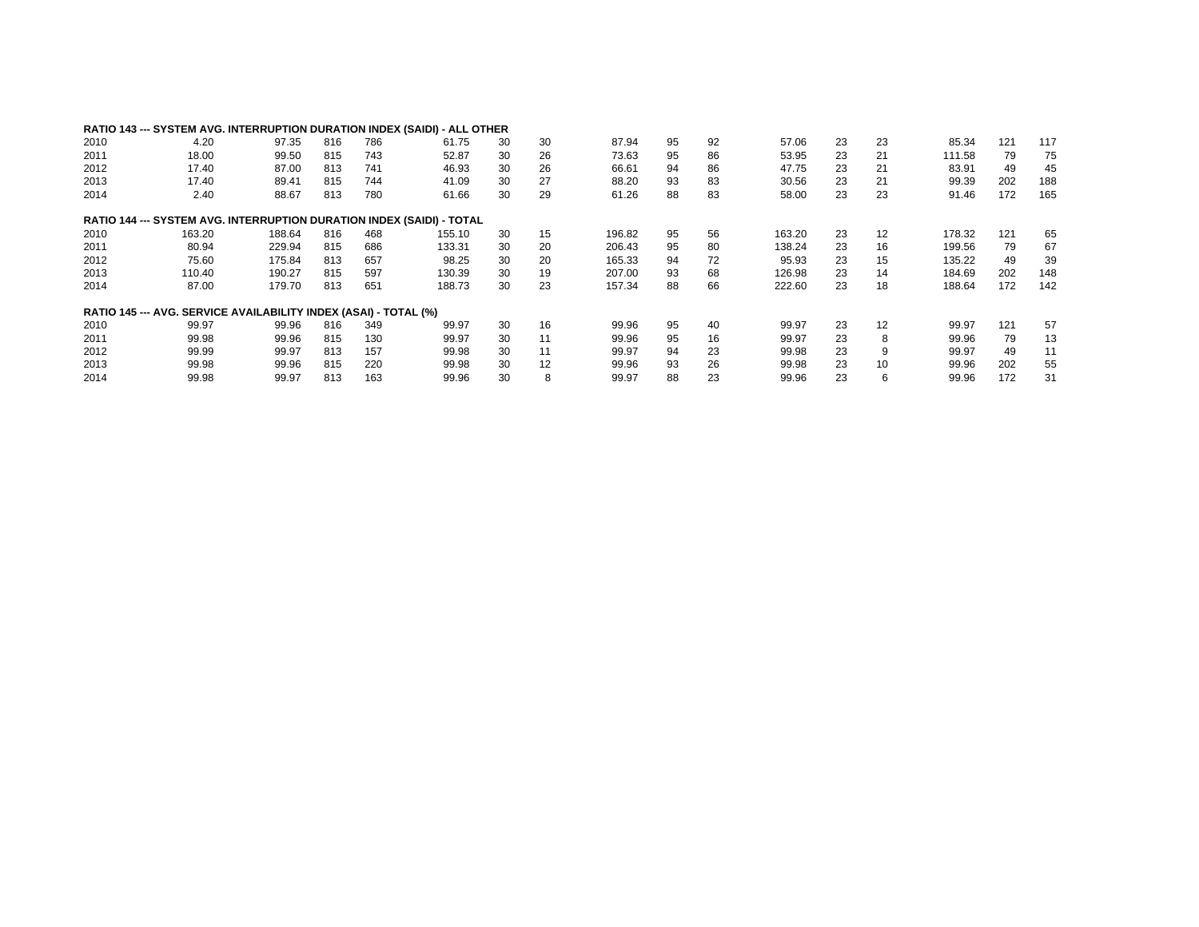| | | | | | | | | | | | | | | | | | |
|---|---|---|---|---|---|---|---|---|---|---|---|---|---|---|---|---|---|
| **RATIO 143 --- SYSTEM AVG. INTERRUPTION DURATION INDEX (SAIDI) - ALL OTHER** | | | | | | | | | | | | | | | | | |
| 2010 | 4.20 | 97.35 | 816 | 786 | 61.75 | 30 | 30 | 87.94 | 95 | 92 | 57.06 | 23 | 23 | 85.34 | 121 | 117 |
| 2011 | 18.00 | 99.50 | 815 | 743 | 52.87 | 30 | 26 | 73.63 | 95 | 86 | 53.95 | 23 | 21 | 111.58 | 79 | 75 |
| 2012 | 17.40 | 87.00 | 813 | 741 | 46.93 | 30 | 26 | 66.61 | 94 | 86 | 47.75 | 23 | 21 | 83.91 | 49 | 45 |
| 2013 | 17.40 | 89.41 | 815 | 744 | 41.09 | 30 | 27 | 88.20 | 93 | 83 | 30.56 | 23 | 21 | 99.39 | 202 | 188 |
| 2014 | 2.40 | 88.67 | 813 | 780 | 61.66 | 30 | 29 | 61.26 | 88 | 83 | 58.00 | 23 | 23 | 91.46 | 172 | 165 |
| **RATIO 144 --- SYSTEM AVG. INTERRUPTION DURATION INDEX (SAIDI) - TOTAL** | | | | | | | | | | | | | | | | | |
| 2010 | 163.20 | 188.64 | 816 | 468 | 155.10 | 30 | 15 | 196.82 | 95 | 56 | 163.20 | 23 | 12 | 178.32 | 121 | 65 |
| 2011 | 80.94 | 229.94 | 815 | 686 | 133.31 | 30 | 20 | 206.43 | 95 | 80 | 138.24 | 23 | 16 | 199.56 | 79 | 67 |
| 2012 | 75.60 | 175.84 | 813 | 657 | 98.25 | 30 | 20 | 165.33 | 94 | 72 | 95.93 | 23 | 15 | 135.22 | 49 | 39 |
| 2013 | 110.40 | 190.27 | 815 | 597 | 130.39 | 30 | 19 | 207.00 | 93 | 68 | 126.98 | 23 | 14 | 184.69 | 202 | 148 |
| 2014 | 87.00 | 179.70 | 813 | 651 | 188.73 | 30 | 23 | 157.34 | 88 | 66 | 222.60 | 23 | 18 | 188.64 | 172 | 142 |
| **RATIO 145 --- AVG. SERVICE AVAILABILITY INDEX (ASAI) - TOTAL (%)** | | | | | | | | | | | | | | | | | |
| 2010 | 99.97 | 99.96 | 816 | 349 | 99.97 | 30 | 16 | 99.96 | 95 | 40 | 99.97 | 23 | 12 | 99.97 | 121 | 57 |
| 2011 | 99.98 | 99.96 | 815 | 130 | 99.97 | 30 | 11 | 99.96 | 95 | 16 | 99.97 | 23 | 8 | 99.96 | 79 | 13 |
| 2012 | 99.99 | 99.97 | 813 | 157 | 99.98 | 30 | 11 | 99.97 | 94 | 23 | 99.98 | 23 | 9 | 99.97 | 49 | 11 |
| 2013 | 99.98 | 99.96 | 815 | 220 | 99.98 | 30 | 12 | 99.96 | 93 | 26 | 99.98 | 23 | 10 | 99.96 | 202 | 55 |
| 2014 | 99.98 | 99.97 | 813 | 163 | 99.96 | 30 | 8 | 99.97 | 88 | 23 | 99.96 | 23 | 6 | 99.96 | 172 | 31 |